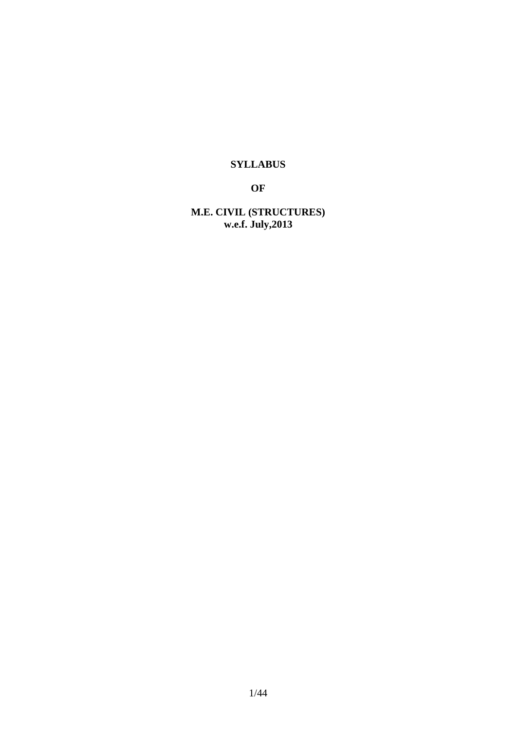# SYLLABUS

# OF

# M.E. CIVIL (STRUCTURES)
**w.e.f. July,2013**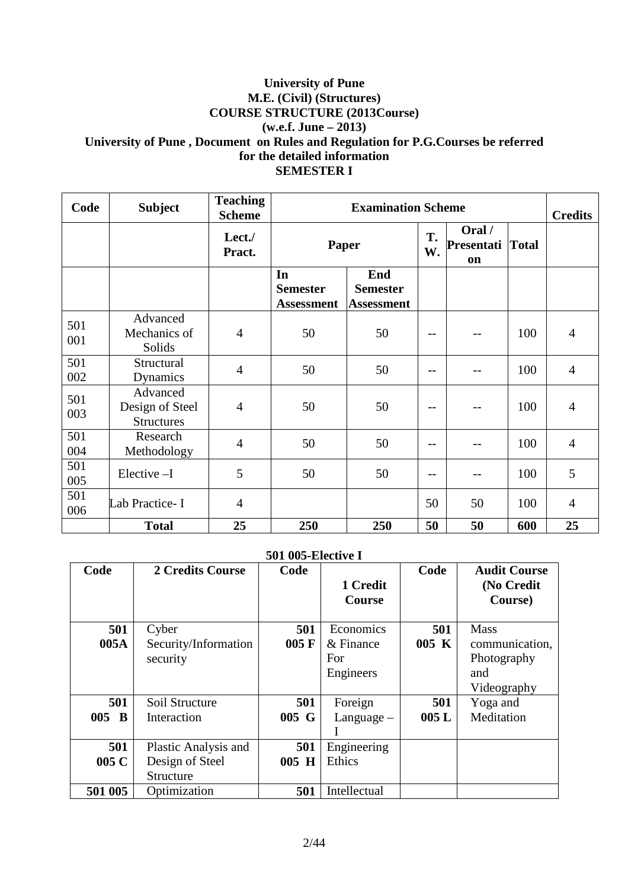**University of Pune**
**M.E. (Civil) (Structures)**
**COURSE STRUCTURE (2013Course)**
**(w.e.f. June – 2013)**
**University of Pune , Document on Rules and Regulation for P.G.Courses be referred for the detailed information**
**SEMESTER I**

| Code | Subject | Teaching Scheme | Examination Scheme | | | | | Credits |
|---|---|---|---|---|---|---|---|---|
| | | Lect./ Pract. | Paper | | T. W. | Oral / Presentation | Total | |
| | | | In Semester Assessment | End Semester Assessment | | | | |
| 501 001 | Advanced Mechanics of Solids | 4 | 50 | 50 | -- | -- | 100 | 4 |
| 501 002 | Structural Dynamics | 4 | 50 | 50 | -- | -- | 100 | 4 |
| 501 003 | Advanced Design of Steel Structures | 4 | 50 | 50 | -- | -- | 100 | 4 |
| 501 004 | Research Methodology | 4 | 50 | 50 | -- | -- | 100 | 4 |
| 501 005 | Elective –I | 5 | 50 | 50 | -- | -- | 100 | 5 |
| 501 006 | Lab Practice- I | 4 | | | 50 | 50 | 100 | 4 |
| | **Total** | **25** | **250** | **250** | **50** | **50** | **600** | **25** |

**501 005-Elective I**

| Code | 2 Credits Course | Code | 1 Credit Course | Code | Audit Course (No Credit Course) |
|---|---|---|---|---|---|
| **501 005A** | Cyber Security/Information security | **501 005 F** | Economics & Finance For Engineers | **501 005 K** | Mass communication, Photography and Videography |
| **501 005 B** | Soil Structure Interaction | **501 005 G** | Foreign Language – I | **501 005 L** | Yoga and Meditation |
| **501 005 C** | Plastic Analysis and Design of Steel Structure | **501 005 H** | Engineering Ethics | | |
| **501 005** | Optimization | **501** | Intellectual | | |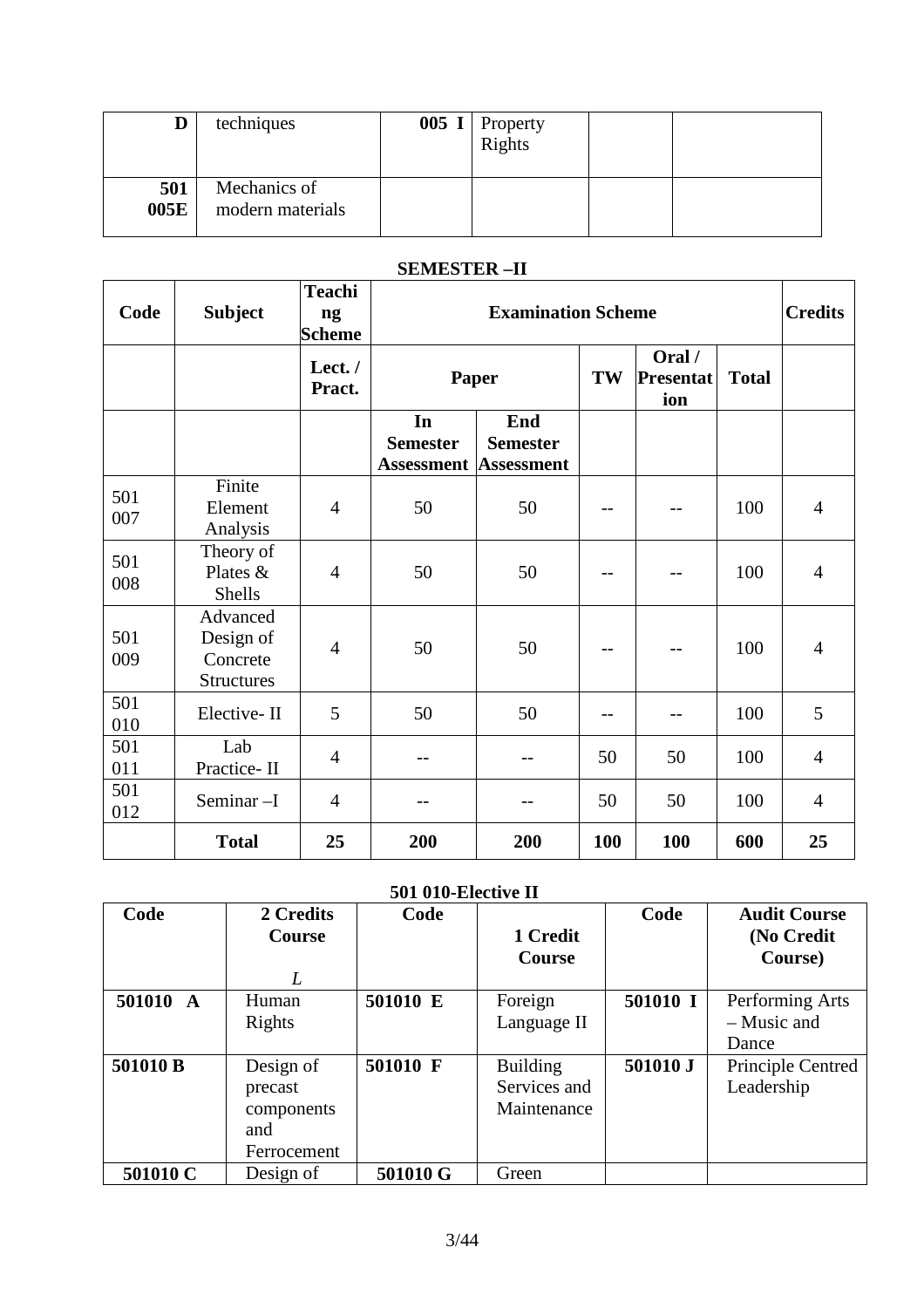| D | techniques | 005 I | Property Rights | | |
|---|---|---|---|---|---|
| 501 005E | Mechanics of modern materials | | | | |

**SEMESTER –II**

| Code | Subject | Teaching Scheme | Examination Scheme | | | | | Credits |
|---|---|---|---|---|---|---|---|---|
| | | Lect. / Pract. | Paper | | TW | Oral / Presentation | Total | |
| | | | In Semester Assessment | End Semester Assessment | | | | |
| 501 007 | Finite Element Analysis | 4 | 50 | 50 | -- | -- | 100 | 4 |
| 501 008 | Theory of Plates & Shells | 4 | 50 | 50 | -- | -- | 100 | 4 |
| 501 009 | Advanced Design of Concrete Structures | 4 | 50 | 50 | -- | -- | 100 | 4 |
| 501 010 | Elective- II | 5 | 50 | 50 | -- | -- | 100 | 5 |
| 501 011 | Lab Practice- II | 4 | -- | -- | 50 | 50 | 100 | 4 |
| 501 012 | Seminar –I | 4 | -- | -- | 50 | 50 | 100 | 4 |
| | **Total** | **25** | **200** | **200** | **100** | **100** | **600** | **25** |

**501 010-Elective II**

| Code | 2 Credits Course *L* | Code | 1 Credit Course | Code | Audit Course (No Credit Course) |
|---|---|---|---|---|---|
| **501010 A** | Human Rights | **501010 E** | Foreign Language II | **501010 I** | Performing Arts – Music and Dance |
| **501010 B** | Design of precast components and Ferrocement | **501010 F** | Building Services and Maintenance | **501010 J** | Principle Centred Leadership |
| **501010 C** | Design of | **501010 G** | Green | | |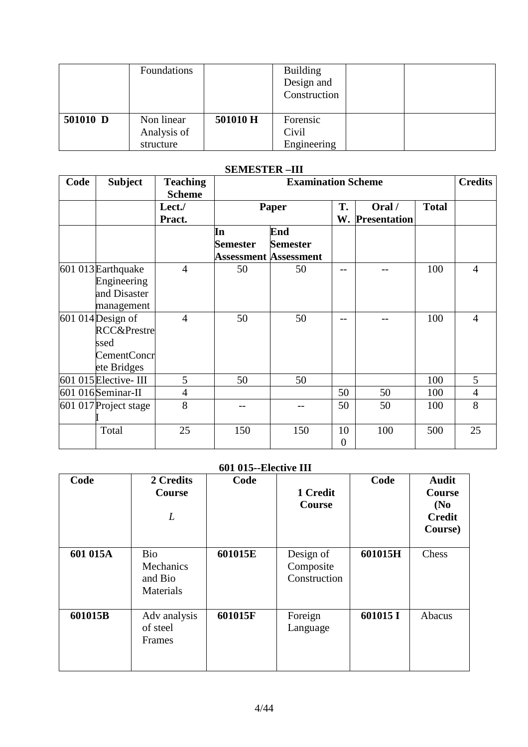| | | | | | |
|---|---|---|---|---|---|
| | Foundations | | Building Design and Construction | | |
| **501010 D** | Non linear Analysis of structure | **501010 H** | Forensic Civil Engineering | | |

**SEMESTER –III**

| Code | Subject | Teaching Scheme | Examination Scheme | | | | | Credits |
|---|---|---|---|---|---|---|---|---|
| | | Lect./ Pract. | Paper | | T. W. | Oral / Presentation | Total | |
| | | | In Semester Assessment | End Semester Assessment | | | | |
| 601 013 | Earthquake Engineering and Disaster management | 4 | 50 | 50 | -- | -- | 100 | 4 |
| 601 014 | Design of RCC&Prestressed CementConcrete Bridges | 4 | 50 | 50 | -- | -- | 100 | 4 |
| 601 015 | Elective- III | 5 | 50 | 50 | | | 100 | 5 |
| 601 016 | Seminar-II | 4 | | | 50 | 50 | 100 | 4 |
| 601 017 | Project stage I | 8 | -- | -- | 50 | 50 | 100 | 8 |
| | Total | 25 | 150 | 150 | 100 | 100 | 500 | 25 |

**601 015--Elective III**

| Code | 2 Credits Course *L* | Code | 1 Credit Course | Code | Audit Course (No Credit Course) |
|---|---|---|---|---|---|
| **601 015A** | Bio Mechanics and Bio Materials | **601015E** | Design of Composite Construction | **601015H** | Chess |
| **601015B** | Adv analysis of steel Frames | **601015F** | Foreign Language | **601015 I** | Abacus |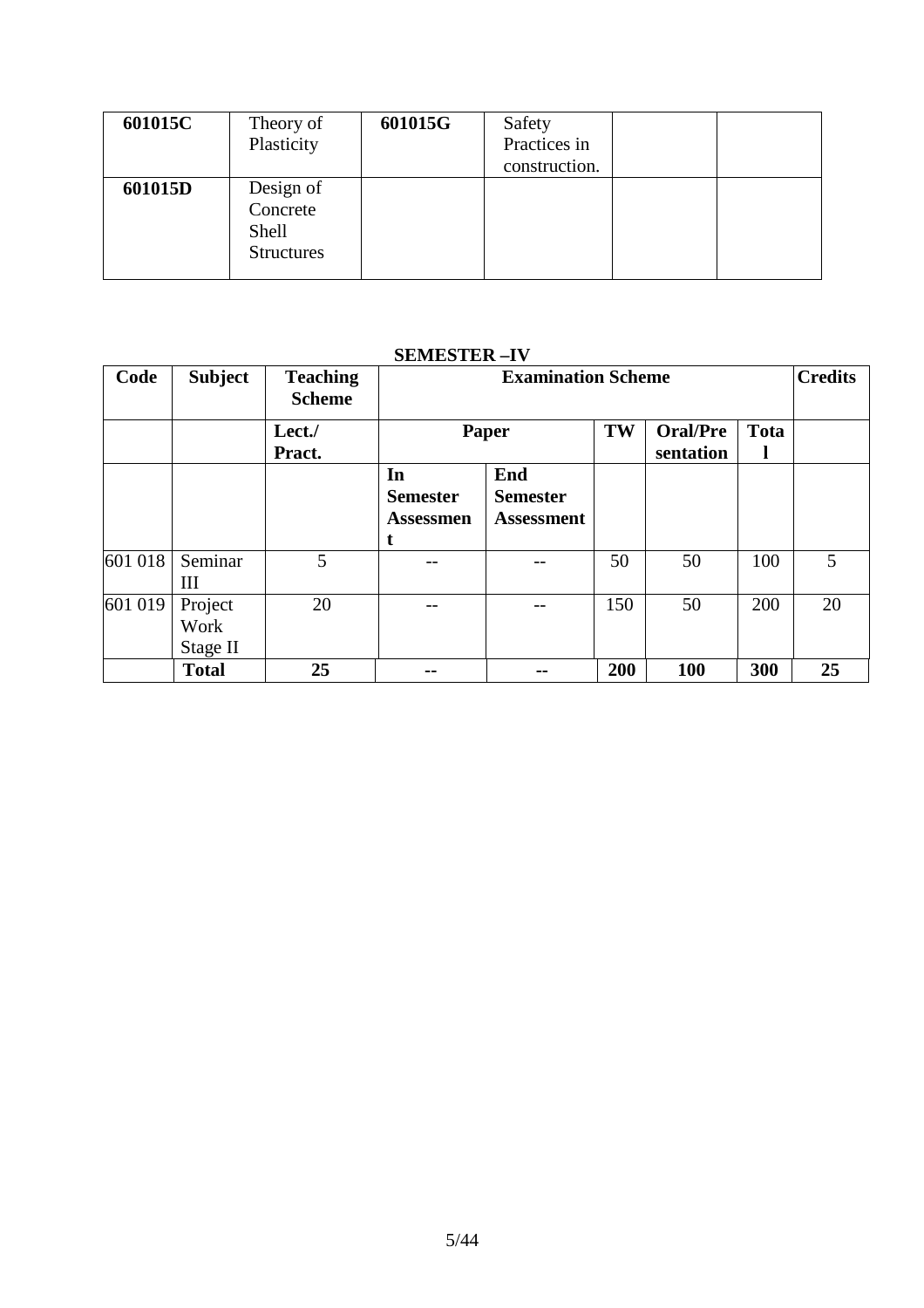| | | | | | |
|---|---|---|---|---|---|
| **601015C** | Theory of Plasticity | **601015G** | Safety Practices in construction. | | |
| **601015D** | Design of Concrete Shell Structures | | | | |

**SEMESTER –IV**

| Code | Subject | Teaching Scheme | Examination Scheme | | | | | Credits |
|---|---|---|---|---|---|---|---|---|
| | | **Lect./ Pract.** | **Paper** | | **TW** | **Oral/Presentation** | **Total** | |
| | | | **In Semester Assessment** | **End Semester Assessment** | | | | |
| 601 018 | Seminar III | 5 | -- | -- | 50 | 50 | 100 | 5 |
| 601 019 | Project Work Stage II | 20 | -- | -- | 150 | 50 | 200 | 20 |
| | **Total** | **25** | **--** | **--** | **200** | **100** | **300** | **25** |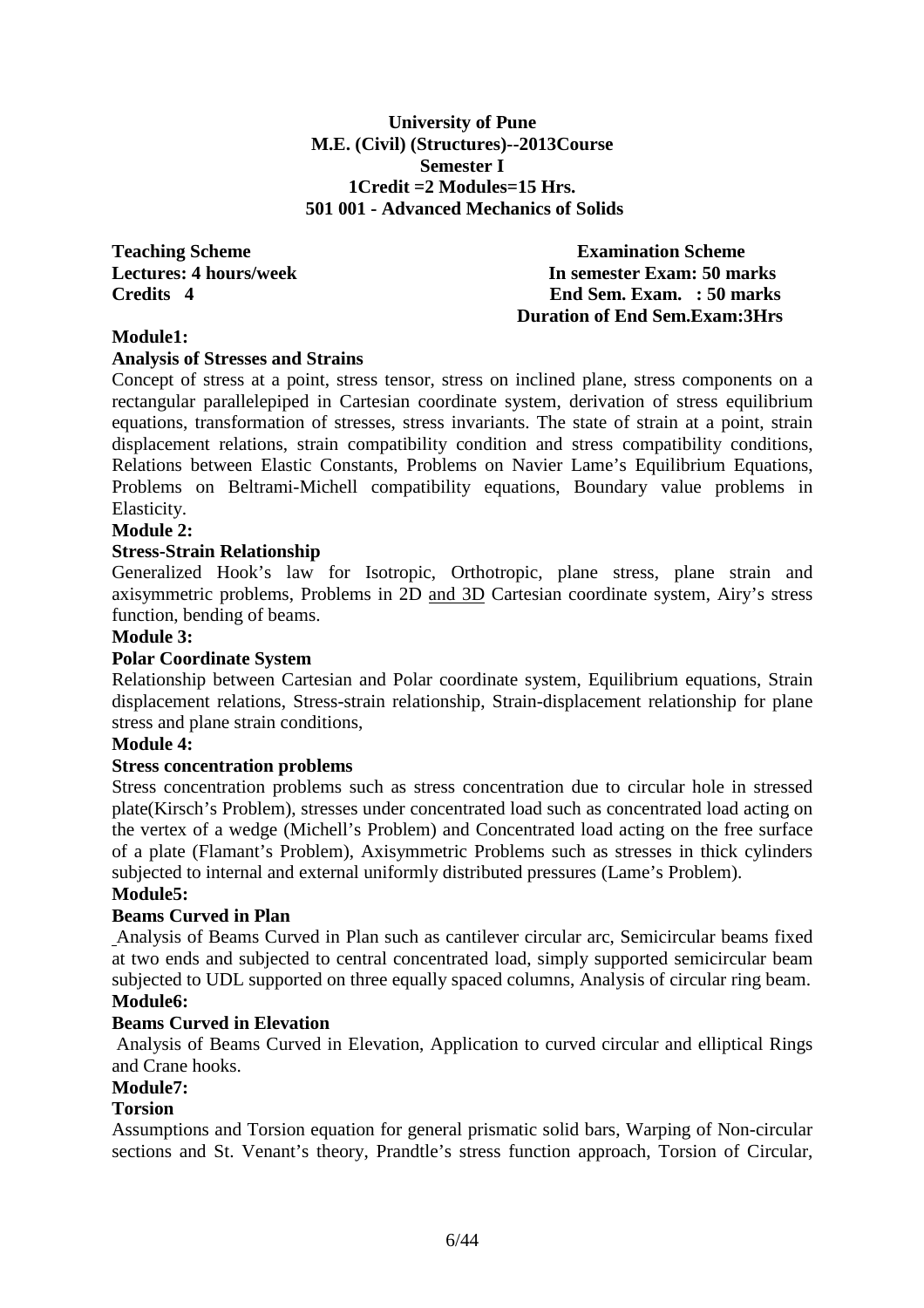**University of Pune**
**M.E. (Civil) (Structures)--2013Course**
**Semester I**
**1Credit =2 Modules=15 Hrs.**
**501 001 - Advanced Mechanics of Solids**

| **Teaching Scheme** | **Examination Scheme** |
|---|---|
| **Lectures: 4 hours/week** | **In semester Exam: 50 marks** |
| **Credits 4** | **End Sem. Exam. : 50 marks** |
| | **Duration of End Sem.Exam:3Hrs** |

**Module1:**

**Analysis of Stresses and Strains**

Concept of stress at a point, stress tensor, stress on inclined plane, stress components on a rectangular parallelepiped in Cartesian coordinate system, derivation of stress equilibrium equations, transformation of stresses, stress invariants. The state of strain at a point, strain displacement relations, strain compatibility condition and stress compatibility conditions, Relations between Elastic Constants, Problems on Navier Lame's Equilibrium Equations, Problems on Beltrami-Michell compatibility equations, Boundary value problems in Elasticity.

**Module 2:**

**Stress-Strain Relationship**

Generalized Hook's law for Isotropic, Orthotropic, plane stress, plane strain and axisymmetric problems, Problems in 2D and 3D Cartesian coordinate system, Airy's stress function, bending of beams.

**Module 3:**

**Polar Coordinate System**

Relationship between Cartesian and Polar coordinate system, Equilibrium equations, Strain displacement relations, Stress-strain relationship, Strain-displacement relationship for plane stress and plane strain conditions,

**Module 4:**

**Stress concentration problems**

Stress concentration problems such as stress concentration due to circular hole in stressed plate(Kirsch's Problem), stresses under concentrated load such as concentrated load acting on the vertex of a wedge (Michell's Problem) and Concentrated load acting on the free surface of a plate (Flamant's Problem), Axisymmetric Problems such as stresses in thick cylinders subjected to internal and external uniformly distributed pressures (Lame's Problem).

**Module5:**

**Beams Curved in Plan**

Analysis of Beams Curved in Plan such as cantilever circular arc, Semicircular beams fixed at two ends and subjected to central concentrated load, simply supported semicircular beam subjected to UDL supported on three equally spaced columns, Analysis of circular ring beam.

**Module6:**

**Beams Curved in Elevation**

Analysis of Beams Curved in Elevation, Application to curved circular and elliptical Rings and Crane hooks.

**Module7:**

**Torsion**

Assumptions and Torsion equation for general prismatic solid bars, Warping of Non-circular sections and St. Venant's theory, Prandtle's stress function approach, Torsion of Circular,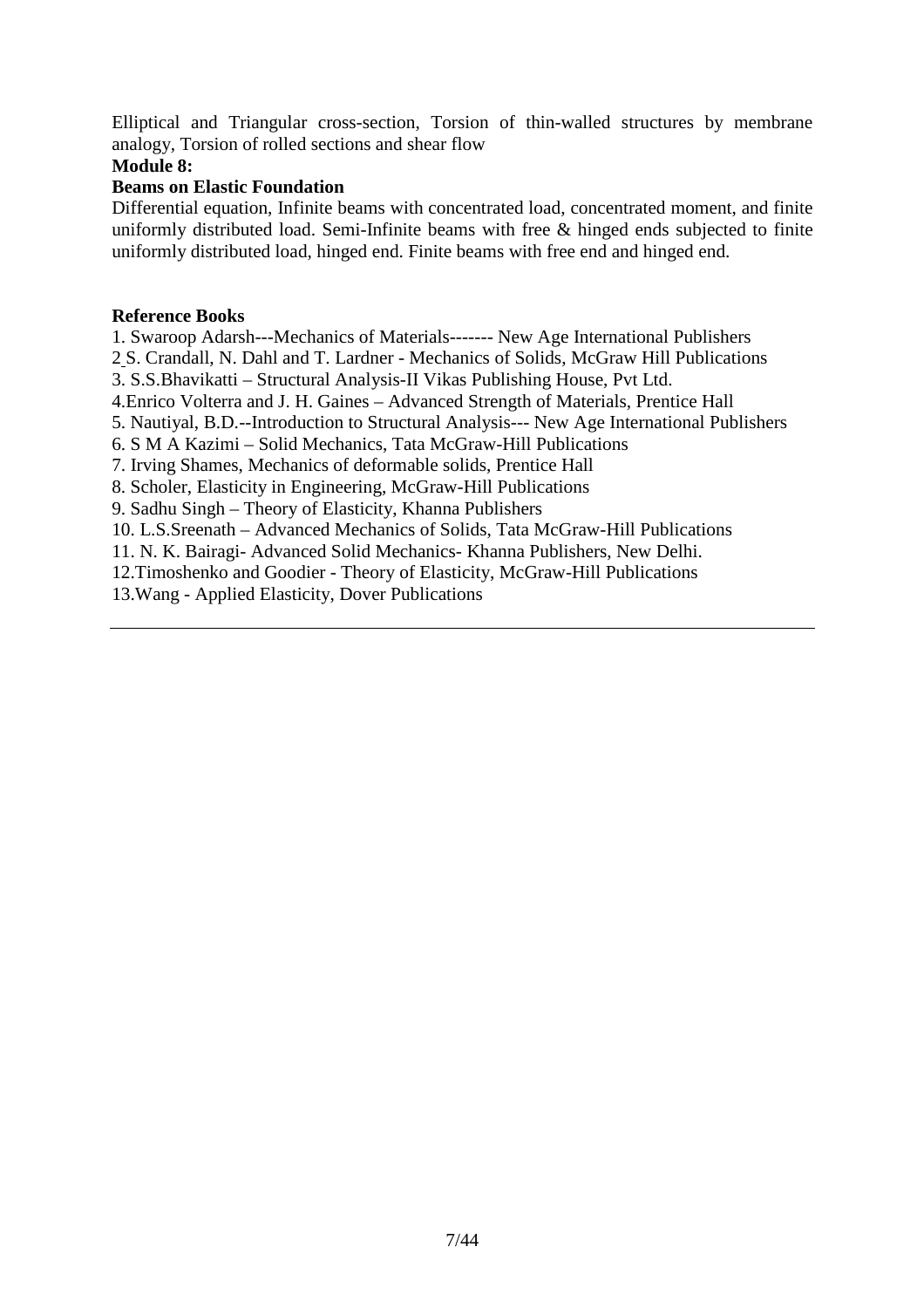Elliptical and Triangular cross-section, Torsion of thin-walled structures by membrane analogy, Torsion of rolled sections and shear flow

**Module 8:**

**Beams on Elastic Foundation**

Differential equation, Infinite beams with concentrated load, concentrated moment, and finite uniformly distributed load. Semi-Infinite beams with free & hinged ends subjected to finite uniformly distributed load, hinged end. Finite beams with free end and hinged end.

**Reference Books**

1. Swaroop Adarsh---Mechanics of Materials------- New Age International Publishers
2. S. Crandall, N. Dahl and T. Lardner - Mechanics of Solids, McGraw Hill Publications
3. S.S.Bhavikatti – Structural Analysis-II Vikas Publishing House, Pvt Ltd.
4. Enrico Volterra and J. H. Gaines – Advanced Strength of Materials, Prentice Hall
5. Nautiyal, B.D.--Introduction to Structural Analysis--- New Age International Publishers
6. S M A Kazimi – Solid Mechanics, Tata McGraw-Hill Publications
7. Irving Shames, Mechanics of deformable solids, Prentice Hall
8. Scholer, Elasticity in Engineering, McGraw-Hill Publications
9. Sadhu Singh – Theory of Elasticity, Khanna Publishers
10. L.S.Sreenath – Advanced Mechanics of Solids, Tata McGraw-Hill Publications
11. N. K. Bairagi- Advanced Solid Mechanics- Khanna Publishers, New Delhi.
12. Timoshenko and Goodier - Theory of Elasticity, McGraw-Hill Publications
13. Wang - Applied Elasticity, Dover Publications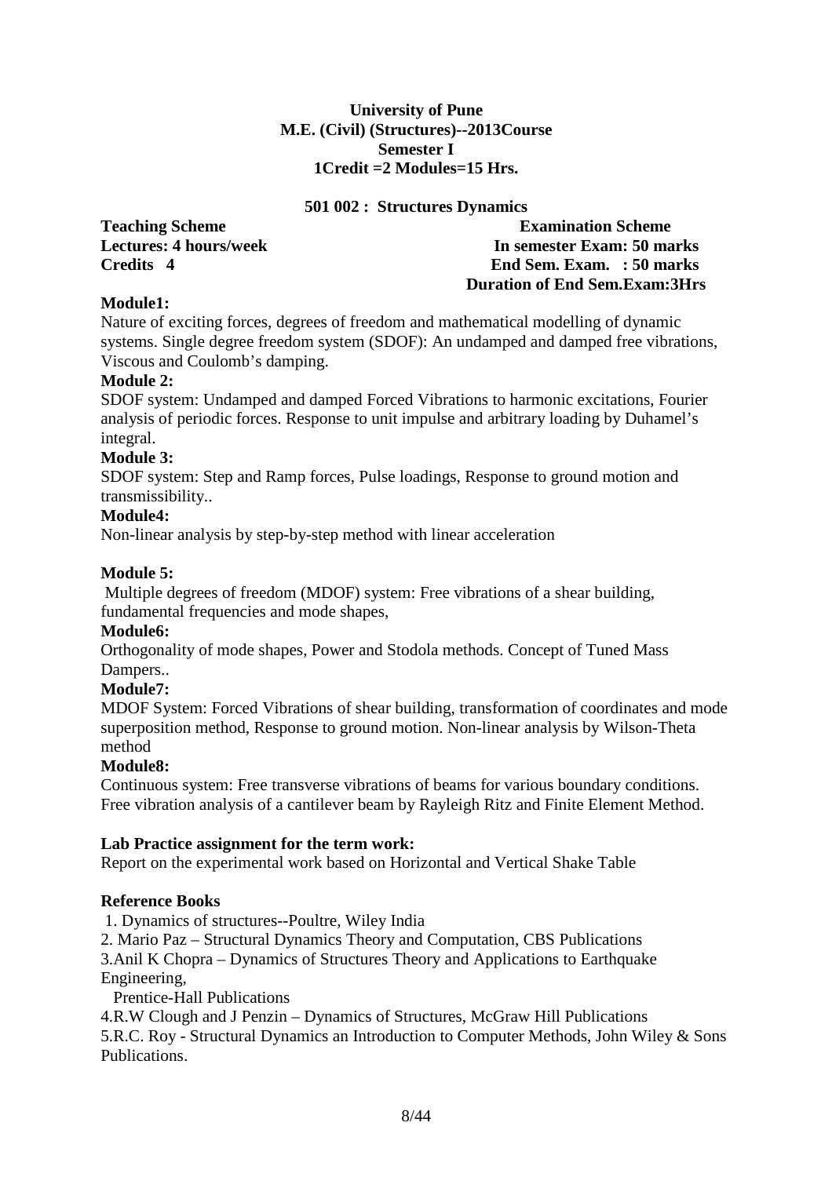**University of Pune**
**M.E. (Civil) (Structures)--2013Course**
**Semester I**
**1Credit =2 Modules=15 Hrs.**

**501 002 : Structures Dynamics**

| Teaching Scheme | Examination Scheme |
|---|---|
| Lectures: 4 hours/week | In semester Exam: 50 marks |
| Credits 4 | End Sem. Exam. : 50 marks |
| | Duration of End Sem.Exam:3Hrs |

**Module1:**

Nature of exciting forces, degrees of freedom and mathematical modelling of dynamic systems. Single degree freedom system (SDOF): An undamped and damped free vibrations, Viscous and Coulomb's damping.

**Module 2:**

SDOF system: Undamped and damped Forced Vibrations to harmonic excitations, Fourier analysis of periodic forces. Response to unit impulse and arbitrary loading by Duhamel's integral.

**Module 3:**

SDOF system: Step and Ramp forces, Pulse loadings, Response to ground motion and transmissibility..

**Module4:**

Non-linear analysis by step-by-step method with linear acceleration

**Module 5:**

Multiple degrees of freedom (MDOF) system: Free vibrations of a shear building, fundamental frequencies and mode shapes,

**Module6:**

Orthogonality of mode shapes, Power and Stodola methods. Concept of Tuned Mass Dampers..

**Module7:**

MDOF System: Forced Vibrations of shear building, transformation of coordinates and mode superposition method, Response to ground motion. Non-linear analysis by Wilson-Theta method

**Module8:**

Continuous system: Free transverse vibrations of beams for various boundary conditions. Free vibration analysis of a cantilever beam by Rayleigh Ritz and Finite Element Method.

**Lab Practice assignment for the term work:**

Report on the experimental work based on Horizontal and Vertical Shake Table

**Reference Books**

1. Dynamics of structures--Poultre, Wiley India
2. Mario Paz – Structural Dynamics Theory and Computation, CBS Publications
3. Anil K Chopra – Dynamics of Structures Theory and Applications to Earthquake Engineering,
   Prentice-Hall Publications
4. R.W Clough and J Penzin – Dynamics of Structures, McGraw Hill Publications
5. R.C. Roy - Structural Dynamics an Introduction to Computer Methods, John Wiley & Sons Publications.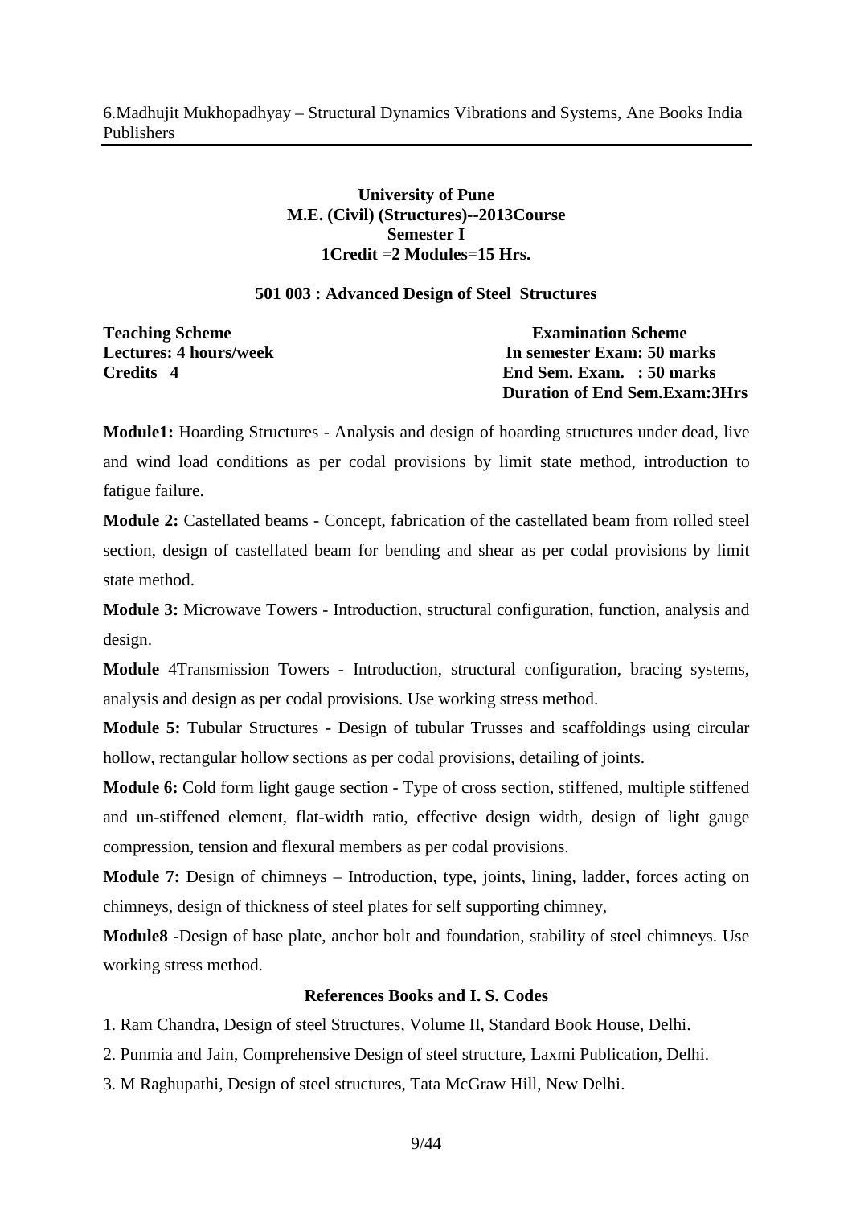6.Madhujit Mukhopadhyay – Structural Dynamics Vibrations and Systems, Ane Books India Publishers

**University of Pune**
**M.E. (Civil) (Structures)--2013Course**
**Semester I**
**1Credit =2 Modules=15 Hrs.**

**501 003 : Advanced Design of Steel Structures**

| | |
|---|---|
| **Teaching Scheme** | **Examination Scheme** |
| **Lectures: 4 hours/week** | **In semester Exam: 50 marks** |
| **Credits 4** | **End Sem. Exam. : 50 marks** |
| | **Duration of End Sem.Exam:3Hrs** |

**Module1:** Hoarding Structures - Analysis and design of hoarding structures under dead, live and wind load conditions as per codal provisions by limit state method, introduction to fatigue failure.

**Module 2:** Castellated beams - Concept, fabrication of the castellated beam from rolled steel section, design of castellated beam for bending and shear as per codal provisions by limit state method.

**Module 3:** Microwave Towers - Introduction, structural configuration, function, analysis and design.

**Module** 4Transmission Towers - Introduction, structural configuration, bracing systems, analysis and design as per codal provisions. Use working stress method.

**Module 5:** Tubular Structures - Design of tubular Trusses and scaffoldings using circular hollow, rectangular hollow sections as per codal provisions, detailing of joints.

**Module 6:** Cold form light gauge section - Type of cross section, stiffened, multiple stiffened and un-stiffened element, flat-width ratio, effective design width, design of light gauge compression, tension and flexural members as per codal provisions.

**Module 7:** Design of chimneys – Introduction, type, joints, lining, ladder, forces acting on chimneys, design of thickness of steel plates for self supporting chimney,

**Module8 -**Design of base plate, anchor bolt and foundation, stability of steel chimneys. Use working stress method.

**References Books and I. S. Codes**

1. Ram Chandra, Design of steel Structures, Volume II, Standard Book House, Delhi.
2. Punmia and Jain, Comprehensive Design of steel structure, Laxmi Publication, Delhi.
3. M Raghupathi, Design of steel structures, Tata McGraw Hill, New Delhi.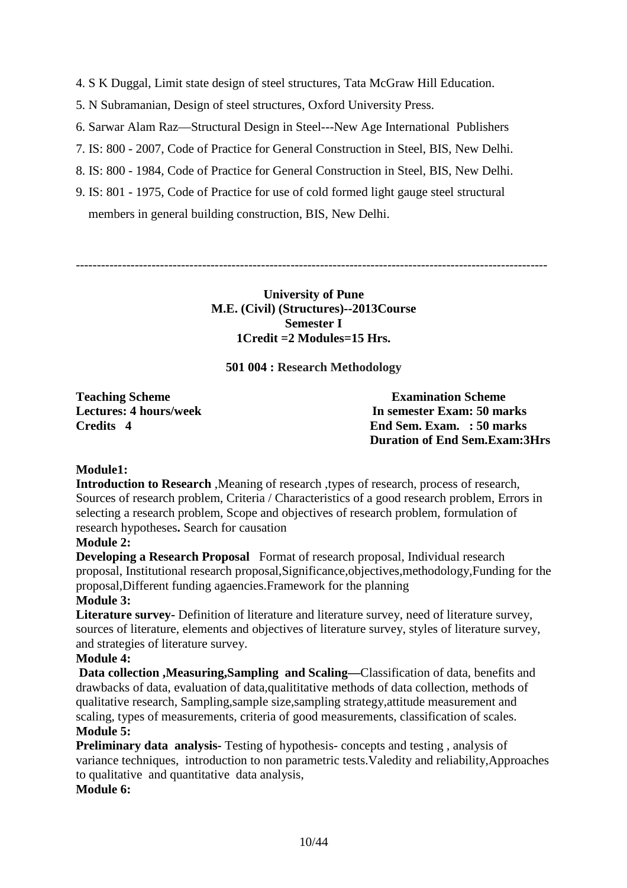4. S K Duggal, Limit state design of steel structures, Tata McGraw Hill Education.
5. N Subramanian, Design of steel structures, Oxford University Press.
6. Sarwar Alam Raz—Structural Design in Steel---New Age International Publishers
7. IS: 800 - 2007, Code of Practice for General Construction in Steel, BIS, New Delhi.
8. IS: 800 - 1984, Code of Practice for General Construction in Steel, BIS, New Delhi.
9. IS: 801 - 1975, Code of Practice for use of cold formed light gauge steel structural members in general building construction, BIS, New Delhi.

---

**University of Pune**
**M.E. (Civil) (Structures)--2013Course**
**Semester I**
**1Credit =2 Modules=15 Hrs.**

**501 004 : Research Methodology**

| | |
|---|---|
| **Teaching Scheme** | **Examination Scheme** |
| **Lectures: 4 hours/week** | **In semester Exam: 50 marks** |
| **Credits 4** | **End Sem. Exam. : 50 marks** |
| | **Duration of End Sem.Exam:3Hrs** |

**Module1:**
**Introduction to Research** ,Meaning of research ,types of research, process of research, Sources of research problem, Criteria / Characteristics of a good research problem, Errors in selecting a research problem, Scope and objectives of research problem, formulation of research hypotheses**.** Search for causation

**Module 2:**
**Developing a Research Proposal** Format of research proposal, Individual research proposal, Institutional research proposal,Significance,objectives,methodology,Funding for the proposal,Different funding agaencies.Framework for the planning

**Module 3:**
**Literature survey-** Definition of literature and literature survey, need of literature survey, sources of literature, elements and objectives of literature survey, styles of literature survey, and strategies of literature survey.

**Module 4:**
**Data collection ,Measuring,Sampling and Scaling—**Classification of data, benefits and drawbacks of data, evaluation of data,qualititative methods of data collection, methods of qualitative research, Sampling,sample size,sampling strategy,attitude measurement and scaling, types of measurements, criteria of good measurements, classification of scales.

**Module 5:**
**Preliminary data analysis-** Testing of hypothesis- concepts and testing , analysis of variance techniques, introduction to non parametric tests.Valedity and reliability,Approaches to qualitative and quantitative data analysis,

**Module 6:**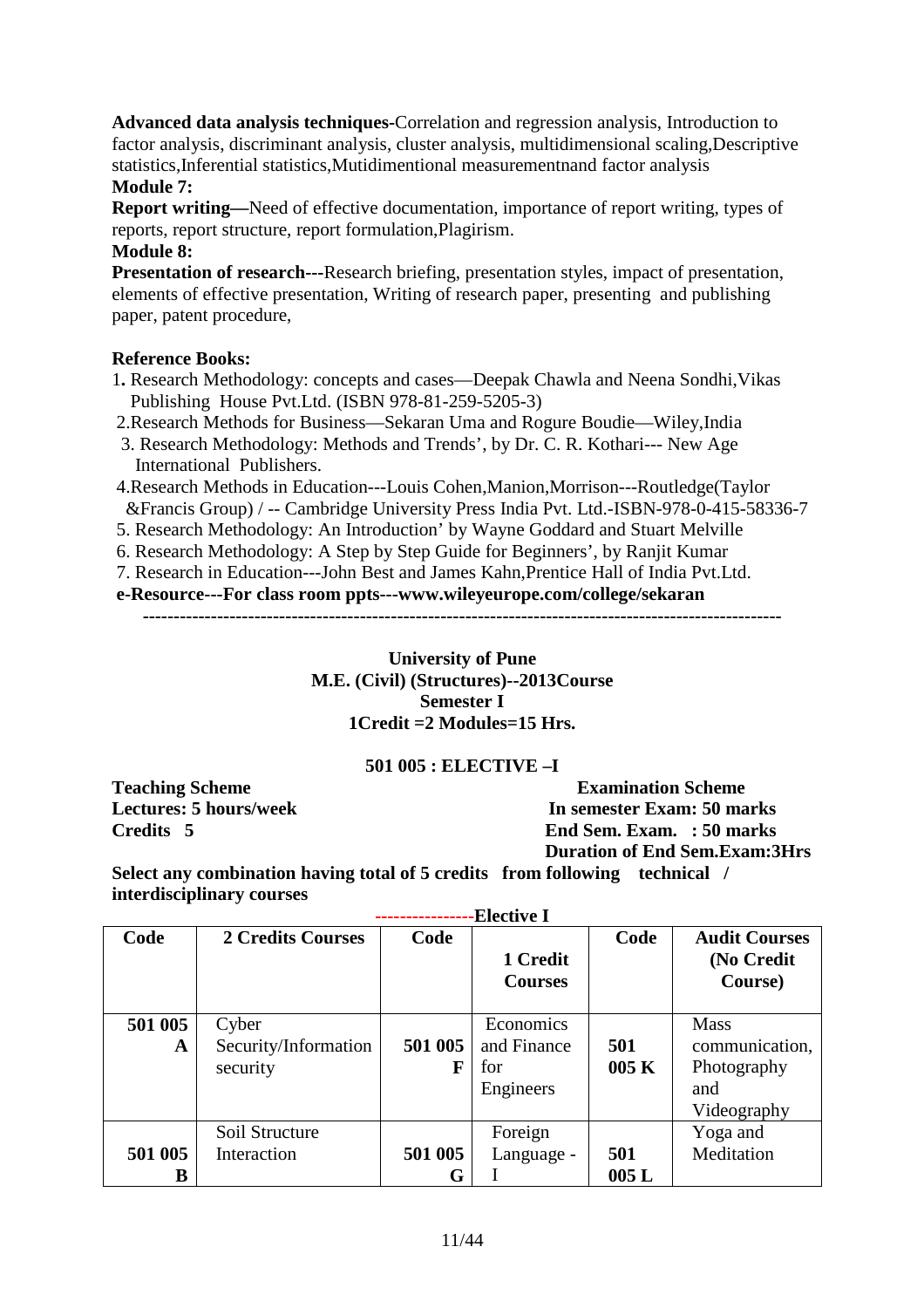**Advanced data analysis techniques-**Correlation and regression analysis, Introduction to factor analysis, discriminant analysis, cluster analysis, multidimensional scaling,Descriptive statistics,Inferential statistics,Mutidimentional measurementnand factor analysis

**Module 7:**

**Report writing—**Need of effective documentation, importance of report writing, types of reports, report structure, report formulation,Plagirism.

**Module 8:**

**Presentation of research---**Research briefing, presentation styles, impact of presentation, elements of effective presentation, Writing of research paper, presenting and publishing paper, patent procedure,

**Reference Books:**

1. Research Methodology: concepts and cases—Deepak Chawla and Neena Sondhi,Vikas Publishing House Pvt.Ltd. (ISBN 978-81-259-5205-3)
2. Research Methods for Business—Sekaran Uma and Rogure Boudie—Wiley,India
3. Research Methodology: Methods and Trends', by Dr. C. R. Kothari--- New Age International Publishers.
4. Research Methods in Education---Louis Cohen,Manion,Morrison---Routledge(Taylor &Francis Group) / -- Cambridge University Press India Pvt. Ltd.-ISBN-978-0-415-58336-7
5. Research Methodology: An Introduction' by Wayne Goddard and Stuart Melville
6. Research Methodology: A Step by Step Guide for Beginners', by Ranjit Kumar
7. Research in Education---John Best and James Kahn,Prentice Hall of India Pvt.Ltd.

**e-Resource---For class room ppts---www.wileyeurope.com/college/sekaran**

---

**University of Pune**
**M.E. (Civil) (Structures)--2013Course**
**Semester I**
**1Credit =2 Modules=15 Hrs.**

**501 005 : ELECTIVE –I**

**Teaching Scheme**
**Lectures: 5 hours/week**
**Credits 5**

**Examination Scheme**
**In semester Exam: 50 marks**
**End Sem. Exam. : 50 marks**
**Duration of End Sem.Exam:3Hrs**

**Select any combination having total of 5 credits from following technical / interdisciplinary courses**

**----------------Elective I**

| Code | 2 Credits Courses | Code | 1 Credit Courses | Code | Audit Courses (No Credit Course) |
|---|---|---|---|---|---|
| 501 005 A | Cyber Security/Information security | 501 005 F | Economics and Finance for Engineers | 501 005 K | Mass communication, Photography and Videography |
| 501 005 B | Soil Structure Interaction | 501 005 G | Foreign Language - I | 501 005 L | Yoga and Meditation |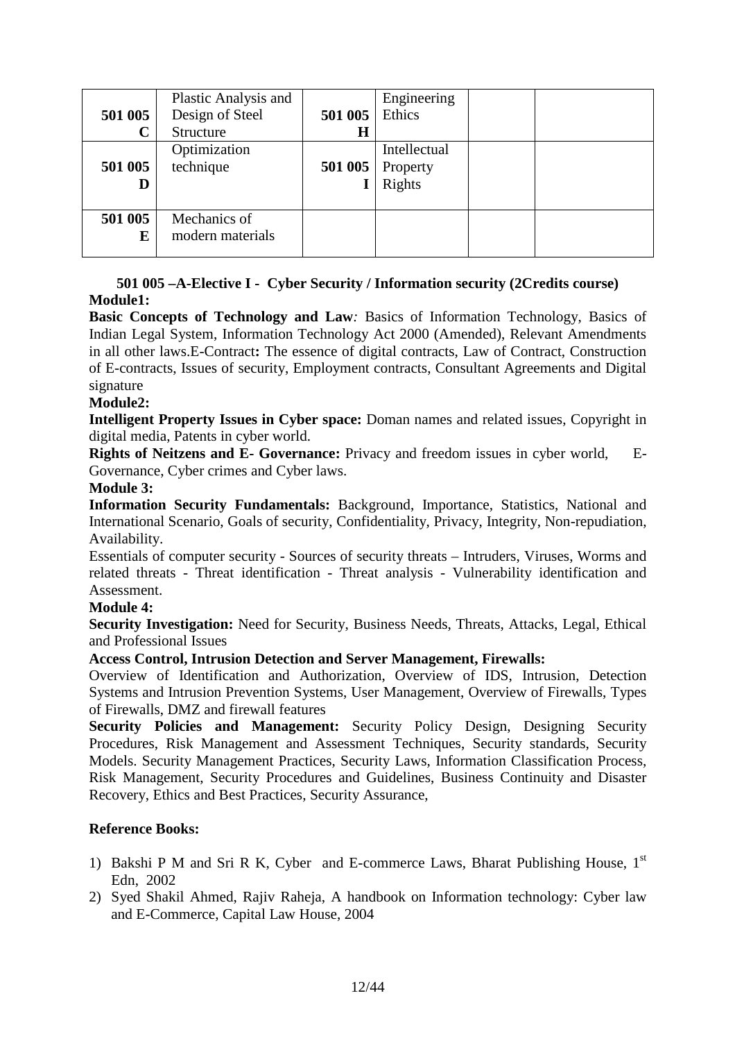| | | | | | |
|---|---|---|---|---|---|
| **501 005 C** | Plastic Analysis and Design of Steel Structure | **501 005 H** | Engineering Ethics | | |
| **501 005 D** | Optimization technique | **501 005 I** | Intellectual Property Rights | | |
| **501 005 E** | Mechanics of modern materials | | | | |

### 501 005 –A-Elective I - Cyber Security / Information security (2Credits course)

**Module1:**

**Basic Concepts of Technology and Law***:* Basics of Information Technology, Basics of Indian Legal System, Information Technology Act 2000 (Amended), Relevant Amendments in all other laws.E-Contract**:** The essence of digital contracts, Law of Contract, Construction of E-contracts, Issues of security, Employment contracts, Consultant Agreements and Digital signature

**Module2:**

**Intelligent Property Issues in Cyber space:** Doman names and related issues, Copyright in digital media, Patents in cyber world.

**Rights of Neitzens and E- Governance:** Privacy and freedom issues in cyber world, E-Governance, Cyber crimes and Cyber laws.

**Module 3:**

**Information Security Fundamentals:** Background, Importance, Statistics, National and International Scenario, Goals of security, Confidentiality, Privacy, Integrity, Non-repudiation, Availability.

Essentials of computer security - Sources of security threats – Intruders, Viruses, Worms and related threats - Threat identification - Threat analysis - Vulnerability identification and Assessment.

**Module 4:**

**Security Investigation:** Need for Security, Business Needs, Threats, Attacks, Legal, Ethical and Professional Issues

**Access Control, Intrusion Detection and Server Management, Firewalls:**

Overview of Identification and Authorization, Overview of IDS, Intrusion, Detection Systems and Intrusion Prevention Systems, User Management, Overview of Firewalls, Types of Firewalls, DMZ and firewall features

**Security Policies and Management:** Security Policy Design, Designing Security Procedures, Risk Management and Assessment Techniques, Security standards, Security Models. Security Management Practices, Security Laws, Information Classification Process, Risk Management, Security Procedures and Guidelines, Business Continuity and Disaster Recovery, Ethics and Best Practices, Security Assurance,

**Reference Books:**

1) Bakshi P M and Sri R K, Cyber and E-commerce Laws, Bharat Publishing House, 1st Edn, 2002
2) Syed Shakil Ahmed, Rajiv Raheja, A handbook on Information technology: Cyber law and E-Commerce, Capital Law House, 2004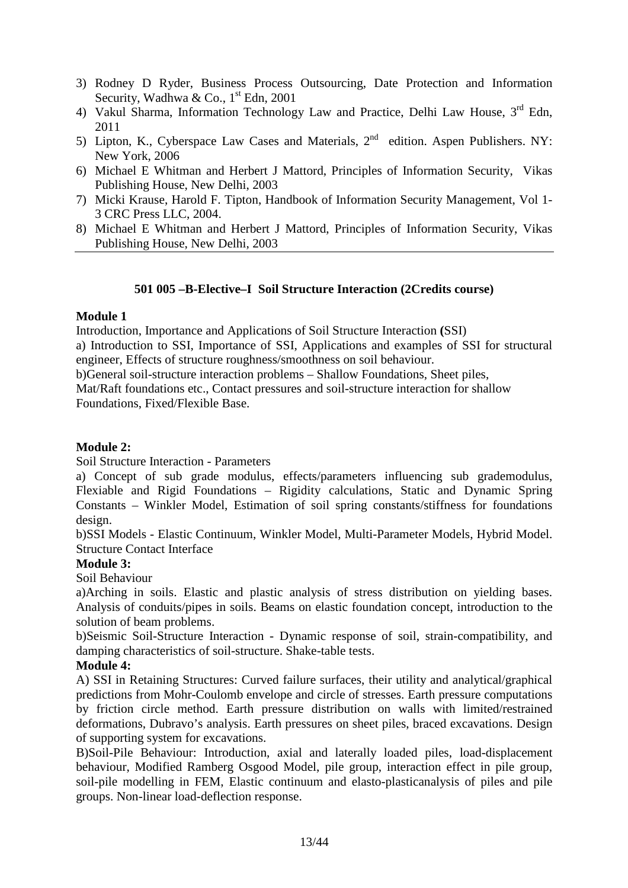3) Rodney D Ryder, Business Process Outsourcing, Date Protection and Information Security, Wadhwa & Co., 1st Edn, 2001
4) Vakul Sharma, Information Technology Law and Practice, Delhi Law House, 3rd Edn, 2011
5) Lipton, K., Cyberspace Law Cases and Materials, 2nd edition. Aspen Publishers. NY: New York, 2006
6) Michael E Whitman and Herbert J Mattord, Principles of Information Security, Vikas Publishing House, New Delhi, 2003
7) Micki Krause, Harold F. Tipton, Handbook of Information Security Management, Vol 1-3 CRC Press LLC, 2004.
8) Michael E Whitman and Herbert J Mattord, Principles of Information Security, Vikas Publishing House, New Delhi, 2003

## 501 005 –B-Elective–I Soil Structure Interaction (2Credits course)

**Module 1**

Introduction, Importance and Applications of Soil Structure Interaction **(**SSI)

a) Introduction to SSI, Importance of SSI, Applications and examples of SSI for structural engineer, Effects of structure roughness/smoothness on soil behaviour.

b)General soil-structure interaction problems – Shallow Foundations, Sheet piles, Mat/Raft foundations etc., Contact pressures and soil-structure interaction for shallow Foundations, Fixed/Flexible Base.

**Module 2:**

Soil Structure Interaction - Parameters

a) Concept of sub grade modulus, effects/parameters influencing sub grademodulus, Flexiable and Rigid Foundations – Rigidity calculations, Static and Dynamic Spring Constants – Winkler Model, Estimation of soil spring constants/stiffness for foundations design.

b)SSI Models - Elastic Continuum, Winkler Model, Multi-Parameter Models, Hybrid Model. Structure Contact Interface

**Module 3:**

Soil Behaviour

a)Arching in soils. Elastic and plastic analysis of stress distribution on yielding bases. Analysis of conduits/pipes in soils. Beams on elastic foundation concept, introduction to the solution of beam problems.

b)Seismic Soil-Structure Interaction - Dynamic response of soil, strain-compatibility, and damping characteristics of soil-structure. Shake-table tests.

**Module 4:**

A) SSI in Retaining Structures: Curved failure surfaces, their utility and analytical/graphical predictions from Mohr-Coulomb envelope and circle of stresses. Earth pressure computations by friction circle method. Earth pressure distribution on walls with limited/restrained deformations, Dubravo's analysis. Earth pressures on sheet piles, braced excavations. Design of supporting system for excavations.

B)Soil-Pile Behaviour: Introduction, axial and laterally loaded piles, load-displacement behaviour, Modified Ramberg Osgood Model, pile group, interaction effect in pile group, soil-pile modelling in FEM, Elastic continuum and elasto-plasticanalysis of piles and pile groups. Non-linear load-deflection response.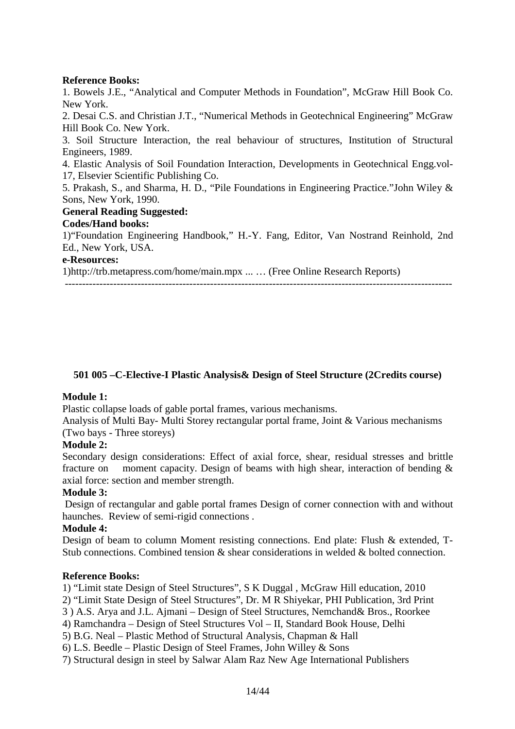**Reference Books:**

1. Bowels J.E., "Analytical and Computer Methods in Foundation", McGraw Hill Book Co. New York.
2. Desai C.S. and Christian J.T., "Numerical Methods in Geotechnical Engineering" McGraw Hill Book Co. New York.
3. Soil Structure Interaction, the real behaviour of structures, Institution of Structural Engineers, 1989.
4. Elastic Analysis of Soil Foundation Interaction, Developments in Geotechnical Engg.vol-17, Elsevier Scientific Publishing Co.
5. Prakash, S., and Sharma, H. D., "Pile Foundations in Engineering Practice."John Wiley & Sons, New York, 1990.

**General Reading Suggested:**

**Codes/Hand books:**

1)"Foundation Engineering Handbook," H.-Y. Fang, Editor, Van Nostrand Reinhold, 2nd Ed., New York, USA.

**e-Resources:**

1)http://trb.metapress.com/home/main.mpx ... … (Free Online Research Reports)

---

## 501 005 –C-Elective-I Plastic Analysis& Design of Steel Structure (2Credits course)

**Module 1:**

Plastic collapse loads of gable portal frames, various mechanisms.

Analysis of Multi Bay- Multi Storey rectangular portal frame, Joint & Various mechanisms (Two bays - Three storeys)

**Module 2:**

Secondary design considerations: Effect of axial force, shear, residual stresses and brittle fracture on moment capacity. Design of beams with high shear, interaction of bending & axial force: section and member strength.

**Module 3:**

Design of rectangular and gable portal frames Design of corner connection with and without haunches. Review of semi-rigid connections .

**Module 4:**

Design of beam to column Moment resisting connections. End plate: Flush & extended, T-Stub connections. Combined tension & shear considerations in welded & bolted connection.

**Reference Books:**

1) "Limit state Design of Steel Structures", S K Duggal , McGraw Hill education, 2010
2) "Limit State Design of Steel Structures", Dr. M R Shiyekar, PHI Publication, 3rd Print
3 ) A.S. Arya and J.L. Ajmani – Design of Steel Structures, Nemchand& Bros., Roorkee
4) Ramchandra – Design of Steel Structures Vol – II, Standard Book House, Delhi
5) B.G. Neal – Plastic Method of Structural Analysis, Chapman & Hall
6) L.S. Beedle – Plastic Design of Steel Frames, John Willey & Sons
7) Structural design in steel by Salwar Alam Raz New Age International Publishers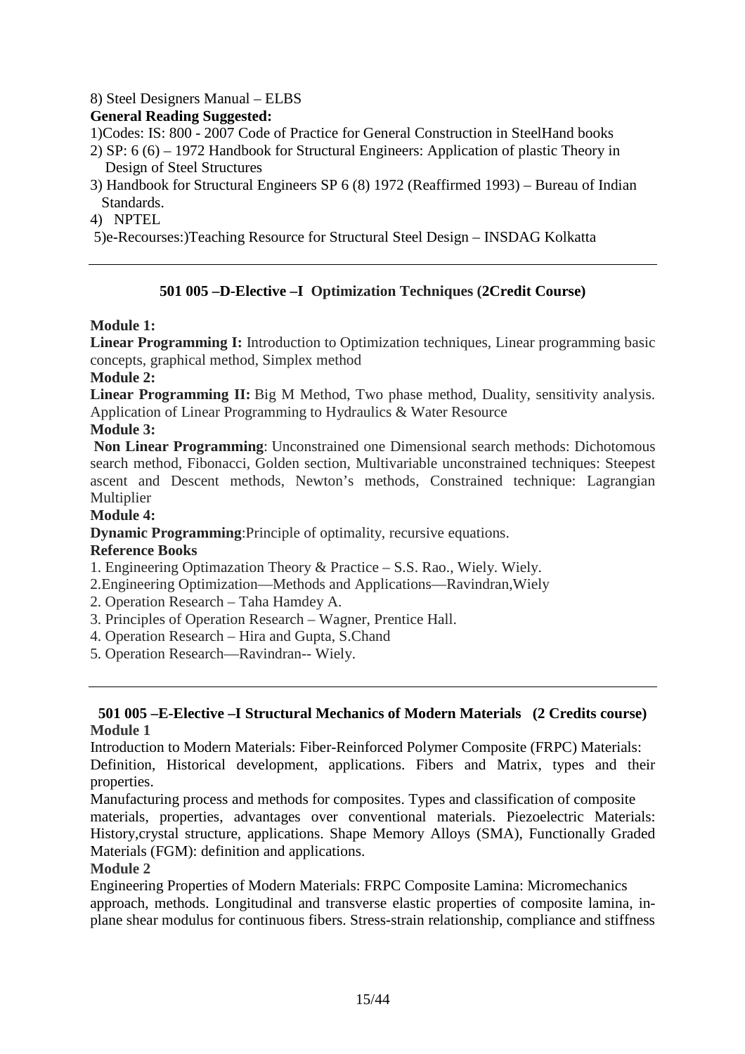8) Steel Designers Manual – ELBS

**General Reading Suggested:**

1)Codes: IS: 800 - 2007 Code of Practice for General Construction in SteelHand books

2) SP: 6 (6) – 1972 Handbook for Structural Engineers: Application of plastic Theory in Design of Steel Structures

3) Handbook for Structural Engineers SP 6 (8) 1972 (Reaffirmed 1993) – Bureau of Indian Standards.

4) NPTEL

5)e-Recourses:)Teaching Resource for Structural Steel Design – INSDAG Kolkatta

---

### 501 005 –D-Elective –I Optimization Techniques (2Credit Course)

**Module 1:**

**Linear Programming I:** Introduction to Optimization techniques, Linear programming basic concepts, graphical method, Simplex method

**Module 2:**

**Linear Programming II:** Big M Method, Two phase method, Duality, sensitivity analysis. Application of Linear Programming to Hydraulics & Water Resource

**Module 3:**

**Non Linear Programming**: Unconstrained one Dimensional search methods: Dichotomous search method, Fibonacci, Golden section, Multivariable unconstrained techniques: Steepest ascent and Descent methods, Newton's methods, Constrained technique: Lagrangian Multiplier

**Module 4:**

**Dynamic Programming**:Principle of optimality, recursive equations.

**Reference Books**

1. Engineering Optimazation Theory & Practice – S.S. Rao., Wiely. Wiely.
2. Engineering Optimization—Methods and Applications—Ravindran,Wiely
2. Operation Research – Taha Hamdey A.
3. Principles of Operation Research – Wagner, Prentice Hall.
4. Operation Research – Hira and Gupta, S.Chand
5. Operation Research—Ravindran-- Wiely.

---

### 501 005 –E-Elective –I Structural Mechanics of Modern Materials (2 Credits course)

**Module 1**

Introduction to Modern Materials: Fiber-Reinforced Polymer Composite (FRPC) Materials: Definition, Historical development, applications. Fibers and Matrix, types and their properties.

Manufacturing process and methods for composites. Types and classification of composite materials, properties, advantages over conventional materials. Piezoelectric Materials: History,crystal structure, applications. Shape Memory Alloys (SMA), Functionally Graded Materials (FGM): definition and applications.

**Module 2**

Engineering Properties of Modern Materials: FRPC Composite Lamina: Micromechanics approach, methods. Longitudinal and transverse elastic properties of composite lamina, in-plane shear modulus for continuous fibers. Stress-strain relationship, compliance and stiffness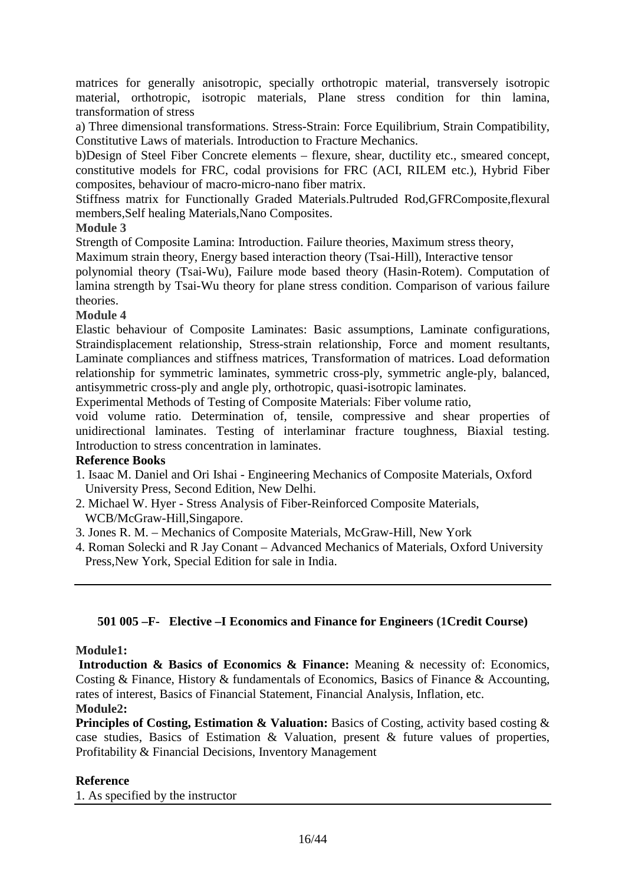matrices for generally anisotropic, specially orthotropic material, transversely isotropic material, orthotropic, isotropic materials, Plane stress condition for thin lamina, transformation of stress

a) Three dimensional transformations. Stress-Strain: Force Equilibrium, Strain Compatibility, Constitutive Laws of materials. Introduction to Fracture Mechanics.

b)Design of Steel Fiber Concrete elements – flexure, shear, ductility etc., smeared concept, constitutive models for FRC, codal provisions for FRC (ACI, RILEM etc.), Hybrid Fiber composites, behaviour of macro-micro-nano fiber matrix.

Stiffness matrix for Functionally Graded Materials.Pultruded Rod,GFRComposite,flexural members,Self healing Materials,Nano Composites.

**Module 3**

Strength of Composite Lamina: Introduction. Failure theories, Maximum stress theory, Maximum strain theory, Energy based interaction theory (Tsai-Hill), Interactive tensor polynomial theory (Tsai-Wu), Failure mode based theory (Hasin-Rotem). Computation of lamina strength by Tsai-Wu theory for plane stress condition. Comparison of various failure theories.

**Module 4**

Elastic behaviour of Composite Laminates: Basic assumptions, Laminate configurations, Straindisplacement relationship, Stress-strain relationship, Force and moment resultants, Laminate compliances and stiffness matrices, Transformation of matrices. Load deformation relationship for symmetric laminates, symmetric cross-ply, symmetric angle-ply, balanced, antisymmetric cross-ply and angle ply, orthotropic, quasi-isotropic laminates.

Experimental Methods of Testing of Composite Materials: Fiber volume ratio, void volume ratio. Determination of, tensile, compressive and shear properties of unidirectional laminates. Testing of interlaminar fracture toughness, Biaxial testing. Introduction to stress concentration in laminates.

**Reference Books**

1. Isaac M. Daniel and Ori Ishai - Engineering Mechanics of Composite Materials, Oxford University Press, Second Edition, New Delhi.
2. Michael W. Hyer - Stress Analysis of Fiber-Reinforced Composite Materials, WCB/McGraw-Hill,Singapore.
3. Jones R. M. – Mechanics of Composite Materials, McGraw-Hill, New York
4. Roman Solecki and R Jay Conant – Advanced Mechanics of Materials, Oxford University Press,New York, Special Edition for sale in India.

---

## 501 005 –F- Elective –I Economics and Finance for Engineers (1Credit Course)

**Module1:**

**Introduction & Basics of Economics & Finance:** Meaning & necessity of: Economics, Costing & Finance, History & fundamentals of Economics, Basics of Finance & Accounting, rates of interest, Basics of Financial Statement, Financial Analysis, Inflation, etc.

**Module2:**

**Principles of Costing, Estimation & Valuation:** Basics of Costing, activity based costing & case studies, Basics of Estimation & Valuation, present & future values of properties, Profitability & Financial Decisions, Inventory Management

**Reference**

1. As specified by the instructor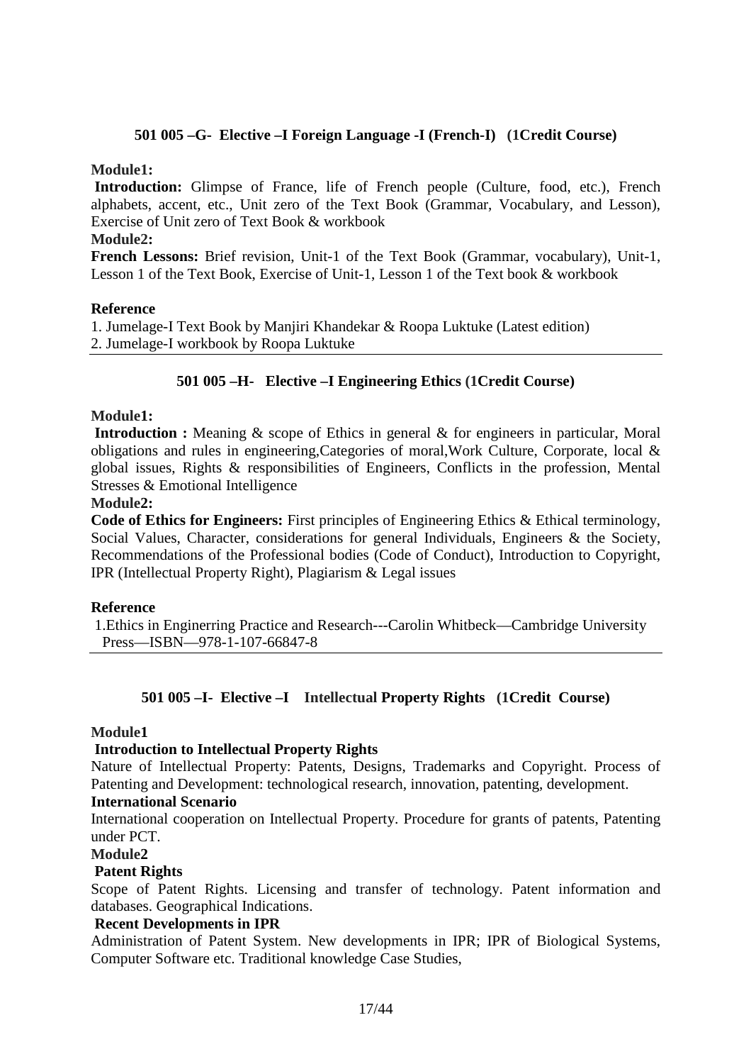### 501 005 –G- Elective –I Foreign Language -I (French-I) (1Credit Course)

**Module1:**

**Introduction:** Glimpse of France, life of French people (Culture, food, etc.), French alphabets, accent, etc., Unit zero of the Text Book (Grammar, Vocabulary, and Lesson), Exercise of Unit zero of Text Book & workbook

**Module2:**

**French Lessons:** Brief revision, Unit-1 of the Text Book (Grammar, vocabulary), Unit-1, Lesson 1 of the Text Book, Exercise of Unit-1, Lesson 1 of the Text book & workbook

**Reference**

1. Jumelage-I Text Book by Manjiri Khandekar & Roopa Luktuke (Latest edition)
2. Jumelage-I workbook by Roopa Luktuke

---

### 501 005 –H- Elective –I Engineering Ethics (1Credit Course)

**Module1:**

**Introduction :** Meaning & scope of Ethics in general & for engineers in particular, Moral obligations and rules in engineering,Categories of moral,Work Culture, Corporate, local & global issues, Rights & responsibilities of Engineers, Conflicts in the profession, Mental Stresses & Emotional Intelligence

**Module2:**

**Code of Ethics for Engineers:** First principles of Engineering Ethics & Ethical terminology, Social Values, Character, considerations for general Individuals, Engineers & the Society, Recommendations of the Professional bodies (Code of Conduct), Introduction to Copyright, IPR (Intellectual Property Right), Plagiarism & Legal issues

**Reference**

1. Ethics in Enginerring Practice and Research---Carolin Whitbeck—Cambridge University Press—ISBN—978-1-107-66847-8

---

### 501 005 –I- Elective –I Intellectual Property Rights (1Credit Course)

**Module1**

**Introduction to Intellectual Property Rights**

Nature of Intellectual Property: Patents, Designs, Trademarks and Copyright. Process of Patenting and Development: technological research, innovation, patenting, development.

**International Scenario**

International cooperation on Intellectual Property. Procedure for grants of patents, Patenting under PCT.

**Module2**

**Patent Rights**

Scope of Patent Rights. Licensing and transfer of technology. Patent information and databases. Geographical Indications.

**Recent Developments in IPR**

Administration of Patent System. New developments in IPR; IPR of Biological Systems, Computer Software etc. Traditional knowledge Case Studies,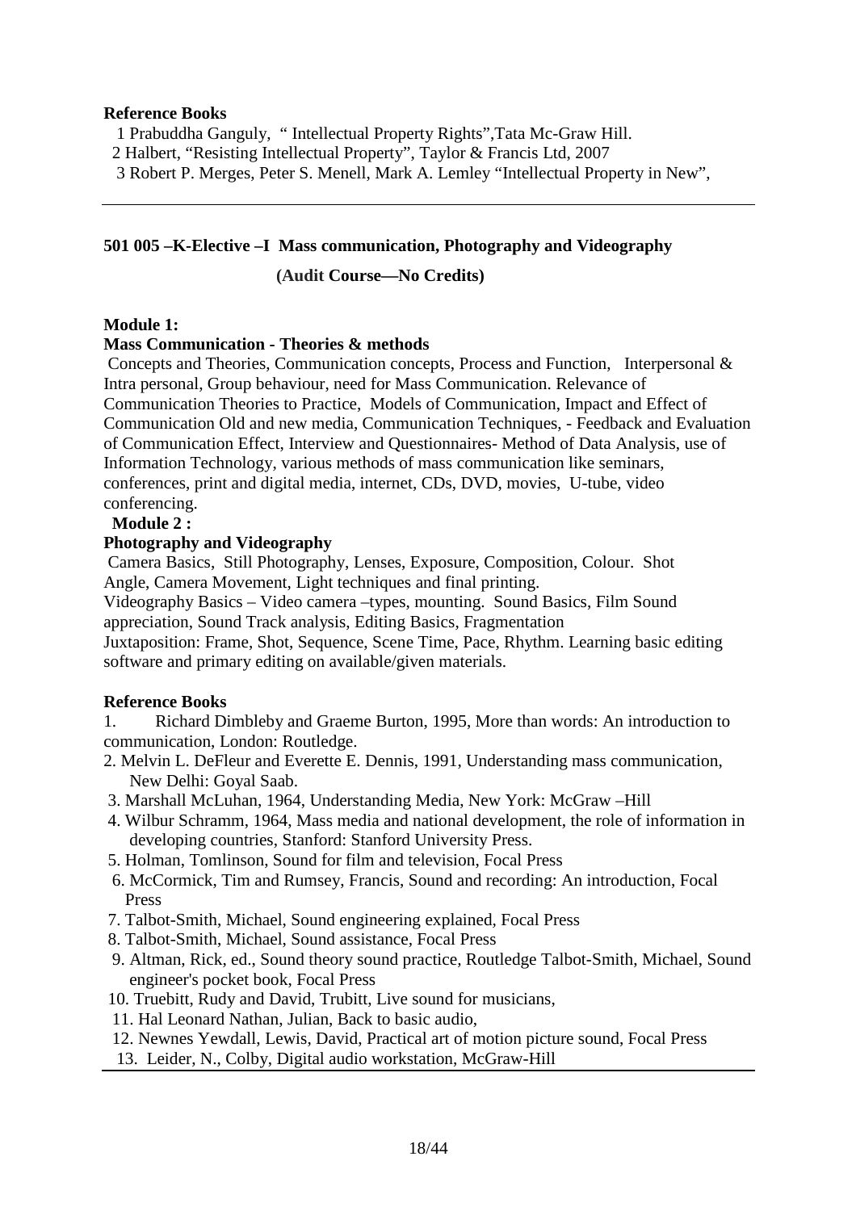**Reference Books**

1 Prabuddha Ganguly, " Intellectual Property Rights",Tata Mc-Graw Hill.
2 Halbert, "Resisting Intellectual Property", Taylor & Francis Ltd, 2007
3 Robert P. Merges, Peter S. Menell, Mark A. Lemley "Intellectual Property in New",

---

## 501 005 –K-Elective –I Mass communication, Photography and Videography

**(Audit Course—No Credits)**

**Module 1:**

**Mass Communication - Theories & methods**

Concepts and Theories, Communication concepts, Process and Function, Interpersonal & Intra personal, Group behaviour, need for Mass Communication. Relevance of Communication Theories to Practice, Models of Communication, Impact and Effect of Communication Old and new media, Communication Techniques, - Feedback and Evaluation of Communication Effect, Interview and Questionnaires- Method of Data Analysis, use of Information Technology, various methods of mass communication like seminars, conferences, print and digital media, internet, CDs, DVD, movies, U-tube, video conferencing.

**Module 2 :**

**Photography and Videography**

Camera Basics, Still Photography, Lenses, Exposure, Composition, Colour. Shot Angle, Camera Movement, Light techniques and final printing.
Videography Basics – Video camera –types, mounting. Sound Basics, Film Sound appreciation, Sound Track analysis, Editing Basics, Fragmentation
Juxtaposition: Frame, Shot, Sequence, Scene Time, Pace, Rhythm. Learning basic editing software and primary editing on available/given materials.

**Reference Books**

1. Richard Dimbleby and Graeme Burton, 1995, More than words: An introduction to communication, London: Routledge.
2. Melvin L. DeFleur and Everette E. Dennis, 1991, Understanding mass communication, New Delhi: Goyal Saab.
3. Marshall McLuhan, 1964, Understanding Media, New York: McGraw –Hill
4. Wilbur Schramm, 1964, Mass media and national development, the role of information in developing countries, Stanford: Stanford University Press.
5. Holman, Tomlinson, Sound for film and television, Focal Press
6. McCormick, Tim and Rumsey, Francis, Sound and recording: An introduction, Focal Press
7. Talbot-Smith, Michael, Sound engineering explained, Focal Press
8. Talbot-Smith, Michael, Sound assistance, Focal Press
9. Altman, Rick, ed., Sound theory sound practice, Routledge Talbot-Smith, Michael, Sound engineer's pocket book, Focal Press
10. Truebitt, Rudy and David, Trubitt, Live sound for musicians,
11. Hal Leonard Nathan, Julian, Back to basic audio,
12. Newnes Yewdall, Lewis, David, Practical art of motion picture sound, Focal Press
13. Leider, N., Colby, Digital audio workstation, McGraw-Hill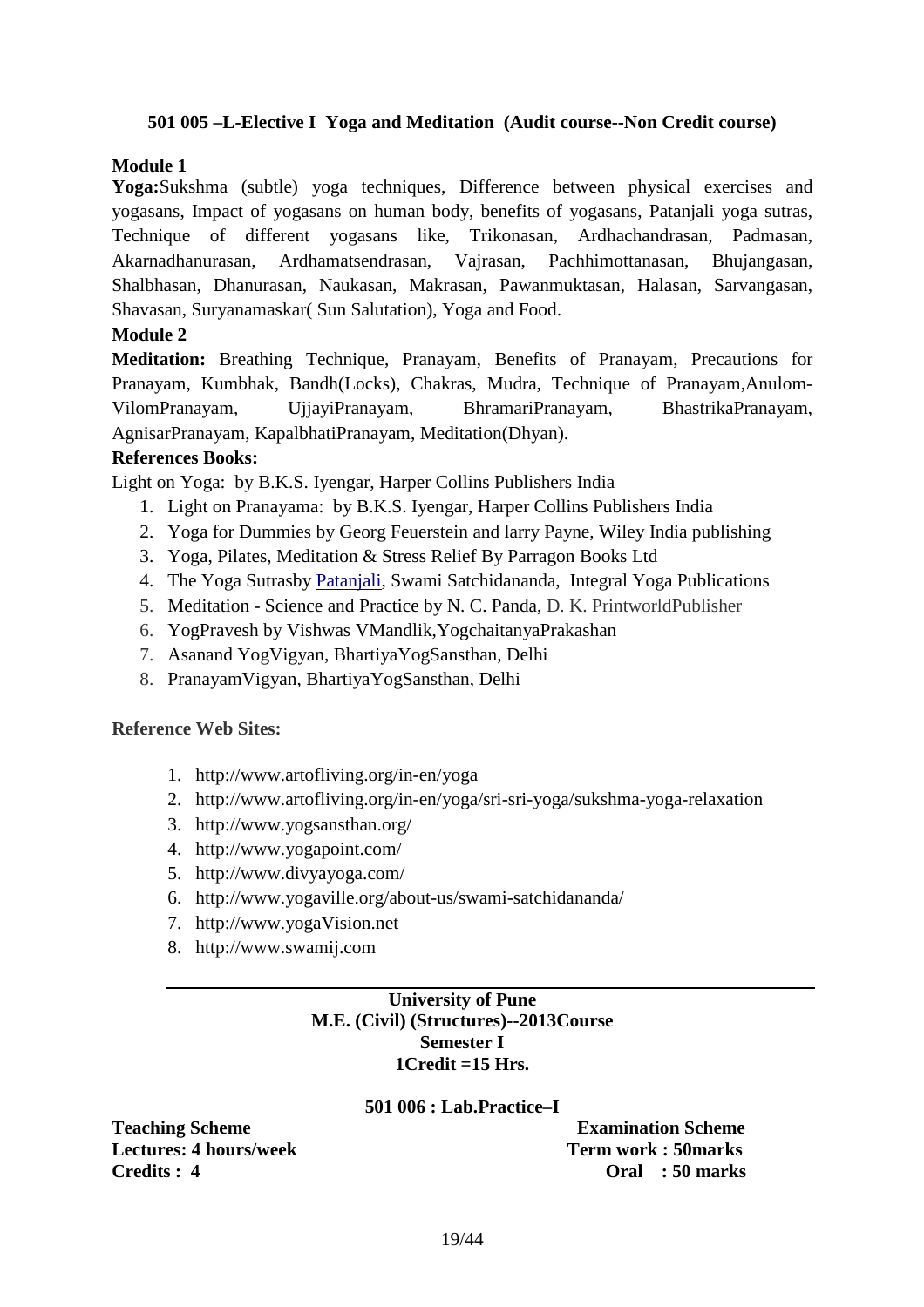**501 005 –L-Elective I Yoga and Meditation (Audit course--Non Credit course)**

**Module 1**

**Yoga:**Sukshma (subtle) yoga techniques, Difference between physical exercises and yogasans, Impact of yogasans on human body, benefits of yogasans, Patanjali yoga sutras, Technique of different yogasans like, Trikonasan, Ardhachandrasan, Padmasan, Akarnadhanurasan, Ardhamatsendrasan, Vajrasan, Pachhimottanasan, Bhujangasan, Shalbhasan, Dhanurasan, Naukasan, Makrasan, Pawanmuktasan, Halasan, Sarvangasan, Shavasan, Suryanamaskar( Sun Salutation), Yoga and Food.

**Module 2**

**Meditation:** Breathing Technique, Pranayam, Benefits of Pranayam, Precautions for Pranayam, Kumbhak, Bandh(Locks), Chakras, Mudra, Technique of Pranayam,Anulom-VilomPranayam, UjjayiPranayam, BhramariPranayam, BhastrikaPranayam, AgnisarPranayam, KapalbhatiPranayam, Meditation(Dhyan).

**References Books:**

Light on Yoga: by B.K.S. Iyengar, Harper Collins Publishers India

1. Light on Pranayama: by B.K.S. Iyengar, Harper Collins Publishers India
2. Yoga for Dummies by Georg Feuerstein and larry Payne, Wiley India publishing
3. Yoga, Pilates, Meditation & Stress Relief By Parragon Books Ltd
4. The Yoga Sutrasby Patanjali, Swami Satchidananda, Integral Yoga Publications
5. Meditation - Science and Practice by N. C. Panda, D. K. PrintworldPublisher
6. YogPravesh by Vishwas VMandlik,YogchaitanyaPrakashan
7. Asanand YogVigyan, BhartiyaYogSansthan, Delhi
8. PranayamVigyan, BhartiyaYogSansthan, Delhi

**Reference Web Sites:**

1. http://www.artofliving.org/in-en/yoga
2. http://www.artofliving.org/in-en/yoga/sri-sri-yoga/sukshma-yoga-relaxation
3. http://www.yogsansthan.org/
4. http://www.yogapoint.com/
5. http://www.divyayoga.com/
6. http://www.yogaville.org/about-us/swami-satchidananda/
7. http://www.yogaVision.net
8. http://www.swamij.com

---

**University of Pune**
**M.E. (Civil) (Structures)--2013Course**
**Semester I**
**1Credit =15 Hrs.**

**501 006 : Lab.Practice–I**

| **Teaching Scheme** | **Examination Scheme** |
|---|---|
| **Lectures: 4 hours/week** | **Term work : 50marks** |
| **Credits : 4** | **Oral : 50 marks** |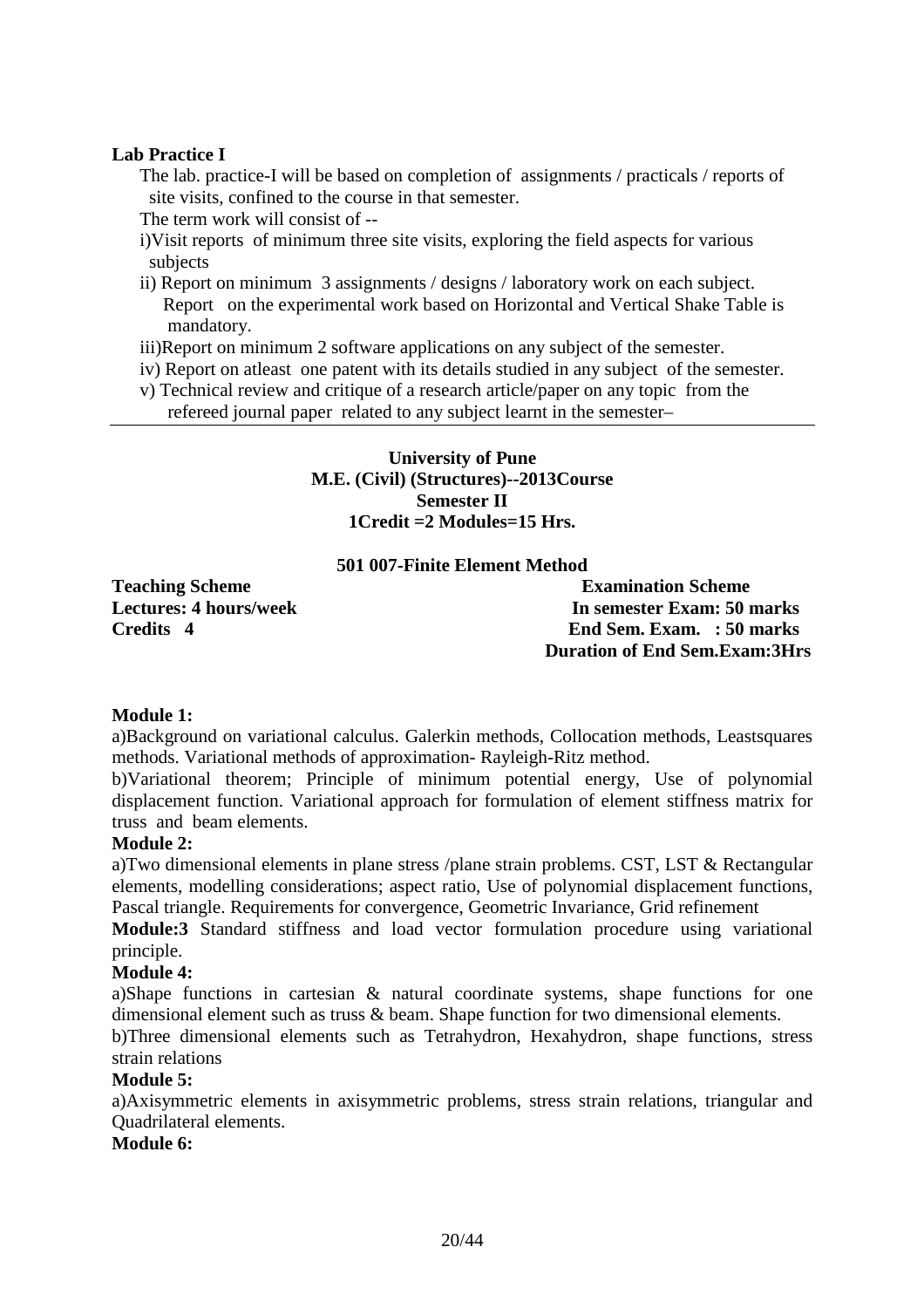**Lab Practice I**

The lab. practice-I will be based on completion of assignments / practicals / reports of site visits, confined to the course in that semester.

The term work will consist of --

i)Visit reports of minimum three site visits, exploring the field aspects for various subjects

ii) Report on minimum 3 assignments / designs / laboratory work on each subject. Report on the experimental work based on Horizontal and Vertical Shake Table is mandatory.

iii)Report on minimum 2 software applications on any subject of the semester.

iv) Report on atleast one patent with its details studied in any subject of the semester.

v) Technical review and critique of a research article/paper on any topic from the refereed journal paper related to any subject learnt in the semester–

---

**University of Pune**
**M.E. (Civil) (Structures)--2013Course**
**Semester II**
**1Credit =2 Modules=15 Hrs.**

**501 007-Finite Element Method**

| Teaching Scheme | Examination Scheme |
|---|---|
| Lectures: 4 hours/week | In semester Exam: 50 marks |
| Credits 4 | End Sem. Exam. : 50 marks |
| | Duration of End Sem.Exam:3Hrs |

**Module 1:**

a)Background on variational calculus. Galerkin methods, Collocation methods, Leastsquares methods. Variational methods of approximation- Rayleigh-Ritz method.

b)Variational theorem; Principle of minimum potential energy, Use of polynomial displacement function. Variational approach for formulation of element stiffness matrix for truss and beam elements.

**Module 2:**

a)Two dimensional elements in plane stress /plane strain problems. CST, LST & Rectangular elements, modelling considerations; aspect ratio, Use of polynomial displacement functions, Pascal triangle. Requirements for convergence, Geometric Invariance, Grid refinement

**Module:3** Standard stiffness and load vector formulation procedure using variational principle.

**Module 4:**

a)Shape functions in cartesian & natural coordinate systems, shape functions for one dimensional element such as truss & beam. Shape function for two dimensional elements.

b)Three dimensional elements such as Tetrahydron, Hexahydron, shape functions, stress strain relations

**Module 5:**

a)Axisymmetric elements in axisymmetric problems, stress strain relations, triangular and Quadrilateral elements.

**Module 6:**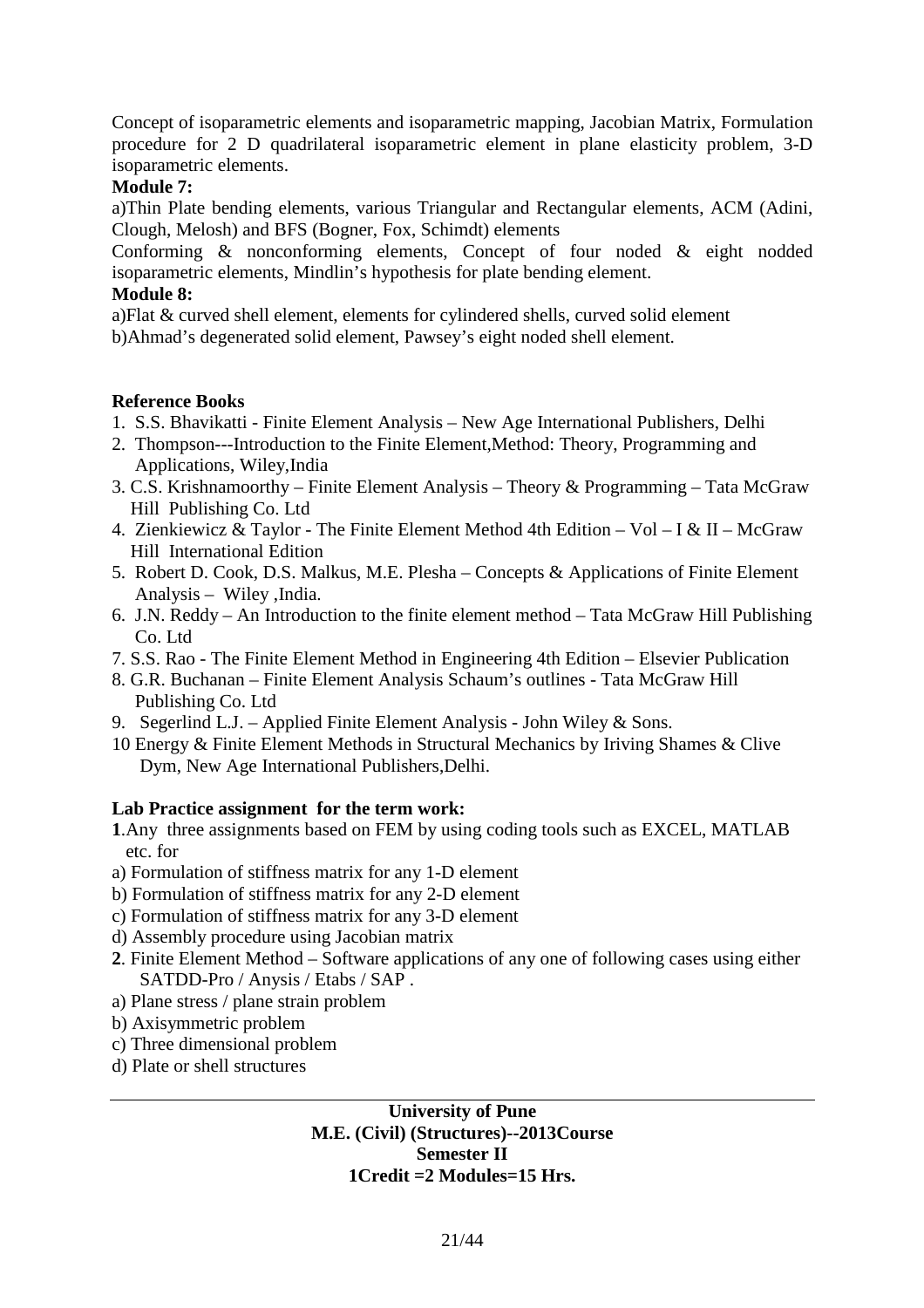Concept of isoparametric elements and isoparametric mapping, Jacobian Matrix, Formulation procedure for 2 D quadrilateral isoparametric element in plane elasticity problem, 3-D isoparametric elements.

**Module 7:**

a)Thin Plate bending elements, various Triangular and Rectangular elements, ACM (Adini, Clough, Melosh) and BFS (Bogner, Fox, Schimdt) elements

Conforming & nonconforming elements, Concept of four noded & eight nodded isoparametric elements, Mindlin's hypothesis for plate bending element.

**Module 8:**

a)Flat & curved shell element, elements for cylindered shells, curved solid element

b)Ahmad's degenerated solid element, Pawsey's eight noded shell element.

**Reference Books**

1. S.S. Bhavikatti - Finite Element Analysis – New Age International Publishers, Delhi
2. Thompson---Introduction to the Finite Element,Method: Theory, Programming and Applications, Wiley,India
3. C.S. Krishnamoorthy – Finite Element Analysis – Theory & Programming – Tata McGraw Hill Publishing Co. Ltd
4. Zienkiewicz & Taylor - The Finite Element Method 4th Edition – Vol – I & II – McGraw Hill International Edition
5. Robert D. Cook, D.S. Malkus, M.E. Plesha – Concepts & Applications of Finite Element Analysis – Wiley ,India.
6. J.N. Reddy – An Introduction to the finite element method – Tata McGraw Hill Publishing Co. Ltd
7. S.S. Rao - The Finite Element Method in Engineering 4th Edition – Elsevier Publication
8. G.R. Buchanan – Finite Element Analysis Schaum's outlines - Tata McGraw Hill Publishing Co. Ltd
9. Segerlind L.J. – Applied Finite Element Analysis - John Wiley & Sons.
10. Energy & Finite Element Methods in Structural Mechanics by Iriving Shames & Clive Dym, New Age International Publishers,Delhi.

**Lab Practice assignment for the term work:**

**1**.Any three assignments based on FEM by using coding tools such as EXCEL, MATLAB etc. for

a) Formulation of stiffness matrix for any 1-D element

b) Formulation of stiffness matrix for any 2-D element

c) Formulation of stiffness matrix for any 3-D element

d) Assembly procedure using Jacobian matrix

**2**. Finite Element Method – Software applications of any one of following cases using either SATDD-Pro / Anysis / Etabs / SAP .

a) Plane stress / plane strain problem

b) Axisymmetric problem

c) Three dimensional problem

d) Plate or shell structures

---

**University of Pune**
**M.E. (Civil) (Structures)--2013Course**
**Semester II**
**1Credit =2 Modules=15 Hrs.**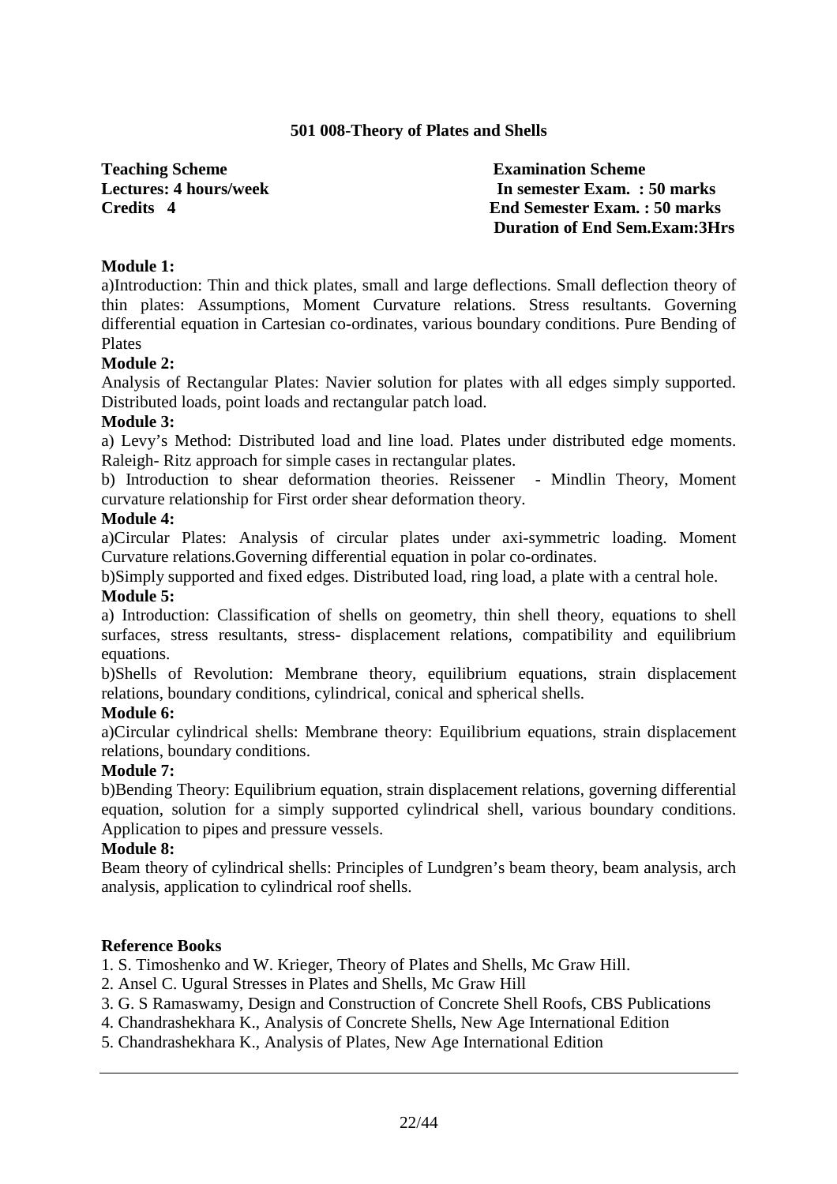## 501 008-Theory of Plates and Shells

| | |
|---|---|
| **Teaching Scheme** | **Examination Scheme** |
| **Lectures: 4 hours/week** | **In semester Exam. : 50 marks** |
| **Credits 4** | **End Semester Exam. : 50 marks** |
| | **Duration of End Sem.Exam:3Hrs** |

**Module 1:**

a)Introduction: Thin and thick plates, small and large deflections. Small deflection theory of thin plates: Assumptions, Moment Curvature relations. Stress resultants. Governing differential equation in Cartesian co-ordinates, various boundary conditions. Pure Bending of Plates

**Module 2:**

Analysis of Rectangular Plates: Navier solution for plates with all edges simply supported. Distributed loads, point loads and rectangular patch load.

**Module 3:**

a) Levy's Method: Distributed load and line load. Plates under distributed edge moments. Raleigh- Ritz approach for simple cases in rectangular plates.

b) Introduction to shear deformation theories. Reissener - Mindlin Theory, Moment curvature relationship for First order shear deformation theory.

**Module 4:**

a)Circular Plates: Analysis of circular plates under axi-symmetric loading. Moment Curvature relations.Governing differential equation in polar co-ordinates.

b)Simply supported and fixed edges. Distributed load, ring load, a plate with a central hole.

**Module 5:**

a) Introduction: Classification of shells on geometry, thin shell theory, equations to shell surfaces, stress resultants, stress- displacement relations, compatibility and equilibrium equations.

b)Shells of Revolution: Membrane theory, equilibrium equations, strain displacement relations, boundary conditions, cylindrical, conical and spherical shells.

**Module 6:**

a)Circular cylindrical shells: Membrane theory: Equilibrium equations, strain displacement relations, boundary conditions.

**Module 7:**

b)Bending Theory: Equilibrium equation, strain displacement relations, governing differential equation, solution for a simply supported cylindrical shell, various boundary conditions. Application to pipes and pressure vessels.

**Module 8:**

Beam theory of cylindrical shells: Principles of Lundgren's beam theory, beam analysis, arch analysis, application to cylindrical roof shells.

**Reference Books**

1. S. Timoshenko and W. Krieger, Theory of Plates and Shells, Mc Graw Hill.
2. Ansel C. Ugural Stresses in Plates and Shells, Mc Graw Hill
3. G. S Ramaswamy, Design and Construction of Concrete Shell Roofs, CBS Publications
4. Chandrashekhara K., Analysis of Concrete Shells, New Age International Edition
5. Chandrashekhara K., Analysis of Plates, New Age International Edition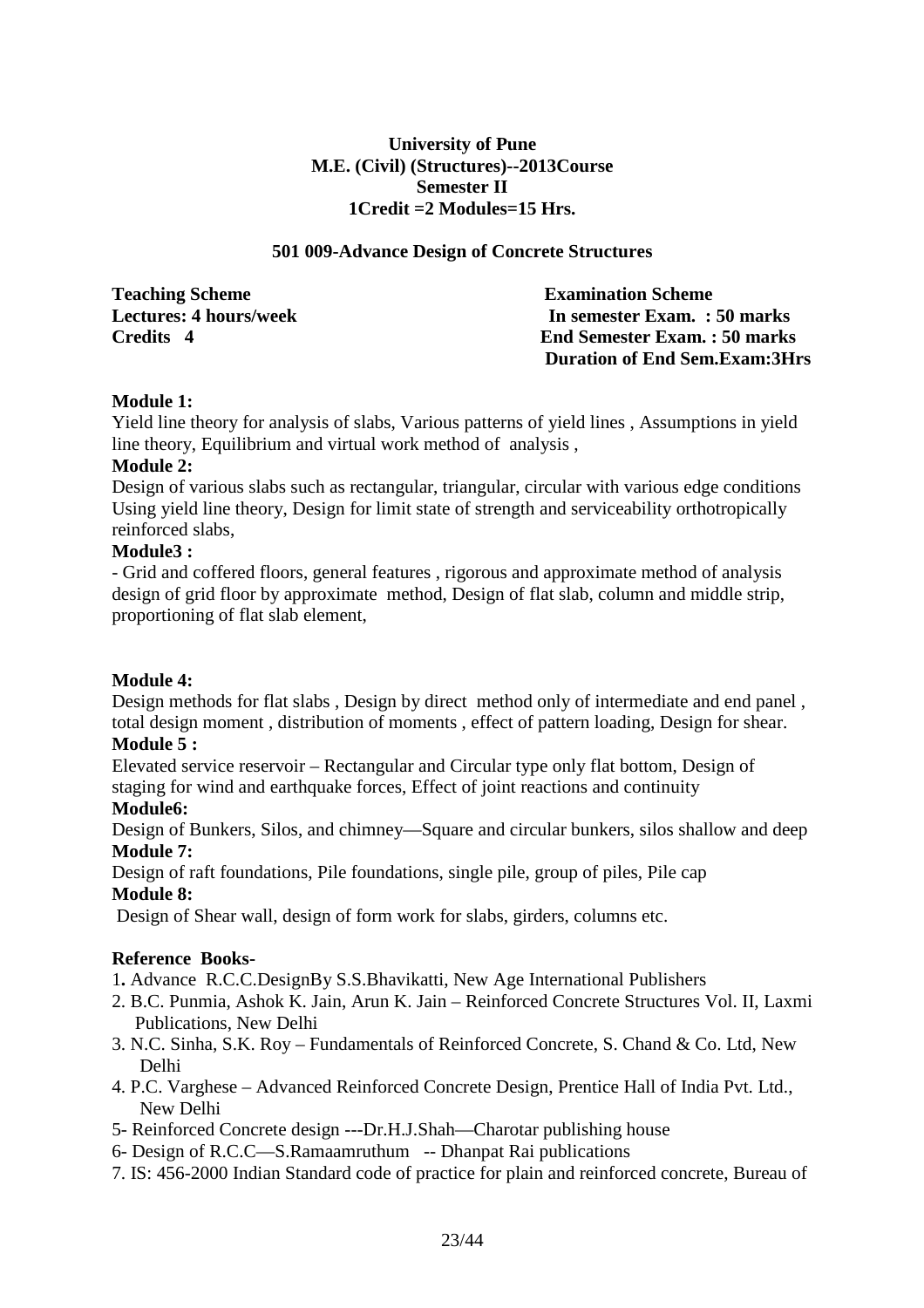**University of Pune**
**M.E. (Civil) (Structures)--2013Course**
**Semester II**
**1Credit =2 Modules=15 Hrs.**

**501 009-Advance Design of Concrete Structures**

**Teaching Scheme**
**Lectures: 4 hours/week**
**Credits 4**

**Examination Scheme**
**In semester Exam. : 50 marks**
**End Semester Exam. : 50 marks**
**Duration of End Sem.Exam:3Hrs**

**Module 1:**
Yield line theory for analysis of slabs, Various patterns of yield lines , Assumptions in yield line theory, Equilibrium and virtual work method of analysis ,

**Module 2:**
Design of various slabs such as rectangular, triangular, circular with various edge conditions Using yield line theory, Design for limit state of strength and serviceability orthotropically reinforced slabs,

**Module3 :**
- Grid and coffered floors, general features , rigorous and approximate method of analysis design of grid floor by approximate method, Design of flat slab, column and middle strip, proportioning of flat slab element,

**Module 4:**
Design methods for flat slabs , Design by direct method only of intermediate and end panel , total design moment , distribution of moments , effect of pattern loading, Design for shear.

**Module 5 :**
Elevated service reservoir – Rectangular and Circular type only flat bottom, Design of staging for wind and earthquake forces, Effect of joint reactions and continuity

**Module6:**
Design of Bunkers, Silos, and chimney—Square and circular bunkers, silos shallow and deep

**Module 7:**
Design of raft foundations, Pile foundations, single pile, group of piles, Pile cap

**Module 8:**
Design of Shear wall, design of form work for slabs, girders, columns etc.

**Reference Books-**

1. Advance R.C.C.DesignBy S.S.Bhavikatti, New Age International Publishers
2. B.C. Punmia, Ashok K. Jain, Arun K. Jain – Reinforced Concrete Structures Vol. II, Laxmi Publications, New Delhi
3. N.C. Sinha, S.K. Roy – Fundamentals of Reinforced Concrete, S. Chand & Co. Ltd, New Delhi
4. P.C. Varghese – Advanced Reinforced Concrete Design, Prentice Hall of India Pvt. Ltd., New Delhi
5- Reinforced Concrete design ---Dr.H.J.Shah—Charotar publishing house
6- Design of R.C.C—S.Ramaamruthum -- Dhanpat Rai publications
7. IS: 456-2000 Indian Standard code of practice for plain and reinforced concrete, Bureau of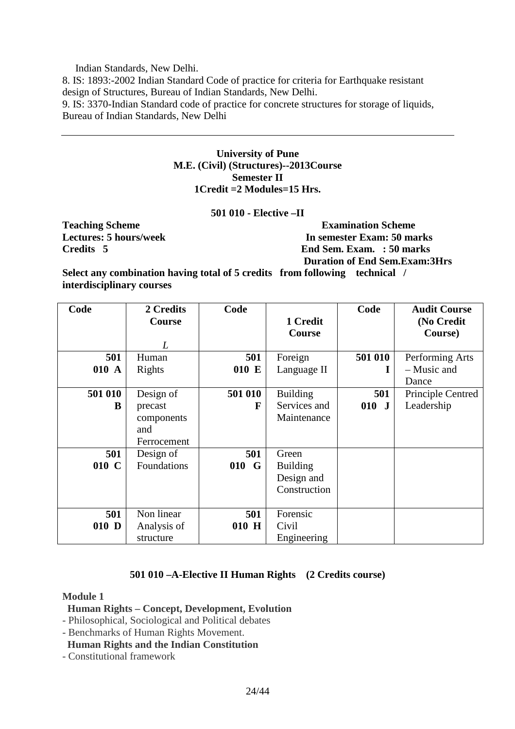Indian Standards, New Delhi.

8. IS: 1893:-2002 Indian Standard Code of practice for criteria for Earthquake resistant design of Structures, Bureau of Indian Standards, New Delhi.

9. IS: 3370-Indian Standard code of practice for concrete structures for storage of liquids, Bureau of Indian Standards, New Delhi

---

**University of Pune**
**M.E. (Civil) (Structures)--2013Course**
**Semester II**
**1Credit =2 Modules=15 Hrs.**

**501 010 - Elective –II**

| | |
|---|---|
| **Teaching Scheme** | **Examination Scheme** |
| **Lectures: 5 hours/week** | **In semester Exam: 50 marks** |
| **Credits 5** | **End Sem. Exam. : 50 marks** |
| | **Duration of End Sem.Exam:3Hrs** |

**Select any combination having total of 5 credits from following technical / interdisciplinary courses**

| Code | 2 Credits Course *L* | Code | 1 Credit Course | Code | Audit Course (No Credit Course) |
|---|---|---|---|---|---|
| **501 010 A** | Human Rights | **501 010 E** | Foreign Language II | **501 010 I** | Performing Arts – Music and Dance |
| **501 010 B** | Design of precast components and Ferrocement | **501 010 F** | Building Services and Maintenance | **501 010 J** | Principle Centred Leadership |
| **501 010 C** | Design of Foundations | **501 010 G** | Green Building Design and Construction | | |
| **501 010 D** | Non linear Analysis of structure | **501 010 H** | Forensic Civil Engineering | | |

## 501 010 –A-Elective II Human Rights (2 Credits course)

**Module 1**

**Human Rights – Concept, Development, Evolution**

- Philosophical, Sociological and Political debates
- Benchmarks of Human Rights Movement.

**Human Rights and the Indian Constitution**

- Constitutional framework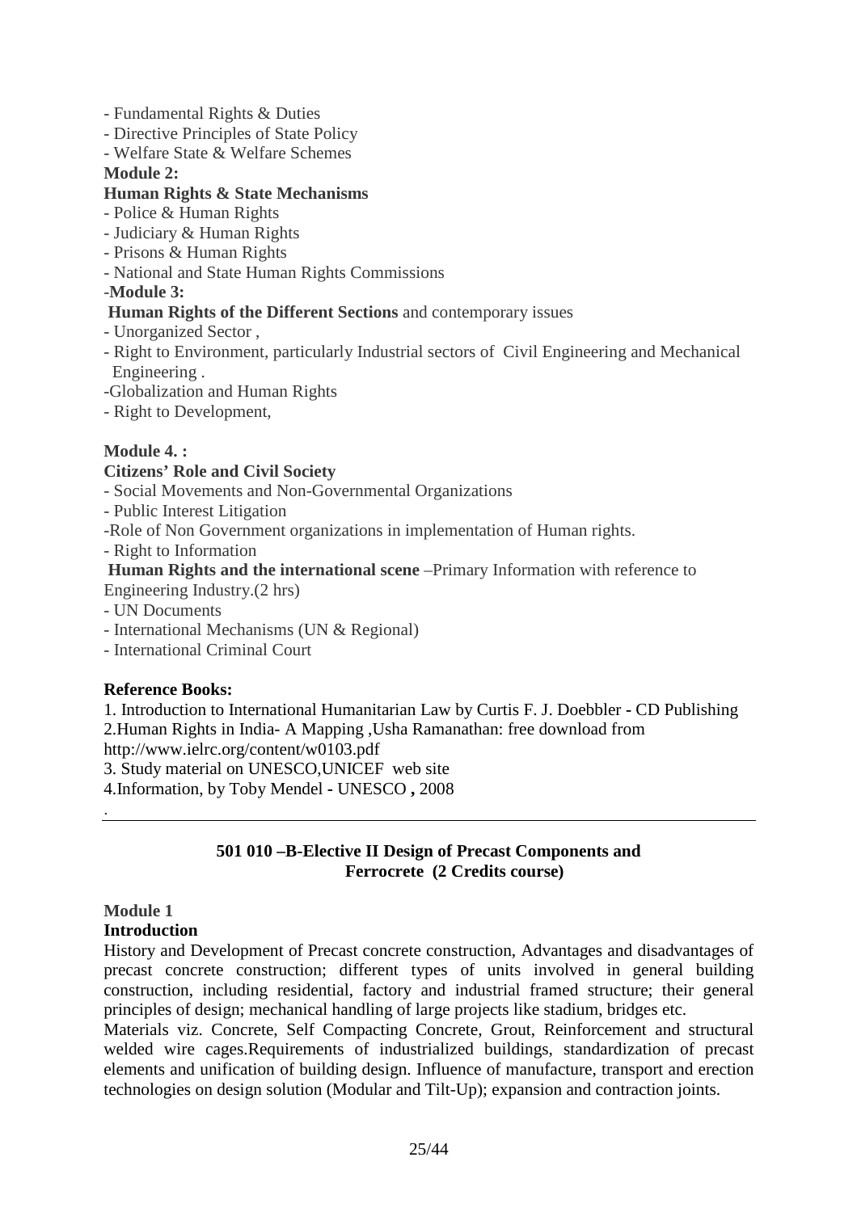- Fundamental Rights & Duties
- Directive Principles of State Policy
- Welfare State & Welfare Schemes

**Module 2:**

**Human Rights & State Mechanisms**

- Police & Human Rights
- Judiciary & Human Rights
- Prisons & Human Rights
- National and State Human Rights Commissions

-**Module 3:**

**Human Rights of the Different Sections** and contemporary issues

- Unorganized Sector ,
- Right to Environment, particularly Industrial sectors of Civil Engineering and Mechanical Engineering .
- Globalization and Human Rights
- Right to Development,

**Module 4. :**

**Citizens' Role and Civil Society**

- Social Movements and Non-Governmental Organizations
- Public Interest Litigation
- Role of Non Government organizations in implementation of Human rights.
- Right to Information

**Human Rights and the international scene** –Primary Information with reference to Engineering Industry.(2 hrs)

- UN Documents
- International Mechanisms (UN & Regional)
- International Criminal Court

**Reference Books:**

1. Introduction to International Humanitarian Law by Curtis F. J. Doebbler - CD Publishing
2. Human Rights in India- A Mapping ,Usha Ramanathan: free download from http://www.ielrc.org/content/w0103.pdf
3. Study material on UNESCO,UNICEF web site
4. Information, by Toby Mendel - UNESCO **,** 2008

.

---

## 501 010 –B-Elective II Design of Precast Components and Ferrocrete (2 Credits course)

**Module 1**

**Introduction**

History and Development of Precast concrete construction, Advantages and disadvantages of precast concrete construction; different types of units involved in general building construction, including residential, factory and industrial framed structure; their general principles of design; mechanical handling of large projects like stadium, bridges etc.

Materials viz. Concrete, Self Compacting Concrete, Grout, Reinforcement and structural welded wire cages.Requirements of industrialized buildings, standardization of precast elements and unification of building design. Influence of manufacture, transport and erection technologies on design solution (Modular and Tilt-Up); expansion and contraction joints.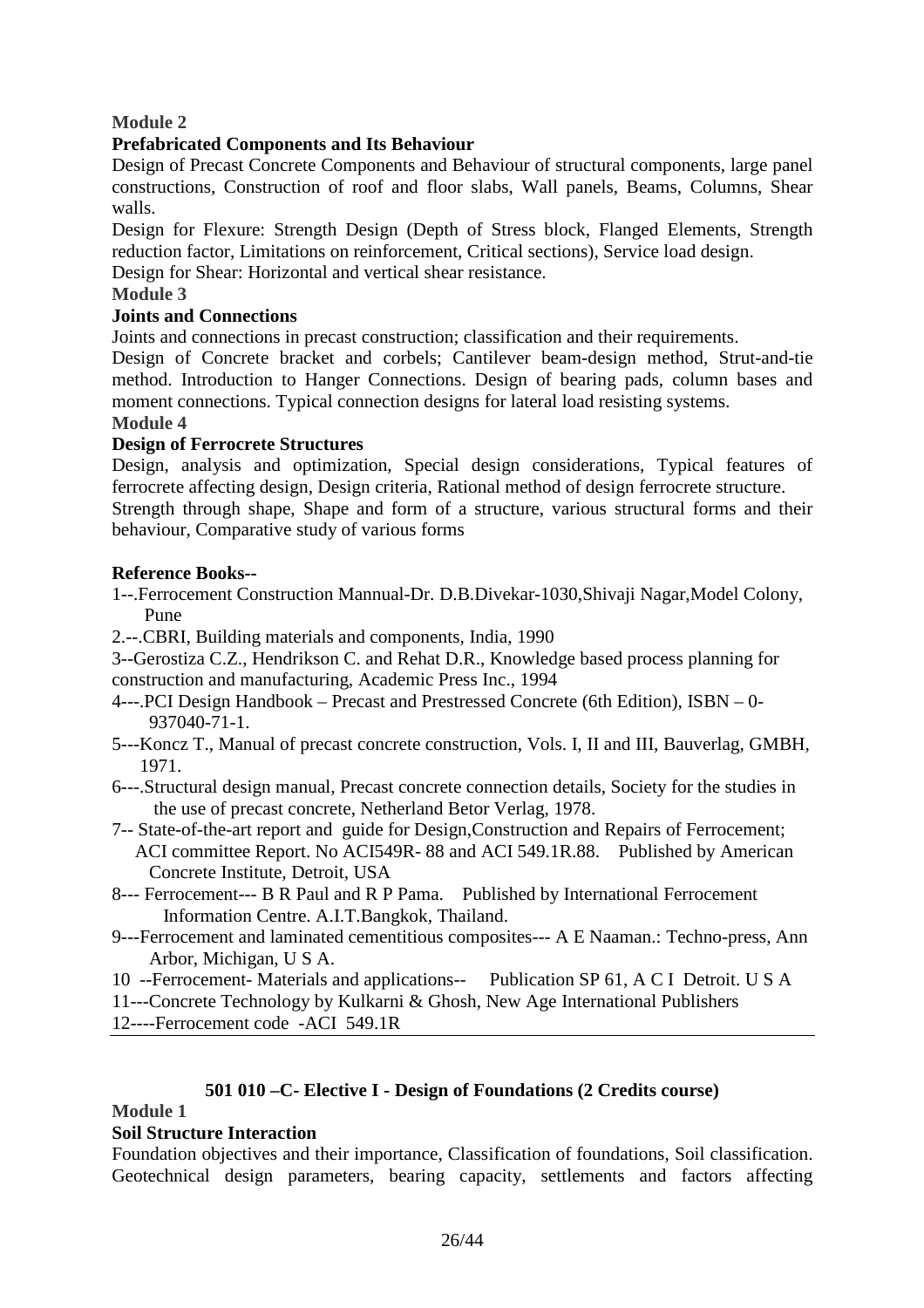**Module 2**

**Prefabricated Components and Its Behaviour**

Design of Precast Concrete Components and Behaviour of structural components, large panel constructions, Construction of roof and floor slabs, Wall panels, Beams, Columns, Shear walls.

Design for Flexure: Strength Design (Depth of Stress block, Flanged Elements, Strength reduction factor, Limitations on reinforcement, Critical sections), Service load design.

Design for Shear: Horizontal and vertical shear resistance.

**Module 3**

**Joints and Connections**

Joints and connections in precast construction; classification and their requirements.

Design of Concrete bracket and corbels; Cantilever beam-design method, Strut-and-tie method. Introduction to Hanger Connections. Design of bearing pads, column bases and moment connections. Typical connection designs for lateral load resisting systems.

**Module 4**

**Design of Ferrocrete Structures**

Design, analysis and optimization, Special design considerations, Typical features of ferrocrete affecting design, Design criteria, Rational method of design ferrocrete structure.

Strength through shape, Shape and form of a structure, various structural forms and their behaviour, Comparative study of various forms

**Reference Books--**

1--.Ferrocement Construction Mannual-Dr. D.B.Divekar-1030,Shivaji Nagar,Model Colony, Pune

2.--.CBRI, Building materials and components, India, 1990

3--Gerostiza C.Z., Hendrikson C. and Rehat D.R., Knowledge based process planning for construction and manufacturing, Academic Press Inc., 1994

4---.PCI Design Handbook – Precast and Prestressed Concrete (6th Edition), ISBN – 0-937040-71-1.

5---Koncz T., Manual of precast concrete construction, Vols. I, II and III, Bauverlag, GMBH, 1971.

6---.Structural design manual, Precast concrete connection details, Society for the studies in the use of precast concrete, Netherland Betor Verlag, 1978.

7-- State-of-the-art report and guide for Design,Construction and Repairs of Ferrocement; ACI committee Report. No ACI549R- 88 and ACI 549.1R.88. Published by American Concrete Institute, Detroit, USA

8--- Ferrocement--- B R Paul and R P Pama. Published by International Ferrocement Information Centre. A.I.T.Bangkok, Thailand.

9---Ferrocement and laminated cementitious composites--- A E Naaman.: Techno-press, Ann Arbor, Michigan, U S A.

10 --Ferrocement- Materials and applications-- Publication SP 61, A C I Detroit. U S A

11---Concrete Technology by Kulkarni & Ghosh, New Age International Publishers

12----Ferrocement code -ACI 549.1R

---

## 501 010 –C- Elective I - Design of Foundations (2 Credits course)

**Module 1**

**Soil Structure Interaction**

Foundation objectives and their importance, Classification of foundations, Soil classification. Geotechnical design parameters, bearing capacity, settlements and factors affecting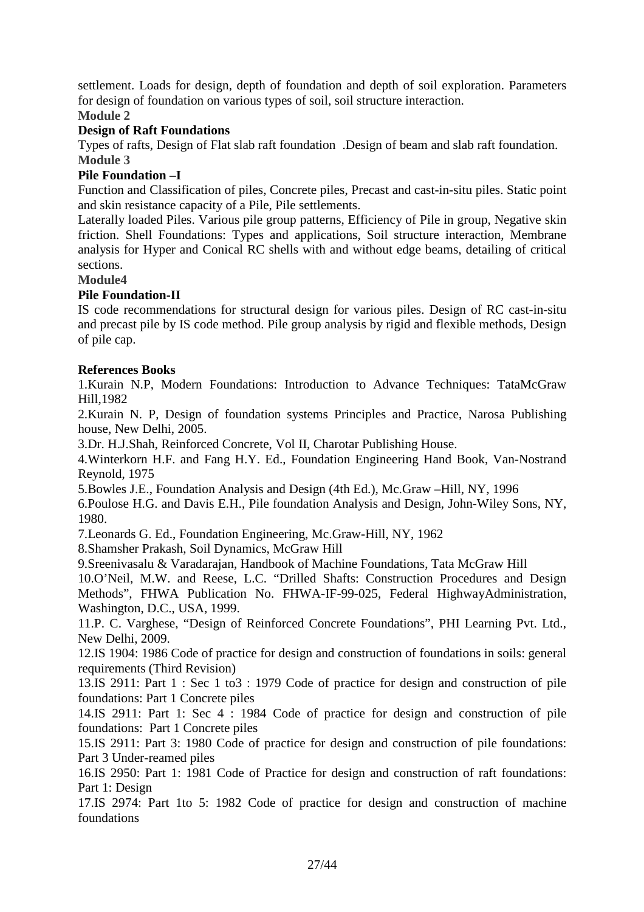settlement. Loads for design, depth of foundation and depth of soil exploration. Parameters for design of foundation on various types of soil, soil structure interaction.

**Module 2**

**Design of Raft Foundations**

Types of rafts, Design of Flat slab raft foundation .Design of beam and slab raft foundation.

**Module 3**

**Pile Foundation –I**

Function and Classification of piles, Concrete piles, Precast and cast-in-situ piles. Static point and skin resistance capacity of a Pile, Pile settlements.

Laterally loaded Piles. Various pile group patterns, Efficiency of Pile in group, Negative skin friction. Shell Foundations: Types and applications, Soil structure interaction, Membrane analysis for Hyper and Conical RC shells with and without edge beams, detailing of critical sections.

**Module4**

**Pile Foundation-II**

IS code recommendations for structural design for various piles. Design of RC cast-in-situ and precast pile by IS code method. Pile group analysis by rigid and flexible methods, Design of pile cap.

**References Books**

1.Kurain N.P, Modern Foundations: Introduction to Advance Techniques: TataMcGraw Hill,1982

2.Kurain N. P, Design of foundation systems Principles and Practice, Narosa Publishing house, New Delhi, 2005.

3.Dr. H.J.Shah, Reinforced Concrete, Vol II, Charotar Publishing House.

4.Winterkorn H.F. and Fang H.Y. Ed., Foundation Engineering Hand Book, Van-Nostrand Reynold, 1975

5.Bowles J.E., Foundation Analysis and Design (4th Ed.), Mc.Graw –Hill, NY, 1996

6.Poulose H.G. and Davis E.H., Pile foundation Analysis and Design, John-Wiley Sons, NY, 1980.

7.Leonards G. Ed., Foundation Engineering, Mc.Graw-Hill, NY, 1962

8.Shamsher Prakash, Soil Dynamics, McGraw Hill

9.Sreenivasalu & Varadarajan, Handbook of Machine Foundations, Tata McGraw Hill

10.O'Neil, M.W. and Reese, L.C. "Drilled Shafts: Construction Procedures and Design Methods", FHWA Publication No. FHWA-IF-99-025, Federal HighwayAdministration, Washington, D.C., USA, 1999.

11.P. C. Varghese, "Design of Reinforced Concrete Foundations", PHI Learning Pvt. Ltd., New Delhi, 2009.

12.IS 1904: 1986 Code of practice for design and construction of foundations in soils: general requirements (Third Revision)

13.IS 2911: Part 1 : Sec 1 to3 : 1979 Code of practice for design and construction of pile foundations: Part 1 Concrete piles

14.IS 2911: Part 1: Sec 4 : 1984 Code of practice for design and construction of pile foundations: Part 1 Concrete piles

15.IS 2911: Part 3: 1980 Code of practice for design and construction of pile foundations: Part 3 Under-reamed piles

16.IS 2950: Part 1: 1981 Code of Practice for design and construction of raft foundations: Part 1: Design

17.IS 2974: Part 1to 5: 1982 Code of practice for design and construction of machine foundations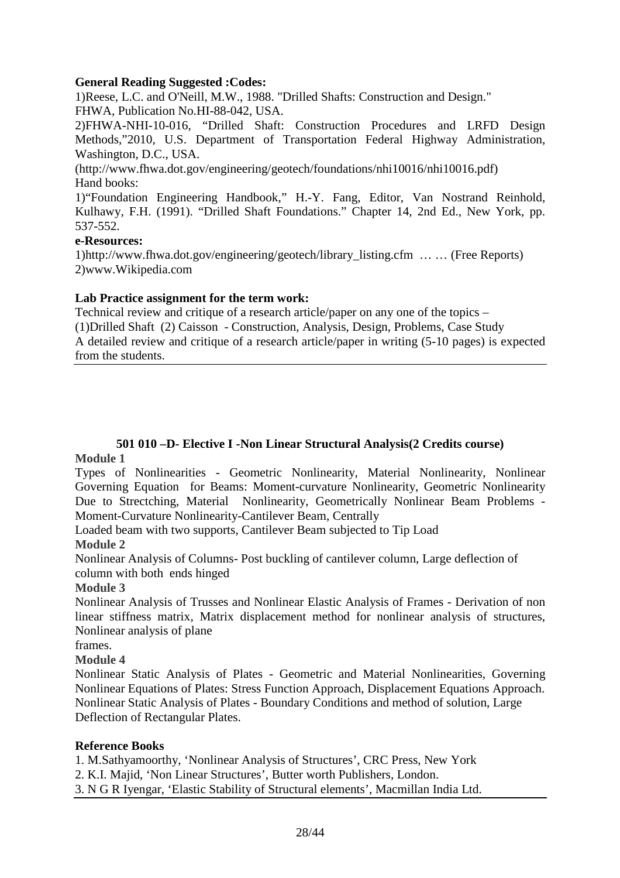**General Reading Suggested :Codes:**

1)Reese, L.C. and O'Neill, M.W., 1988. "Drilled Shafts: Construction and Design." FHWA, Publication No.HI-88-042, USA.

2)FHWA-NHI-10-016, "Drilled Shaft: Construction Procedures and LRFD Design Methods,"2010, U.S. Department of Transportation Federal Highway Administration, Washington, D.C., USA.

(http://www.fhwa.dot.gov/engineering/geotech/foundations/nhi10016/nhi10016.pdf)

Hand books:

1)"Foundation Engineering Handbook," H.-Y. Fang, Editor, Van Nostrand Reinhold, Kulhawy, F.H. (1991). "Drilled Shaft Foundations." Chapter 14, 2nd Ed., New York, pp. 537-552.

**e-Resources:**

1)http://www.fhwa.dot.gov/engineering/geotech/library_listing.cfm … … (Free Reports)

2)www.Wikipedia.com

**Lab Practice assignment for the term work:**

Technical review and critique of a research article/paper on any one of the topics –

(1)Drilled Shaft (2) Caisson - Construction, Analysis, Design, Problems, Case Study

A detailed review and critique of a research article/paper in writing (5-10 pages) is expected from the students.

---

## 501 010 –D- Elective I -Non Linear Structural Analysis(2 Credits course)

**Module 1**

Types of Nonlinearities - Geometric Nonlinearity, Material Nonlinearity, Nonlinear Governing Equation for Beams: Moment-curvature Nonlinearity, Geometric Nonlinearity Due to Strectching, Material Nonlinearity, Geometrically Nonlinear Beam Problems - Moment-Curvature Nonlinearity-Cantilever Beam, Centrally

Loaded beam with two supports, Cantilever Beam subjected to Tip Load

**Module 2**

Nonlinear Analysis of Columns- Post buckling of cantilever column, Large deflection of column with both ends hinged

**Module 3**

Nonlinear Analysis of Trusses and Nonlinear Elastic Analysis of Frames - Derivation of non linear stiffness matrix, Matrix displacement method for nonlinear analysis of structures, Nonlinear analysis of plane

frames.

**Module 4**

Nonlinear Static Analysis of Plates - Geometric and Material Nonlinearities, Governing Nonlinear Equations of Plates: Stress Function Approach, Displacement Equations Approach. Nonlinear Static Analysis of Plates - Boundary Conditions and method of solution, Large Deflection of Rectangular Plates.

**Reference Books**

1. M.Sathyamoorthy, 'Nonlinear Analysis of Structures', CRC Press, New York
2. K.I. Majid, 'Non Linear Structures', Butter worth Publishers, London.
3. N G R Iyengar, 'Elastic Stability of Structural elements', Macmillan India Ltd.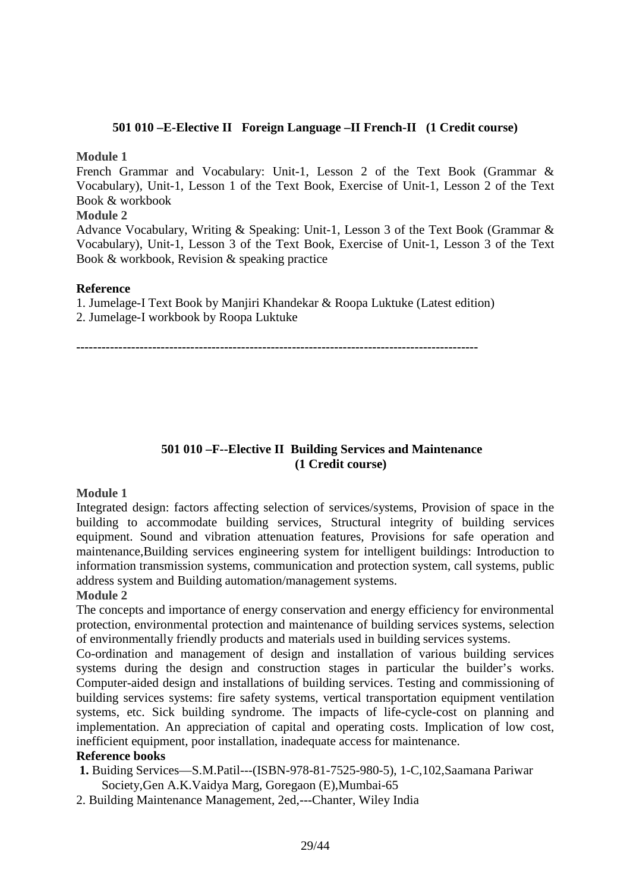### 501 010 –E-Elective II Foreign Language –II French-II (1 Credit course)

**Module 1**

French Grammar and Vocabulary: Unit-1, Lesson 2 of the Text Book (Grammar & Vocabulary), Unit-1, Lesson 1 of the Text Book, Exercise of Unit-1, Lesson 2 of the Text Book & workbook

**Module 2**

Advance Vocabulary, Writing & Speaking: Unit-1, Lesson 3 of the Text Book (Grammar & Vocabulary), Unit-1, Lesson 3 of the Text Book, Exercise of Unit-1, Lesson 3 of the Text Book & workbook, Revision & speaking practice

**Reference**

1. Jumelage-I Text Book by Manjiri Khandekar & Roopa Luktuke (Latest edition)
2. Jumelage-I workbook by Roopa Luktuke

---

### 501 010 –F--Elective II Building Services and Maintenance (1 Credit course)

**Module 1**

Integrated design: factors affecting selection of services/systems, Provision of space in the building to accommodate building services, Structural integrity of building services equipment. Sound and vibration attenuation features, Provisions for safe operation and maintenance,Building services engineering system for intelligent buildings: Introduction to information transmission systems, communication and protection system, call systems, public address system and Building automation/management systems.

**Module 2**

The concepts and importance of energy conservation and energy efficiency for environmental protection, environmental protection and maintenance of building services systems, selection of environmentally friendly products and materials used in building services systems.

Co-ordination and management of design and installation of various building services systems during the design and construction stages in particular the builder's works. Computer-aided design and installations of building services. Testing and commissioning of building services systems: fire safety systems, vertical transportation equipment ventilation systems, etc. Sick building syndrome. The impacts of life-cycle-cost on planning and implementation. An appreciation of capital and operating costs. Implication of low cost, inefficient equipment, poor installation, inadequate access for maintenance.

**Reference books**

1. Buiding Services—S.M.Patil---(ISBN-978-81-7525-980-5), 1-C,102,Saamana Pariwar Society,Gen A.K.Vaidya Marg, Goregaon (E),Mumbai-65
2. Building Maintenance Management, 2ed,---Chanter, Wiley India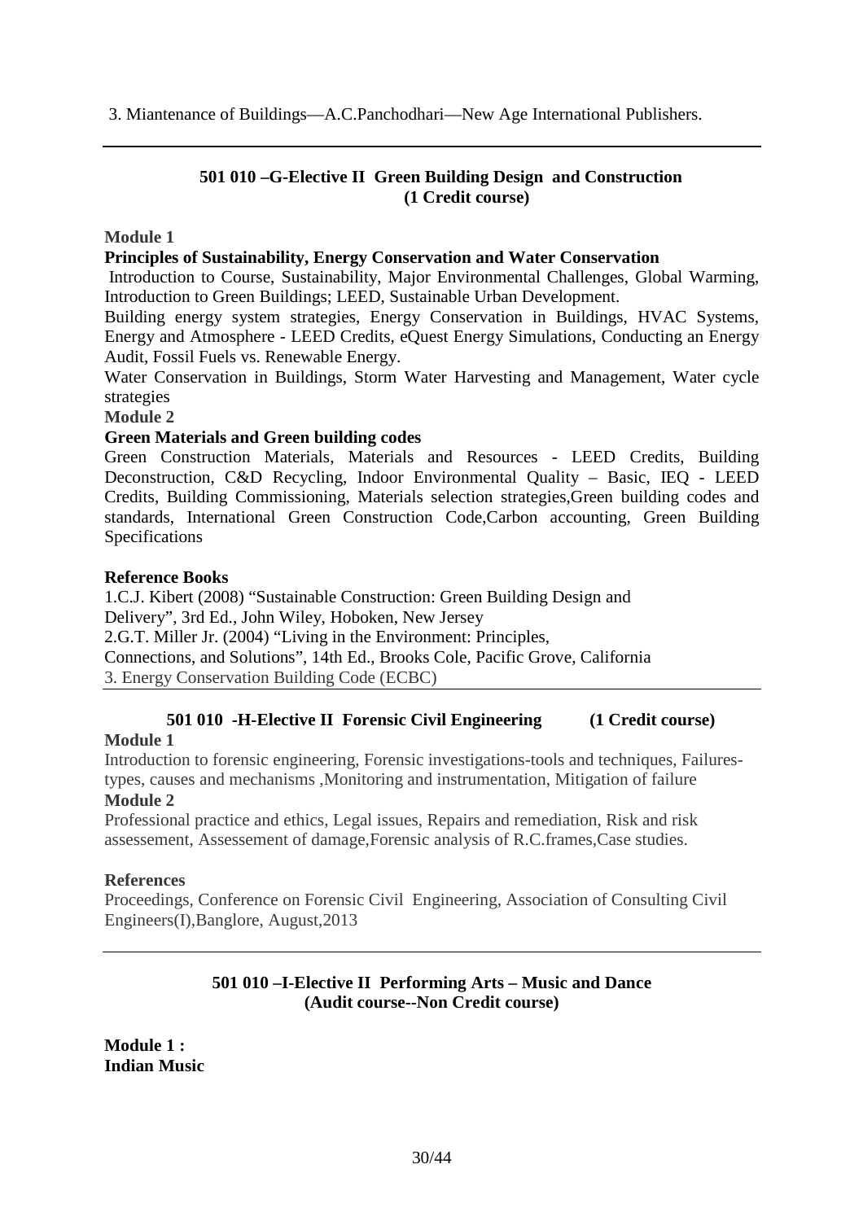3. Miantenance of Buildings—A.C.Panchodhari—New Age International Publishers.

---

### 501 010 –G-Elective II Green Building Design and Construction (1 Credit course)

**Module 1**

**Principles of Sustainability, Energy Conservation and Water Conservation**

Introduction to Course, Sustainability, Major Environmental Challenges, Global Warming, Introduction to Green Buildings; LEED, Sustainable Urban Development.

Building energy system strategies, Energy Conservation in Buildings, HVAC Systems, Energy and Atmosphere - LEED Credits, eQuest Energy Simulations, Conducting an Energy Audit, Fossil Fuels vs. Renewable Energy.

Water Conservation in Buildings, Storm Water Harvesting and Management, Water cycle strategies

**Module 2**

**Green Materials and Green building codes**

Green Construction Materials, Materials and Resources - LEED Credits, Building Deconstruction, C&D Recycling, Indoor Environmental Quality – Basic, IEQ - LEED Credits, Building Commissioning, Materials selection strategies,Green building codes and standards, International Green Construction Code,Carbon accounting, Green Building Specifications

**Reference Books**

1.C.J. Kibert (2008) "Sustainable Construction: Green Building Design and Delivery", 3rd Ed., John Wiley, Hoboken, New Jersey

2.G.T. Miller Jr. (2004) "Living in the Environment: Principles, Connections, and Solutions", 14th Ed., Brooks Cole, Pacific Grove, California

3. Energy Conservation Building Code (ECBC)

---

### 501 010 -H-Elective II Forensic Civil Engineering (1 Credit course)

**Module 1**

Introduction to forensic engineering, Forensic investigations-tools and techniques, Failures-types, causes and mechanisms ,Monitoring and instrumentation, Mitigation of failure

**Module 2**

Professional practice and ethics, Legal issues, Repairs and remediation, Risk and risk assessement, Assessement of damage,Forensic analysis of R.C.frames,Case studies.

**References**

Proceedings, Conference on Forensic Civil Engineering, Association of Consulting Civil Engineers(I),Banglore, August,2013

---

### 501 010 –I-Elective II Performing Arts – Music and Dance (Audit course--Non Credit course)

**Module 1 :**
**Indian Music**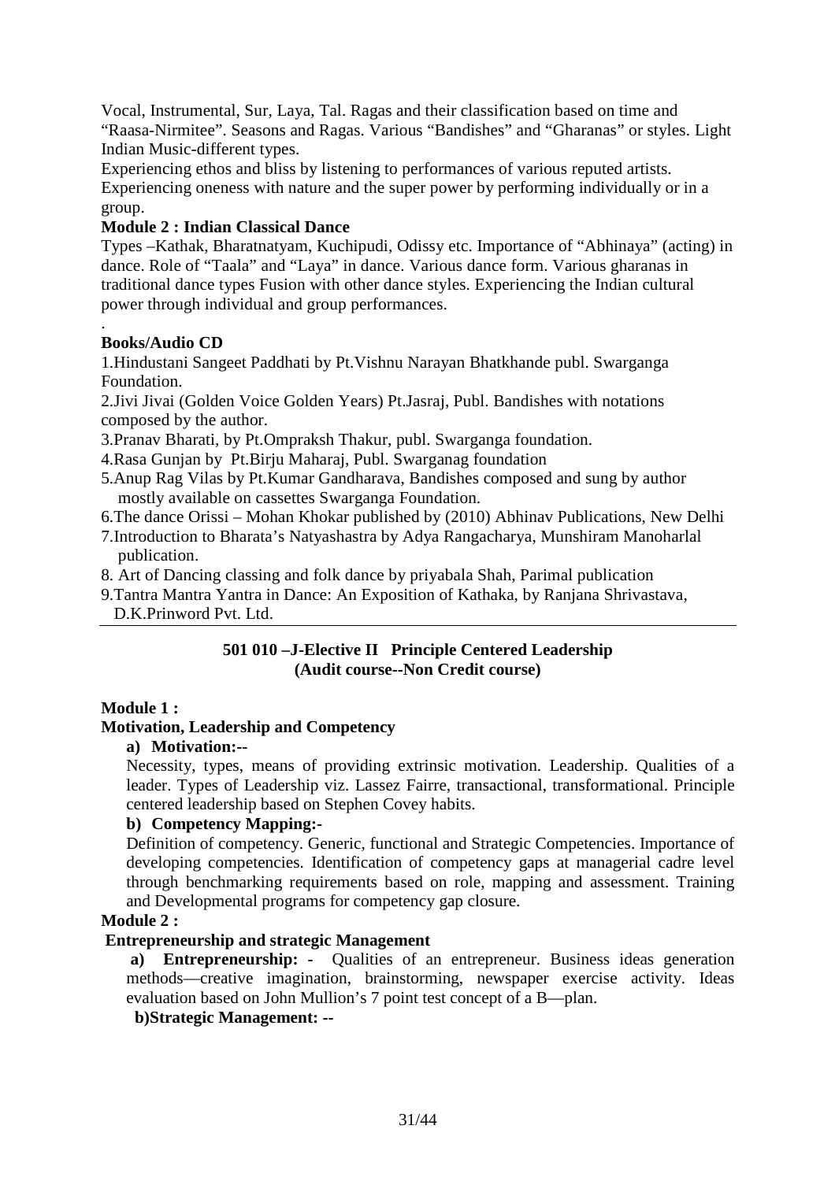Vocal, Instrumental, Sur, Laya, Tal. Ragas and their classification based on time and "Raasa-Nirmitee". Seasons and Ragas. Various "Bandishes" and "Gharanas" or styles. Light Indian Music-different types.

Experiencing ethos and bliss by listening to performances of various reputed artists. Experiencing oneness with nature and the super power by performing individually or in a group.

**Module 2 : Indian Classical Dance**

Types –Kathak, Bharatnatyam, Kuchipudi, Odissy etc. Importance of "Abhinaya" (acting) in dance. Role of "Taala" and "Laya" in dance. Various dance form. Various gharanas in traditional dance types Fusion with other dance styles. Experiencing the Indian cultural power through individual and group performances.

.

**Books/Audio CD**

1.Hindustani Sangeet Paddhati by Pt.Vishnu Narayan Bhatkhande publ. Swarganga Foundation.

2.Jivi Jivai (Golden Voice Golden Years) Pt.Jasraj, Publ. Bandishes with notations composed by the author.

3.Pranav Bharati, by Pt.Ompraksh Thakur, publ. Swarganga foundation.

4.Rasa Gunjan by Pt.Birju Maharaj, Publ. Swarganag foundation

5.Anup Rag Vilas by Pt.Kumar Gandharava, Bandishes composed and sung by author mostly available on cassettes Swarganga Foundation.

6.The dance Orissi – Mohan Khokar published by (2010) Abhinav Publications, New Delhi

7.Introduction to Bharata's Natyashastra by Adya Rangacharya, Munshiram Manoharlal publication.

8. Art of Dancing classing and folk dance by priyabala Shah, Parimal publication

9.Tantra Mantra Yantra in Dance: An Exposition of Kathaka, by Ranjana Shrivastava, D.K.Prinword Pvt. Ltd.

---

## 501 010 –J-Elective II Principle Centered Leadership
## (Audit course--Non Credit course)

**Module 1 :**

**Motivation, Leadership and Competency**

**a) Motivation:--**

Necessity, types, means of providing extrinsic motivation. Leadership. Qualities of a leader. Types of Leadership viz. Lassez Fairre, transactional, transformational. Principle centered leadership based on Stephen Covey habits.

**b) Competency Mapping:-**

Definition of competency. Generic, functional and Strategic Competencies. Importance of developing competencies. Identification of competency gaps at managerial cadre level through benchmarking requirements based on role, mapping and assessment. Training and Developmental programs for competency gap closure.

**Module 2 :**

**Entrepreneurship and strategic Management**

**a) Entrepreneurship: -** Qualities of an entrepreneur. Business ideas generation methods—creative imagination, brainstorming, newspaper exercise activity. Ideas evaluation based on John Mullion's 7 point test concept of a B—plan.

**b)Strategic Management: --**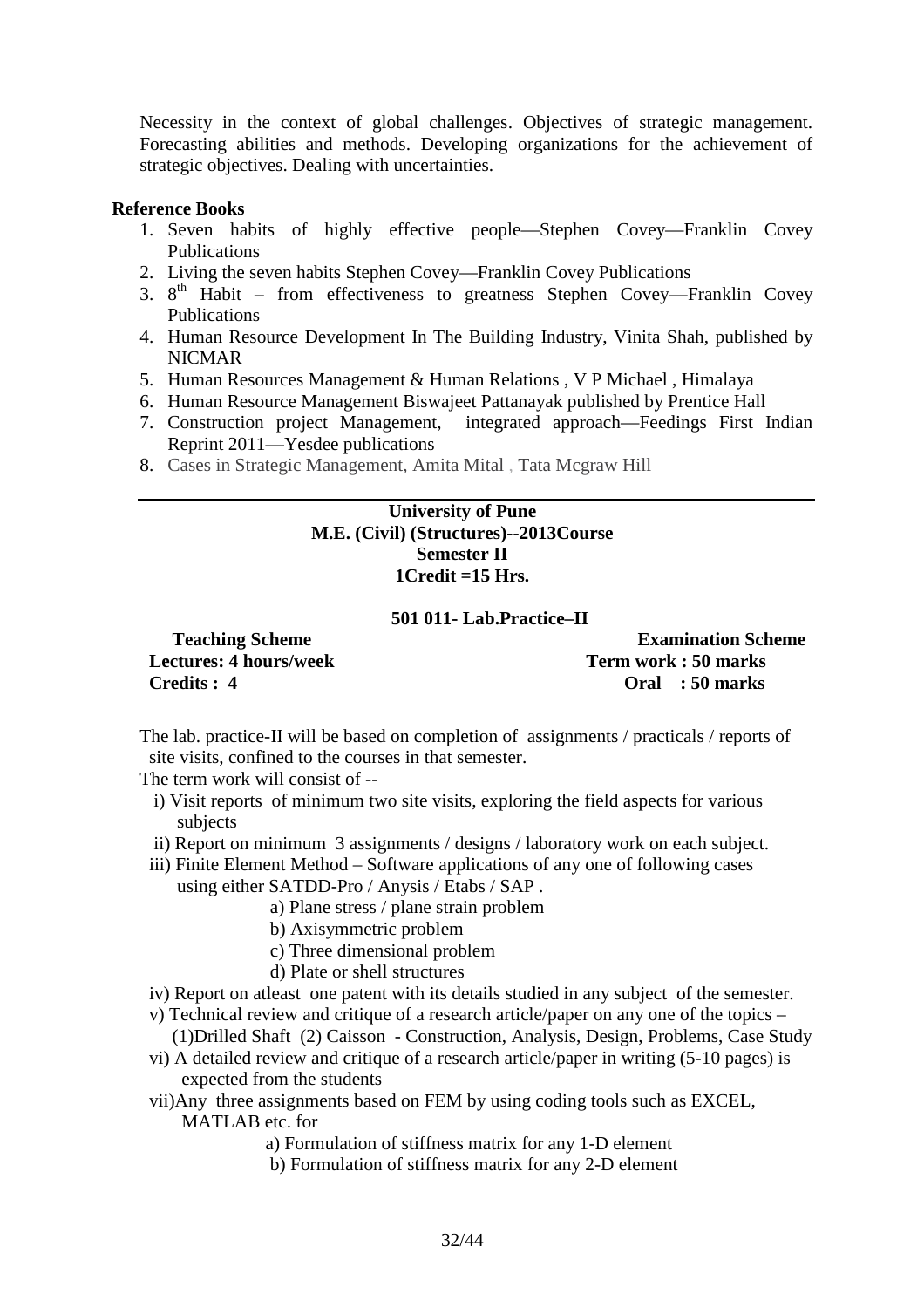Necessity in the context of global challenges. Objectives of strategic management. Forecasting abilities and methods. Developing organizations for the achievement of strategic objectives. Dealing with uncertainties.

**Reference Books**

1. Seven habits of highly effective people—Stephen Covey—Franklin Covey Publications
2. Living the seven habits Stephen Covey—Franklin Covey Publications
3. $8^{th}$ Habit – from effectiveness to greatness Stephen Covey—Franklin Covey Publications
4. Human Resource Development In The Building Industry, Vinita Shah, published by NICMAR
5. Human Resources Management & Human Relations , V P Michael , Himalaya
6. Human Resource Management Biswajeet Pattanayak published by Prentice Hall
7. Construction project Management, integrated approach—Feedings First Indian Reprint 2011—Yesdee publications
8. Cases in Strategic Management, Amita Mital , Tata Mcgraw Hill

---

**University of Pune**
**M.E. (Civil) (Structures)--2013Course**
**Semester II**
**1Credit =15 Hrs.**

**501 011- Lab.Practice–II**

| **Teaching Scheme** | **Examination Scheme** |
|---|---|
| **Lectures: 4 hours/week** | **Term work : 50 marks** |
| **Credits : 4** | **Oral : 50 marks** |

The lab. practice-II will be based on completion of assignments / practicals / reports of site visits, confined to the courses in that semester.

The term work will consist of --

i) Visit reports of minimum two site visits, exploring the field aspects for various subjects

ii) Report on minimum 3 assignments / designs / laboratory work on each subject.

iii) Finite Element Method – Software applications of any one of following cases using either SATDD-Pro / Anysis / Etabs / SAP .

a) Plane stress / plane strain problem

b) Axisymmetric problem

c) Three dimensional problem

d) Plate or shell structures

iv) Report on atleast one patent with its details studied in any subject of the semester.

v) Technical review and critique of a research article/paper on any one of the topics – (1)Drilled Shaft (2) Caisson - Construction, Analysis, Design, Problems, Case Study

vi) A detailed review and critique of a research article/paper in writing (5-10 pages) is expected from the students

vii)Any three assignments based on FEM by using coding tools such as EXCEL, MATLAB etc. for

a) Formulation of stiffness matrix for any 1-D element

b) Formulation of stiffness matrix for any 2-D element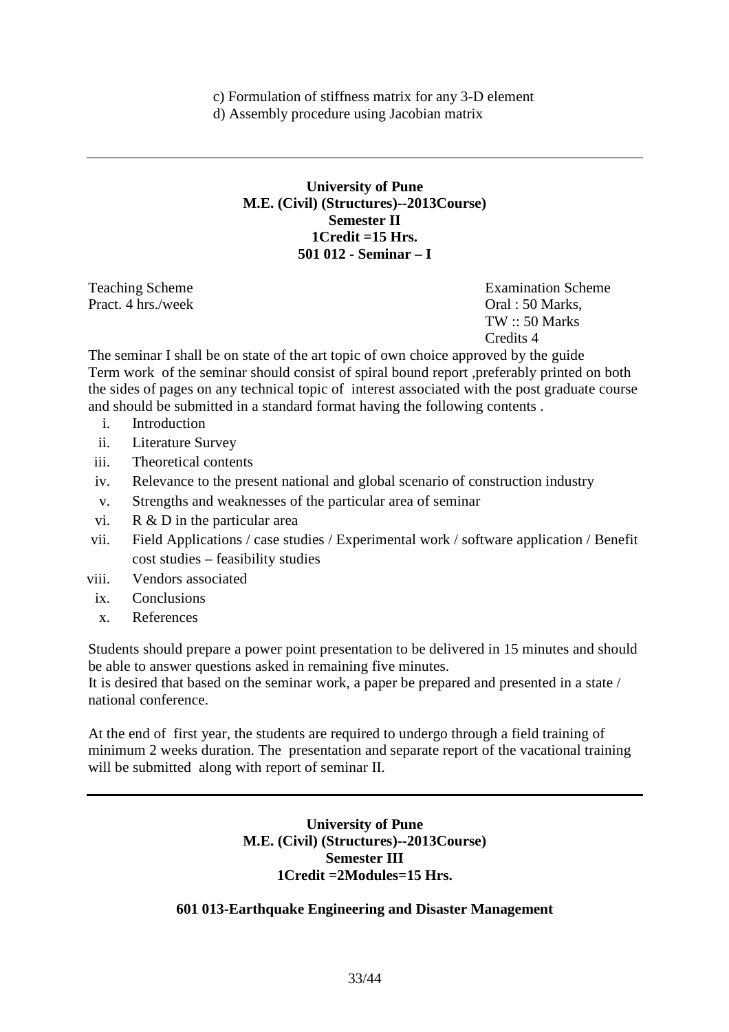c) Formulation of stiffness matrix for any 3-D element

d) Assembly procedure using Jacobian matrix

---

**University of Pune**
**M.E. (Civil) (Structures)--2013Course)**
**Semester II**
**1Credit =15 Hrs.**
**501 012 - Seminar – I**

Teaching Scheme
Pract. 4 hrs./week

Examination Scheme
Oral : 50 Marks,
TW :: 50 Marks
Credits 4

The seminar I shall be on state of the art topic of own choice approved by the guide
Term work of the seminar should consist of spiral bound report ,preferably printed on both the sides of pages on any technical topic of interest associated with the post graduate course and should be submitted in a standard format having the following contents .

i. Introduction
ii. Literature Survey
iii. Theoretical contents
iv. Relevance to the present national and global scenario of construction industry
v. Strengths and weaknesses of the particular area of seminar
vi. R & D in the particular area
vii. Field Applications / case studies / Experimental work / software application / Benefit cost studies – feasibility studies
viii. Vendors associated
ix. Conclusions
x. References

Students should prepare a power point presentation to be delivered in 15 minutes and should be able to answer questions asked in remaining five minutes.
It is desired that based on the seminar work, a paper be prepared and presented in a state / national conference.

At the end of first year, the students are required to undergo through a field training of minimum 2 weeks duration. The presentation and separate report of the vacational training will be submitted along with report of seminar II.

---

**University of Pune**
**M.E. (Civil) (Structures)--2013Course)**
**Semester III**
**1Credit =2Modules=15 Hrs.**

**601 013-Earthquake Engineering and Disaster Management**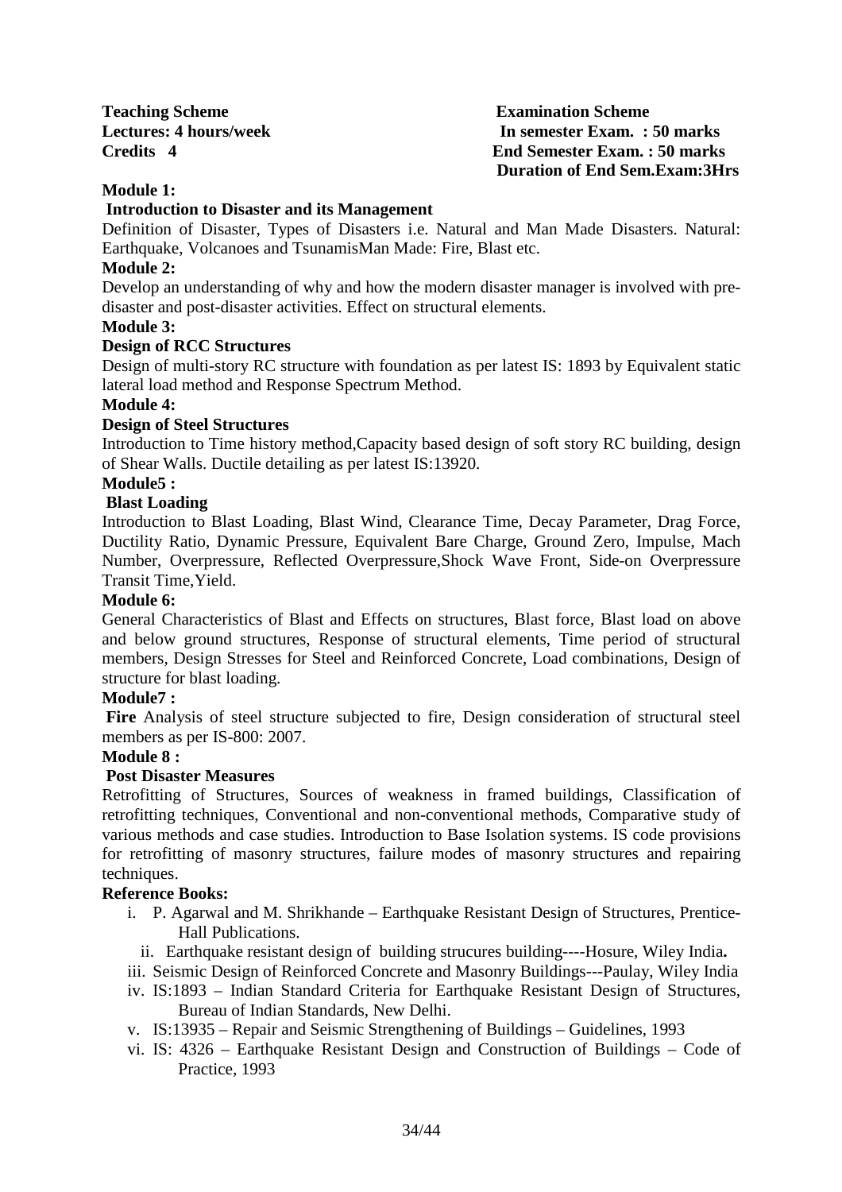**Teaching Scheme**
**Lectures: 4 hours/week**
**Credits 4**

**Examination Scheme**
**In semester Exam. : 50 marks**
**End Semester Exam. : 50 marks**
**Duration of End Sem.Exam:3Hrs**

**Module 1:**

**Introduction to Disaster and its Management**

Definition of Disaster, Types of Disasters i.e. Natural and Man Made Disasters. Natural: Earthquake, Volcanoes and TsunamisMan Made: Fire, Blast etc.

**Module 2:**

Develop an understanding of why and how the modern disaster manager is involved with pre-disaster and post-disaster activities. Effect on structural elements.

**Module 3:**

**Design of RCC Structures**

Design of multi-story RC structure with foundation as per latest IS: 1893 by Equivalent static lateral load method and Response Spectrum Method.

**Module 4:**

**Design of Steel Structures**

Introduction to Time history method,Capacity based design of soft story RC building, design of Shear Walls. Ductile detailing as per latest IS:13920.

**Module5 :**

**Blast Loading**

Introduction to Blast Loading, Blast Wind, Clearance Time, Decay Parameter, Drag Force, Ductility Ratio, Dynamic Pressure, Equivalent Bare Charge, Ground Zero, Impulse, Mach Number, Overpressure, Reflected Overpressure,Shock Wave Front, Side-on Overpressure Transit Time,Yield.

**Module 6:**

General Characteristics of Blast and Effects on structures, Blast force, Blast load on above and below ground structures, Response of structural elements, Time period of structural members, Design Stresses for Steel and Reinforced Concrete, Load combinations, Design of structure for blast loading.

**Module7 :**

**Fire** Analysis of steel structure subjected to fire, Design consideration of structural steel members as per IS-800: 2007.

**Module 8 :**

**Post Disaster Measures**

Retrofitting of Structures, Sources of weakness in framed buildings, Classification of retrofitting techniques, Conventional and non-conventional methods, Comparative study of various methods and case studies. Introduction to Base Isolation systems. IS code provisions for retrofitting of masonry structures, failure modes of masonry structures and repairing techniques.

**Reference Books:**

i. P. Agarwal and M. Shrikhande – Earthquake Resistant Design of Structures, Prentice-Hall Publications.
ii. Earthquake resistant design of building strucures building----Hosure, Wiley India**.**
iii. Seismic Design of Reinforced Concrete and Masonry Buildings---Paulay, Wiley India
iv. IS:1893 – Indian Standard Criteria for Earthquake Resistant Design of Structures, Bureau of Indian Standards, New Delhi.
v. IS:13935 – Repair and Seismic Strengthening of Buildings – Guidelines, 1993
vi. IS: 4326 – Earthquake Resistant Design and Construction of Buildings – Code of Practice, 1993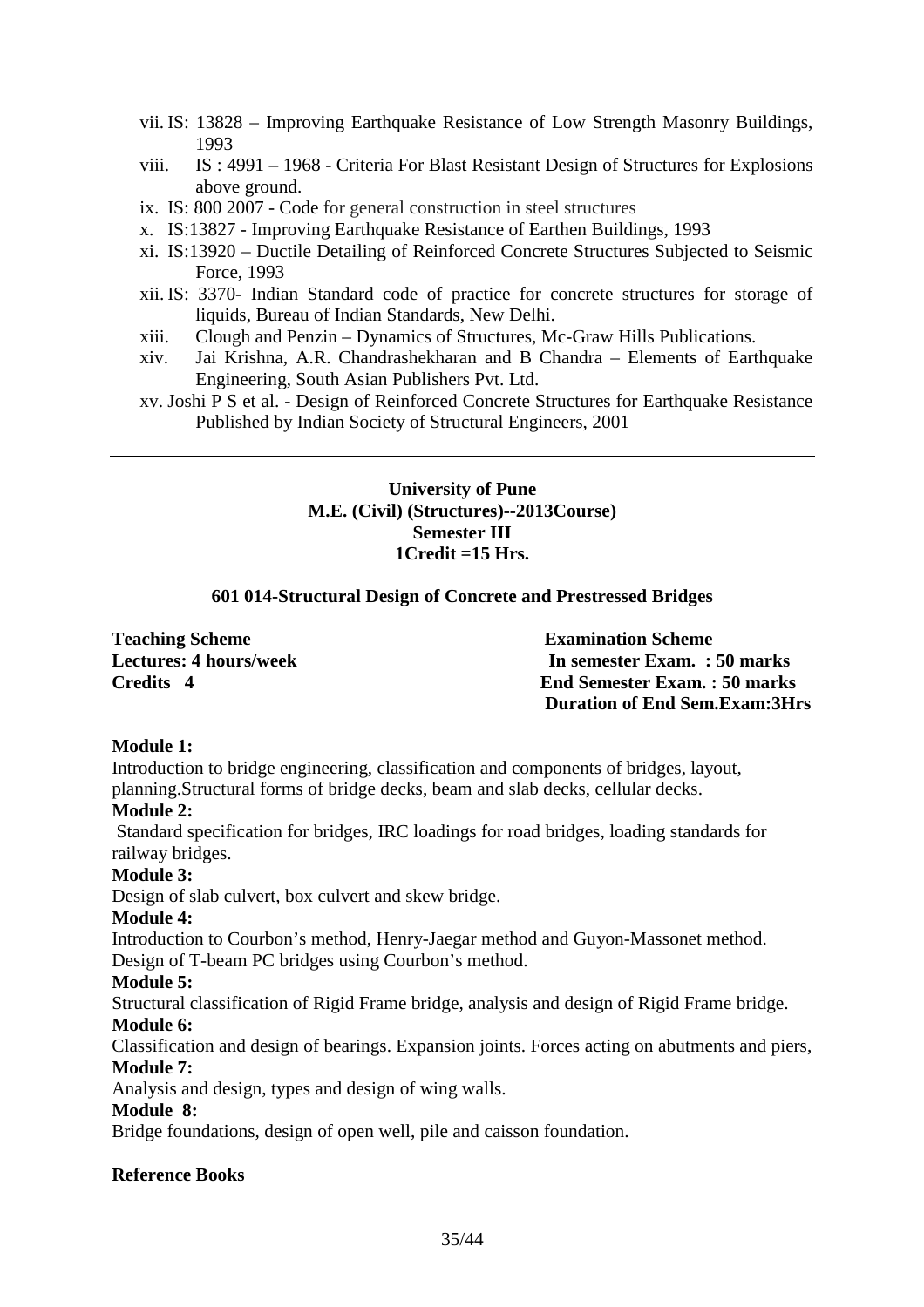vii. IS: 13828 – Improving Earthquake Resistance of Low Strength Masonry Buildings, 1993
viii. IS : 4991 – 1968 - Criteria For Blast Resistant Design of Structures for Explosions above ground.
ix. IS: 800 2007 - Code for general construction in steel structures
x. IS:13827 - Improving Earthquake Resistance of Earthen Buildings, 1993
xi. IS:13920 – Ductile Detailing of Reinforced Concrete Structures Subjected to Seismic Force, 1993
xii. IS: 3370- Indian Standard code of practice for concrete structures for storage of liquids, Bureau of Indian Standards, New Delhi.
xiii. Clough and Penzin – Dynamics of Structures, Mc-Graw Hills Publications.
xiv. Jai Krishna, A.R. Chandrashekharan and B Chandra – Elements of Earthquake Engineering, South Asian Publishers Pvt. Ltd.
xv. Joshi P S et al. - Design of Reinforced Concrete Structures for Earthquake Resistance Published by Indian Society of Structural Engineers, 2001

---

**University of Pune**
**M.E. (Civil) (Structures)--2013Course)**
**Semester III**
**1Credit =15 Hrs.**

### 601 014-Structural Design of Concrete and Prestressed Bridges

| | |
|---|---|
| **Teaching Scheme** | **Examination Scheme** |
| **Lectures: 4 hours/week** | **In semester Exam. : 50 marks** |
| **Credits 4** | **End Semester Exam. : 50 marks** |
| | **Duration of End Sem.Exam:3Hrs** |

**Module 1:**
Introduction to bridge engineering, classification and components of bridges, layout, planning.Structural forms of bridge decks, beam and slab decks, cellular decks.

**Module 2:**
Standard specification for bridges, IRC loadings for road bridges, loading standards for railway bridges.

**Module 3:**
Design of slab culvert, box culvert and skew bridge.

**Module 4:**
Introduction to Courbon's method, Henry-Jaegar method and Guyon-Massonet method. Design of T-beam PC bridges using Courbon's method.

**Module 5:**
Structural classification of Rigid Frame bridge, analysis and design of Rigid Frame bridge.

**Module 6:**
Classification and design of bearings. Expansion joints. Forces acting on abutments and piers,

**Module 7:**
Analysis and design, types and design of wing walls.

**Module 8:**
Bridge foundations, design of open well, pile and caisson foundation.

**Reference Books**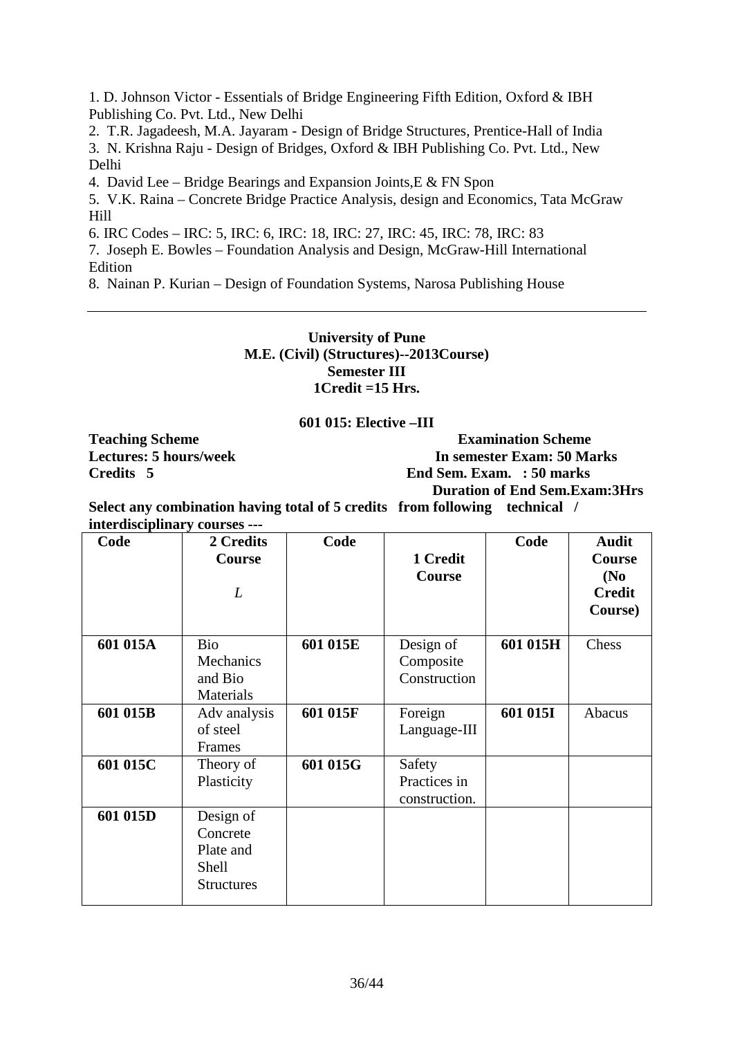1. D. Johnson Victor - Essentials of Bridge Engineering Fifth Edition, Oxford & IBH Publishing Co. Pvt. Ltd., New Delhi
2. T.R. Jagadeesh, M.A. Jayaram - Design of Bridge Structures, Prentice-Hall of India
3. N. Krishna Raju - Design of Bridges, Oxford & IBH Publishing Co. Pvt. Ltd., New Delhi
4. David Lee – Bridge Bearings and Expansion Joints,E & FN Spon
5. V.K. Raina – Concrete Bridge Practice Analysis, design and Economics, Tata McGraw Hill
6. IRC Codes – IRC: 5, IRC: 6, IRC: 18, IRC: 27, IRC: 45, IRC: 78, IRC: 83
7. Joseph E. Bowles – Foundation Analysis and Design, McGraw-Hill International Edition
8. Nainan P. Kurian – Design of Foundation Systems, Narosa Publishing House

---

**University of Pune**
**M.E. (Civil) (Structures)--2013Course)**
**Semester III**
**1Credit =15 Hrs.**

**601 015: Elective –III**

**Teaching Scheme**
**Lectures: 5 hours/week**
**Credits 5**

**Examination Scheme**
**In semester Exam: 50 Marks**
**End Sem. Exam. : 50 marks**
**Duration of End Sem.Exam:3Hrs**

**Select any combination having total of 5 credits from following technical / interdisciplinary courses ---**

| Code | 2 Credits Course *L* | Code | 1 Credit Course | Code | Audit Course (No Credit Course) |
|---|---|---|---|---|---|
| **601 015A** | Bio Mechanics and Bio Materials | **601 015E** | Design of Composite Construction | **601 015H** | Chess |
| **601 015B** | Adv analysis of steel Frames | **601 015F** | Foreign Language-III | **601 015I** | Abacus |
| **601 015C** | Theory of Plasticity | **601 015G** | Safety Practices in construction. | | |
| **601 015D** | Design of Concrete Plate and Shell Structures | | | | |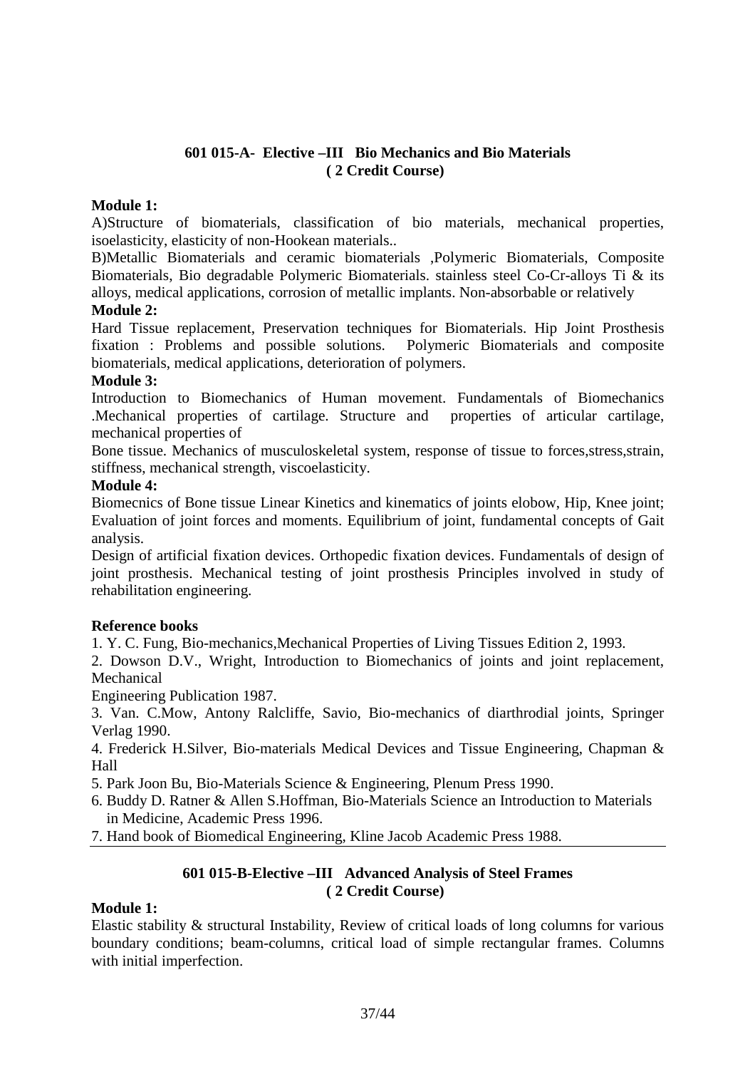### 601 015-A- Elective –III Bio Mechanics and Bio Materials
### ( 2 Credit Course)

**Module 1:**

A)Structure of biomaterials, classification of bio materials, mechanical properties, isoelasticity, elasticity of non-Hookean materials..

B)Metallic Biomaterials and ceramic biomaterials ,Polymeric Biomaterials, Composite Biomaterials, Bio degradable Polymeric Biomaterials. stainless steel Co-Cr-alloys Ti & its alloys, medical applications, corrosion of metallic implants. Non-absorbable or relatively

**Module 2:**

Hard Tissue replacement, Preservation techniques for Biomaterials. Hip Joint Prosthesis fixation : Problems and possible solutions. Polymeric Biomaterials and composite biomaterials, medical applications, deterioration of polymers.

**Module 3:**

Introduction to Biomechanics of Human movement. Fundamentals of Biomechanics .Mechanical properties of cartilage. Structure and properties of articular cartilage, mechanical properties of

Bone tissue. Mechanics of musculoskeletal system, response of tissue to forces,stress,strain, stiffness, mechanical strength, viscoelasticity.

**Module 4:**

Biomecnics of Bone tissue Linear Kinetics and kinematics of joints elobow, Hip, Knee joint; Evaluation of joint forces and moments. Equilibrium of joint, fundamental concepts of Gait analysis.

Design of artificial fixation devices. Orthopedic fixation devices. Fundamentals of design of joint prosthesis. Mechanical testing of joint prosthesis Principles involved in study of rehabilitation engineering.

**Reference books**

1. Y. C. Fung, Bio-mechanics,Mechanical Properties of Living Tissues Edition 2, 1993.
2. Dowson D.V., Wright, Introduction to Biomechanics of joints and joint replacement, Mechanical Engineering Publication 1987.
3. Van. C.Mow, Antony Ralcliffe, Savio, Bio-mechanics of diarthrodial joints, Springer Verlag 1990.
4. Frederick H.Silver, Bio-materials Medical Devices and Tissue Engineering, Chapman & Hall
5. Park Joon Bu, Bio-Materials Science & Engineering, Plenum Press 1990.
6. Buddy D. Ratner & Allen S.Hoffman, Bio-Materials Science an Introduction to Materials in Medicine, Academic Press 1996.
7. Hand book of Biomedical Engineering, Kline Jacob Academic Press 1988.

---

### 601 015-B-Elective –III Advanced Analysis of Steel Frames
### ( 2 Credit Course)

**Module 1:**

Elastic stability & structural Instability, Review of critical loads of long columns for various boundary conditions; beam-columns, critical load of simple rectangular frames. Columns with initial imperfection.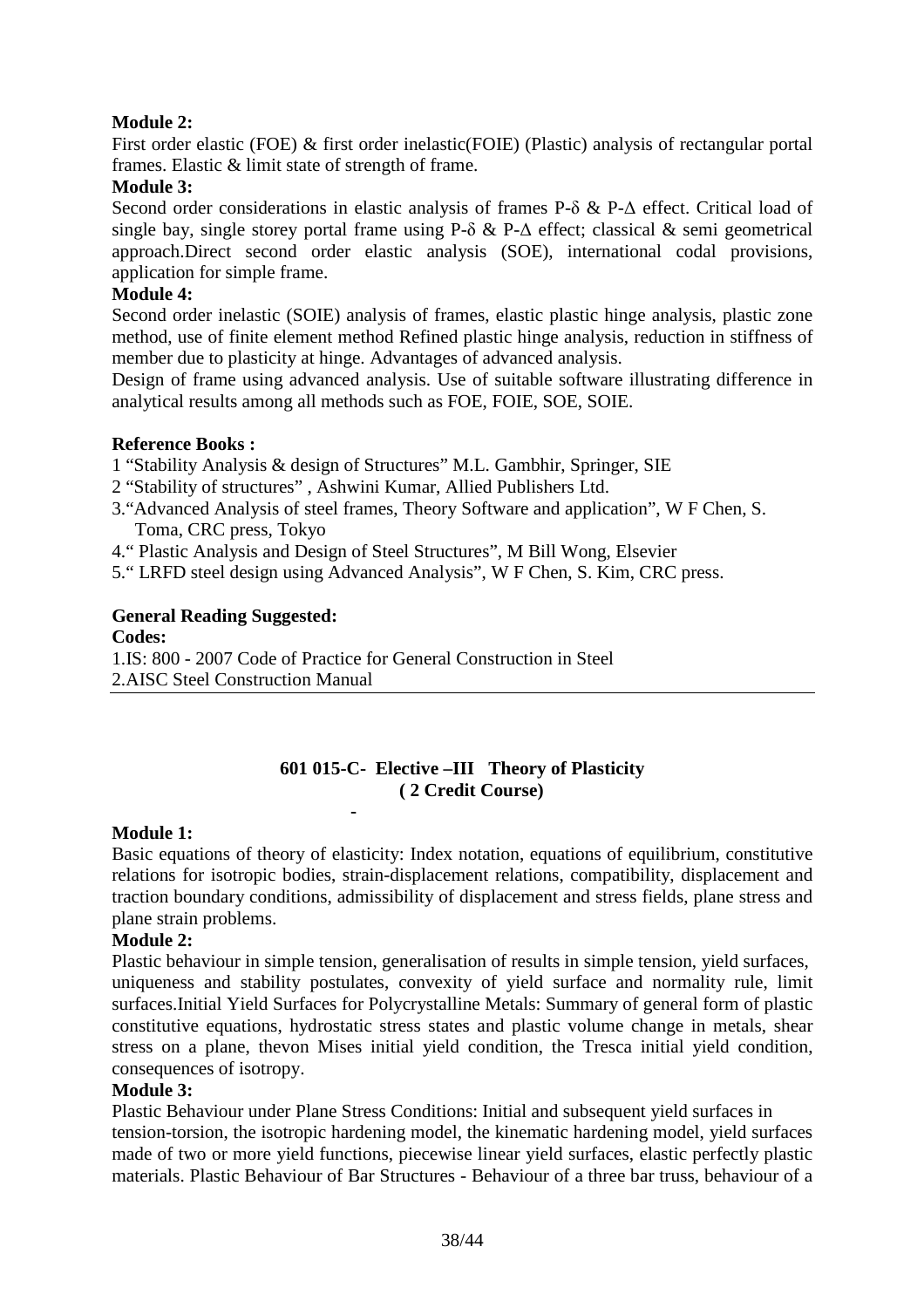**Module 2:**

First order elastic (FOE) & first order inelastic(FOIE) (Plastic) analysis of rectangular portal frames. Elastic & limit state of strength of frame.

**Module 3:**

Second order considerations in elastic analysis of frames P-$\delta$ & P-$\Delta$ effect. Critical load of single bay, single storey portal frame using P-$\delta$ & P-$\Delta$ effect; classical & semi geometrical approach.Direct second order elastic analysis (SOE), international codal provisions, application for simple frame.

**Module 4:**

Second order inelastic (SOIE) analysis of frames, elastic plastic hinge analysis, plastic zone method, use of finite element method Refined plastic hinge analysis, reduction in stiffness of member due to plasticity at hinge. Advantages of advanced analysis.

Design of frame using advanced analysis. Use of suitable software illustrating difference in analytical results among all methods such as FOE, FOIE, SOE, SOIE.

**Reference Books :**

1 “Stability Analysis & design of Structures” M.L. Gambhir, Springer, SIE

2 “Stability of structures” , Ashwini Kumar, Allied Publishers Ltd.

3.“Advanced Analysis of steel frames, Theory Software and application”, W F Chen, S. Toma, CRC press, Tokyo

4.“ Plastic Analysis and Design of Steel Structures”, M Bill Wong, Elsevier

5.“ LRFD steel design using Advanced Analysis”, W F Chen, S. Kim, CRC press.

**General Reading Suggested:**

**Codes:**

1.IS: 800 - 2007 Code of Practice for General Construction in Steel

2.AISC Steel Construction Manual

## 601 015-C- Elective –III Theory of Plasticity
## ( 2 Credit Course)

-

**Module 1:**

Basic equations of theory of elasticity: Index notation, equations of equilibrium, constitutive relations for isotropic bodies, strain-displacement relations, compatibility, displacement and traction boundary conditions, admissibility of displacement and stress fields, plane stress and plane strain problems.

**Module 2:**

Plastic behaviour in simple tension, generalisation of results in simple tension, yield surfaces, uniqueness and stability postulates, convexity of yield surface and normality rule, limit surfaces.Initial Yield Surfaces for Polycrystalline Metals: Summary of general form of plastic constitutive equations, hydrostatic stress states and plastic volume change in metals, shear stress on a plane, thevon Mises initial yield condition, the Tresca initial yield condition, consequences of isotropy.

**Module 3:**

Plastic Behaviour under Plane Stress Conditions: Initial and subsequent yield surfaces in tension-torsion, the isotropic hardening model, the kinematic hardening model, yield surfaces made of two or more yield functions, piecewise linear yield surfaces, elastic perfectly plastic materials. Plastic Behaviour of Bar Structures - Behaviour of a three bar truss, behaviour of a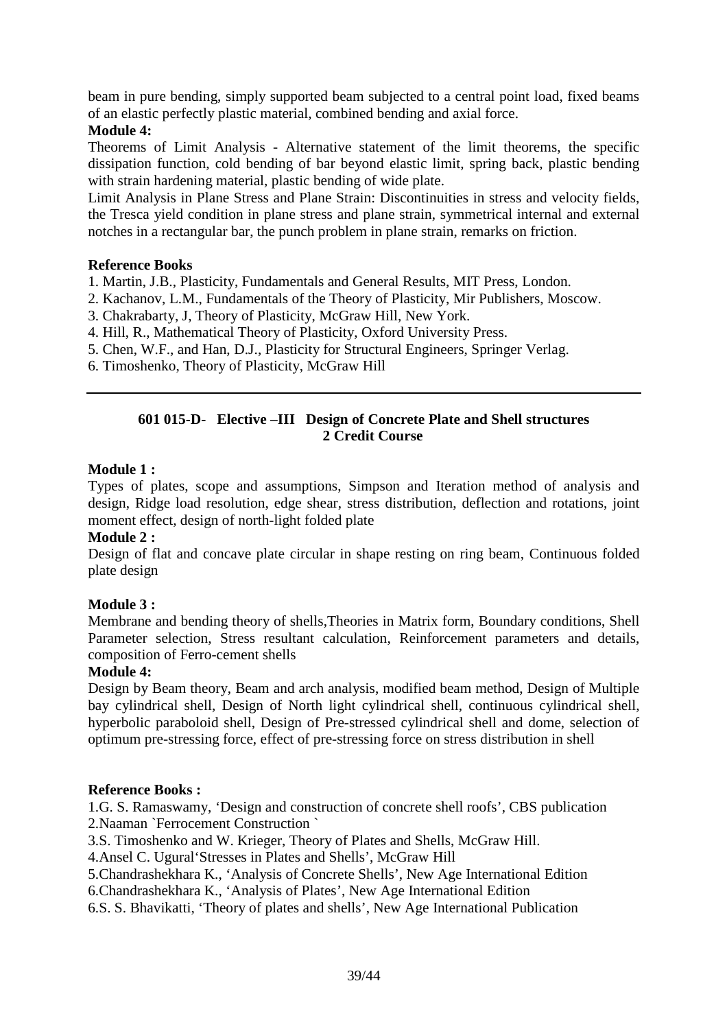beam in pure bending, simply supported beam subjected to a central point load, fixed beams of an elastic perfectly plastic material, combined bending and axial force.

**Module 4:**

Theorems of Limit Analysis - Alternative statement of the limit theorems, the specific dissipation function, cold bending of bar beyond elastic limit, spring back, plastic bending with strain hardening material, plastic bending of wide plate.

Limit Analysis in Plane Stress and Plane Strain: Discontinuities in stress and velocity fields, the Tresca yield condition in plane stress and plane strain, symmetrical internal and external notches in a rectangular bar, the punch problem in plane strain, remarks on friction.

**Reference Books**

1. Martin, J.B., Plasticity, Fundamentals and General Results, MIT Press, London.
2. Kachanov, L.M., Fundamentals of the Theory of Plasticity, Mir Publishers, Moscow.
3. Chakrabarty, J, Theory of Plasticity, McGraw Hill, New York.
4. Hill, R., Mathematical Theory of Plasticity, Oxford University Press.
5. Chen, W.F., and Han, D.J., Plasticity for Structural Engineers, Springer Verlag.
6. Timoshenko, Theory of Plasticity, McGraw Hill

---

## 601 015-D- Elective –III Design of Concrete Plate and Shell structures
## 2 Credit Course

**Module 1 :**

Types of plates, scope and assumptions, Simpson and Iteration method of analysis and design, Ridge load resolution, edge shear, stress distribution, deflection and rotations, joint moment effect, design of north-light folded plate

**Module 2 :**

Design of flat and concave plate circular in shape resting on ring beam, Continuous folded plate design

**Module 3 :**

Membrane and bending theory of shells,Theories in Matrix form, Boundary conditions, Shell Parameter selection, Stress resultant calculation, Reinforcement parameters and details, composition of Ferro-cement shells

**Module 4:**

Design by Beam theory, Beam and arch analysis, modified beam method, Design of Multiple bay cylindrical shell, Design of North light cylindrical shell, continuous cylindrical shell, hyperbolic paraboloid shell, Design of Pre-stressed cylindrical shell and dome, selection of optimum pre-stressing force, effect of pre-stressing force on stress distribution in shell

**Reference Books :**

1.G. S. Ramaswamy, 'Design and construction of concrete shell roofs', CBS publication

2.Naaman `Ferrocement Construction `

3.S. Timoshenko and W. Krieger, Theory of Plates and Shells, McGraw Hill.

4.Ansel C. Ugural'Stresses in Plates and Shells', McGraw Hill

5.Chandrashekhara K., 'Analysis of Concrete Shells', New Age International Edition

6.Chandrashekhara K., 'Analysis of Plates', New Age International Edition

6.S. S. Bhavikatti, 'Theory of plates and shells', New Age International Publication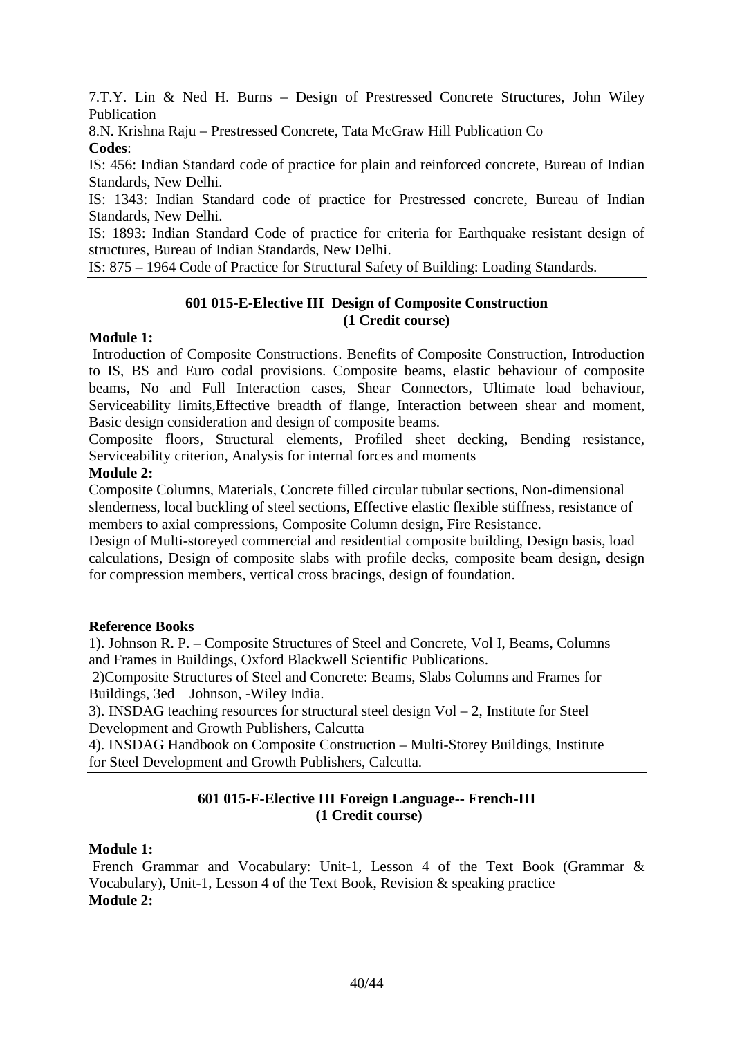7.T.Y. Lin & Ned H. Burns – Design of Prestressed Concrete Structures, John Wiley Publication

8.N. Krishna Raju – Prestressed Concrete, Tata McGraw Hill Publication Co

**Codes**:

IS: 456: Indian Standard code of practice for plain and reinforced concrete, Bureau of Indian Standards, New Delhi.

IS: 1343: Indian Standard code of practice for Prestressed concrete, Bureau of Indian Standards, New Delhi.

IS: 1893: Indian Standard Code of practice for criteria for Earthquake resistant design of structures, Bureau of Indian Standards, New Delhi.

IS: 875 – 1964 Code of Practice for Structural Safety of Building: Loading Standards.

---

### 601 015-E-Elective III Design of Composite Construction
### (1 Credit course)

**Module 1:**

Introduction of Composite Constructions. Benefits of Composite Construction, Introduction to IS, BS and Euro codal provisions. Composite beams, elastic behaviour of composite beams, No and Full Interaction cases, Shear Connectors, Ultimate load behaviour, Serviceability limits,Effective breadth of flange, Interaction between shear and moment, Basic design consideration and design of composite beams.

Composite floors, Structural elements, Profiled sheet decking, Bending resistance, Serviceability criterion, Analysis for internal forces and moments

**Module 2:**

Composite Columns, Materials, Concrete filled circular tubular sections, Non-dimensional slenderness, local buckling of steel sections, Effective elastic flexible stiffness, resistance of members to axial compressions, Composite Column design, Fire Resistance.

Design of Multi-storeyed commercial and residential composite building, Design basis, load calculations, Design of composite slabs with profile decks, composite beam design, design for compression members, vertical cross bracings, design of foundation.

**Reference Books**

1). Johnson R. P. – Composite Structures of Steel and Concrete, Vol I, Beams, Columns and Frames in Buildings, Oxford Blackwell Scientific Publications.

2)Composite Structures of Steel and Concrete: Beams, Slabs Columns and Frames for Buildings, 3ed Johnson, -Wiley India.

3). INSDAG teaching resources for structural steel design Vol – 2, Institute for Steel Development and Growth Publishers, Calcutta

4). INSDAG Handbook on Composite Construction – Multi-Storey Buildings, Institute for Steel Development and Growth Publishers, Calcutta.

---

### 601 015-F-Elective III Foreign Language-- French-III
### (1 Credit course)

**Module 1:**

French Grammar and Vocabulary: Unit-1, Lesson 4 of the Text Book (Grammar & Vocabulary), Unit-1, Lesson 4 of the Text Book, Revision & speaking practice

**Module 2:**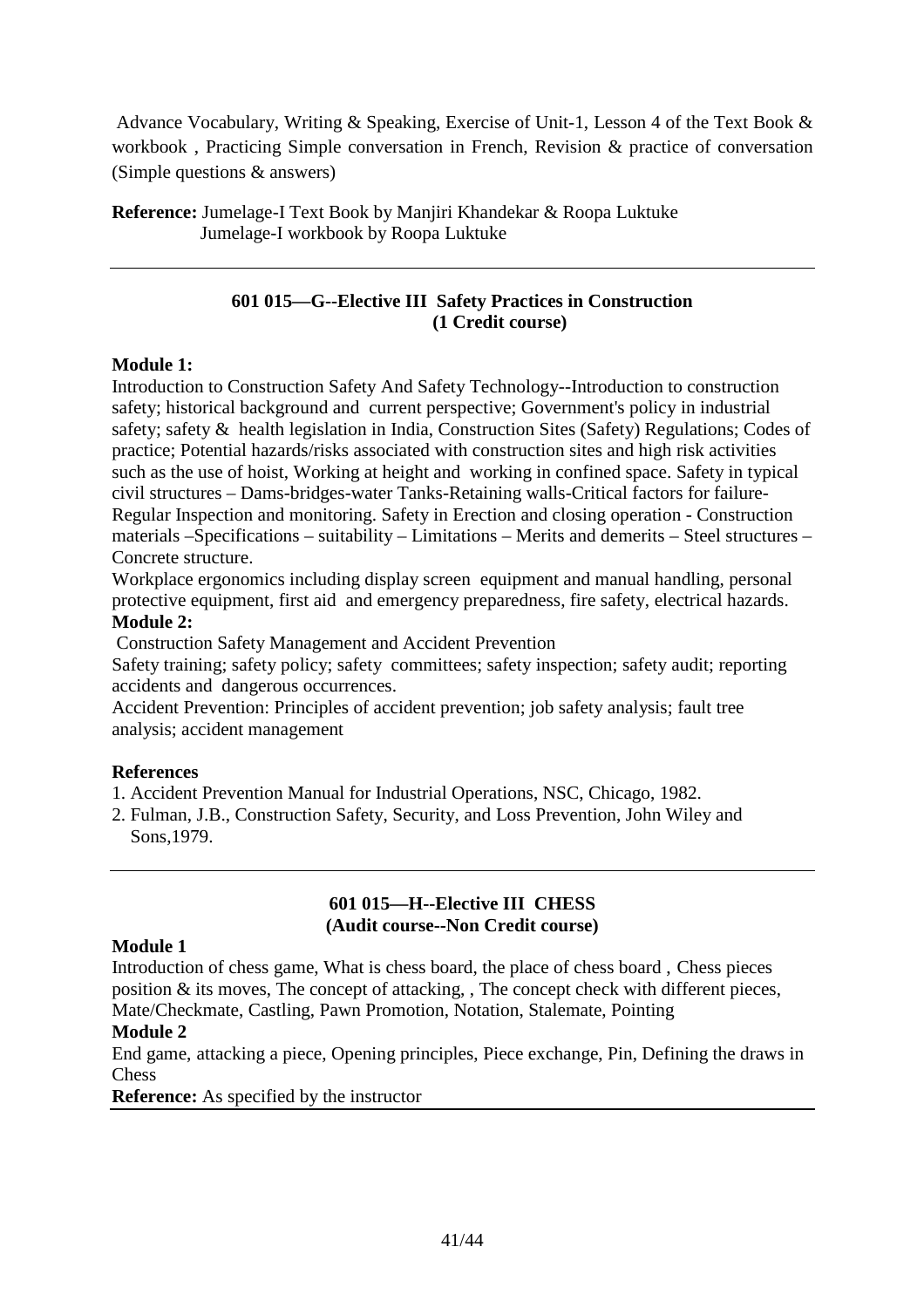Advance Vocabulary, Writing & Speaking, Exercise of Unit-1, Lesson 4 of the Text Book & workbook , Practicing Simple conversation in French, Revision & practice of conversation (Simple questions & answers)

**Reference:** Jumelage-I Text Book by Manjiri Khandekar & Roopa Luktuke
Jumelage-I workbook by Roopa Luktuke

---

### 601 015—G--Elective III Safety Practices in Construction
### (1 Credit course)

**Module 1:**

Introduction to Construction Safety And Safety Technology--Introduction to construction safety; historical background and current perspective; Government's policy in industrial safety; safety & health legislation in India, Construction Sites (Safety) Regulations; Codes of practice; Potential hazards/risks associated with construction sites and high risk activities such as the use of hoist, Working at height and working in confined space. Safety in typical civil structures – Dams-bridges-water Tanks-Retaining walls-Critical factors for failure- Regular Inspection and monitoring. Safety in Erection and closing operation - Construction materials –Specifications – suitability – Limitations – Merits and demerits – Steel structures – Concrete structure.

Workplace ergonomics including display screen equipment and manual handling, personal protective equipment, first aid and emergency preparedness, fire safety, electrical hazards.

**Module 2:**

Construction Safety Management and Accident Prevention

Safety training; safety policy; safety committees; safety inspection; safety audit; reporting accidents and dangerous occurrences.

Accident Prevention: Principles of accident prevention; job safety analysis; fault tree analysis; accident management

**References**

1. Accident Prevention Manual for Industrial Operations, NSC, Chicago, 1982.
2. Fulman, J.B., Construction Safety, Security, and Loss Prevention, John Wiley and Sons,1979.

---

### 601 015—H--Elective III CHESS
### (Audit course--Non Credit course)

**Module 1**

Introduction of chess game, What is chess board, the place of chess board , Chess pieces position & its moves, The concept of attacking, , The concept check with different pieces, Mate/Checkmate, Castling, Pawn Promotion, Notation, Stalemate, Pointing

**Module 2**

End game, attacking a piece, Opening principles, Piece exchange, Pin, Defining the draws in Chess

**Reference:** As specified by the instructor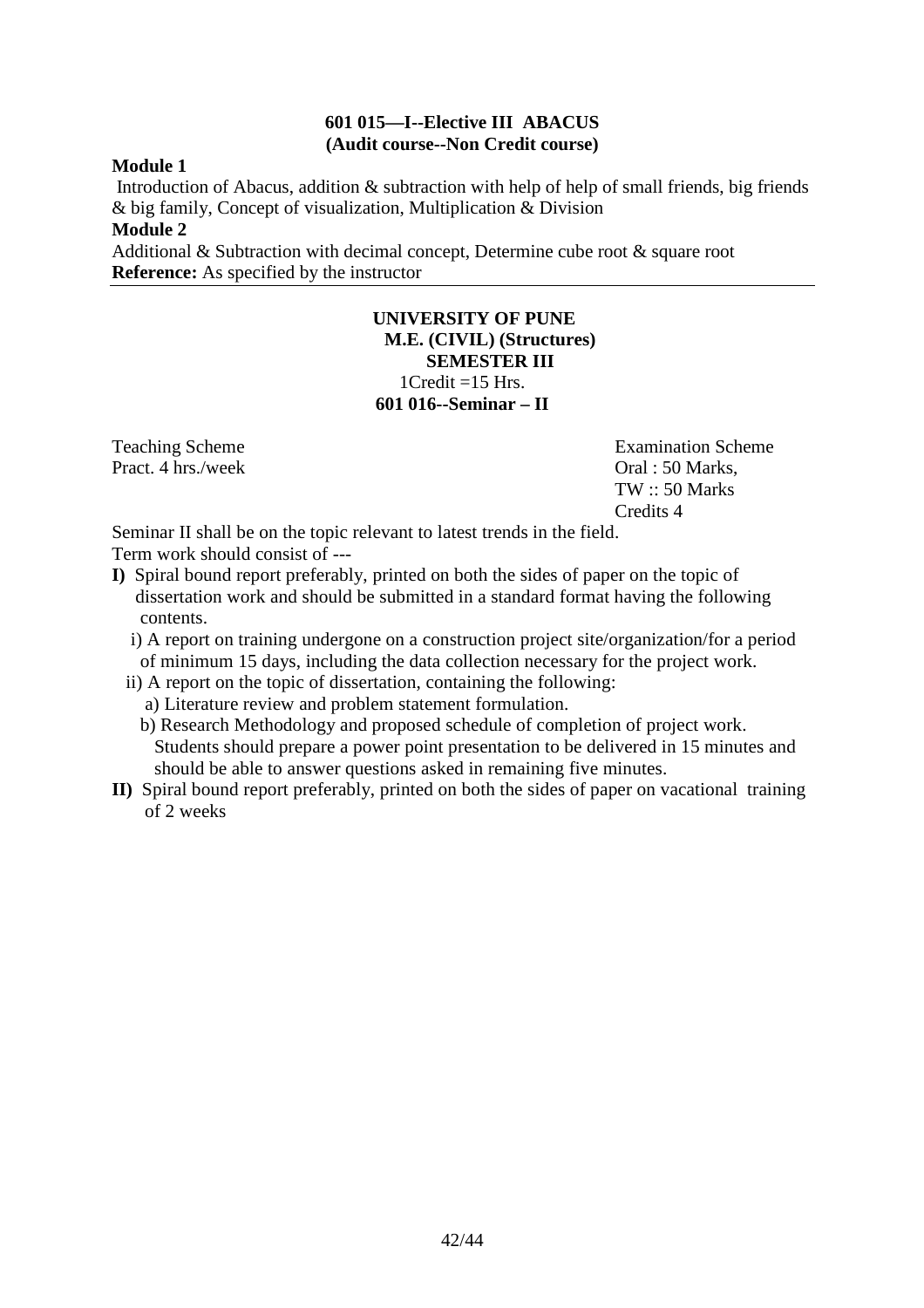### 601 015—I--Elective III ABACUS
### (Audit course--Non Credit course)

**Module 1**

Introduction of Abacus, addition & subtraction with help of help of small friends, big friends & big family, Concept of visualization, Multiplication & Division

**Module 2**

Additional & Subtraction with decimal concept, Determine cube root & square root

**Reference:** As specified by the instructor

---

## UNIVERSITY OF PUNE
## M.E. (CIVIL) (Structures)
## SEMESTER III

1Credit =15 Hrs.

### 601 016--Seminar – II

| Teaching Scheme | Examination Scheme |
|---|---|
| Pract. 4 hrs./week | Oral : 50 Marks, |
| | TW :: 50 Marks |
| | Credits 4 |

Seminar II shall be on the topic relevant to latest trends in the field.

Term work should consist of ---

**I)** Spiral bound report preferably, printed on both the sides of paper on the topic of dissertation work and should be submitted in a standard format having the following contents.

i) A report on training undergone on a construction project site/organization/for a period of minimum 15 days, including the data collection necessary for the project work.

ii) A report on the topic of dissertation, containing the following:

a) Literature review and problem statement formulation.

b) Research Methodology and proposed schedule of completion of project work. Students should prepare a power point presentation to be delivered in 15 minutes and should be able to answer questions asked in remaining five minutes.

**II)** Spiral bound report preferably, printed on both the sides of paper on vacational training of 2 weeks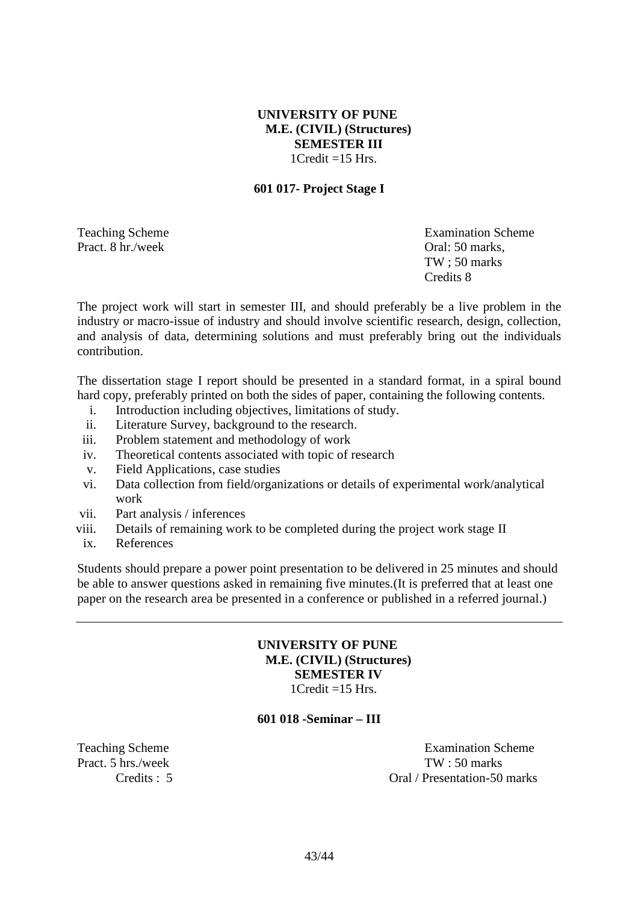**UNIVERSITY OF PUNE**
**M.E. (CIVIL) (Structures)**
**SEMESTER III**
1Credit =15 Hrs.

**601 017- Project Stage I**

Teaching Scheme
Pract. 8 hr./week

Examination Scheme
Oral: 50 marks,
TW ; 50 marks
Credits 8

The project work will start in semester III, and should preferably be a live problem in the industry or macro-issue of industry and should involve scientific research, design, collection, and analysis of data, determining solutions and must preferably bring out the individuals contribution.

The dissertation stage I report should be presented in a standard format, in a spiral bound hard copy, preferably printed on both the sides of paper, containing the following contents.

i. Introduction including objectives, limitations of study.
ii. Literature Survey, background to the research.
iii. Problem statement and methodology of work
iv. Theoretical contents associated with topic of research
v. Field Applications, case studies
vi. Data collection from field/organizations or details of experimental work/analytical work
vii. Part analysis / inferences
viii. Details of remaining work to be completed during the project work stage II
ix. References

Students should prepare a power point presentation to be delivered in 25 minutes and should be able to answer questions asked in remaining five minutes.(It is preferred that at least one paper on the research area be presented in a conference or published in a referred journal.)

---

**UNIVERSITY OF PUNE**
**M.E. (CIVIL) (Structures)**
**SEMESTER IV**
1Credit =15 Hrs.

**601 018 -Seminar – III**

Teaching Scheme
Pract. 5 hrs./week
Credits : 5

Examination Scheme
TW : 50 marks
Oral / Presentation-50 marks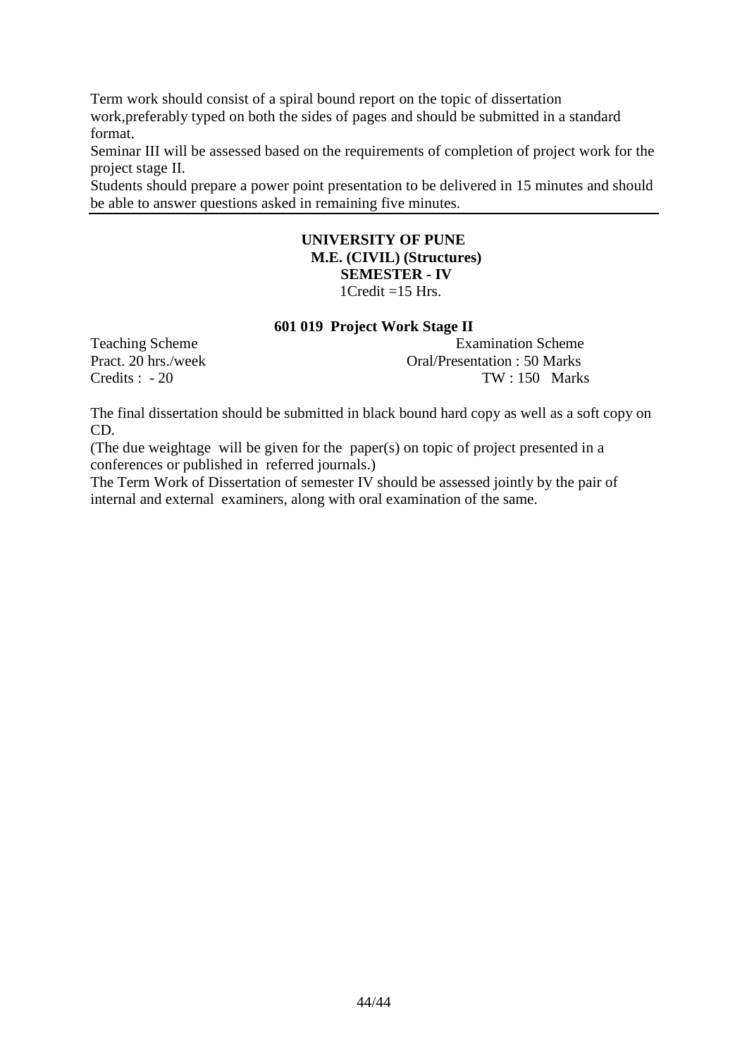Term work should consist of a spiral bound report on the topic of dissertation work,preferably typed on both the sides of pages and should be submitted in a standard format.

Seminar III will be assessed based on the requirements of completion of project work for the project stage II.

Students should prepare a power point presentation to be delivered in 15 minutes and should be able to answer questions asked in remaining five minutes.

---

**UNIVERSITY OF PUNE**
**M.E. (CIVIL) (Structures)**
**SEMESTER - IV**
1Credit =15 Hrs.

### 601 019 Project Work Stage II

| | |
|---|---|
| Teaching Scheme | Examination Scheme |
| Pract. 20 hrs./week | Oral/Presentation : 50 Marks |
| Credits : - 20 | TW : 150 Marks |

The final dissertation should be submitted in black bound hard copy as well as a soft copy on CD.

(The due weightage will be given for the paper(s) on topic of project presented in a conferences or published in referred journals.)

The Term Work of Dissertation of semester IV should be assessed jointly by the pair of internal and external examiners, along with oral examination of the same.